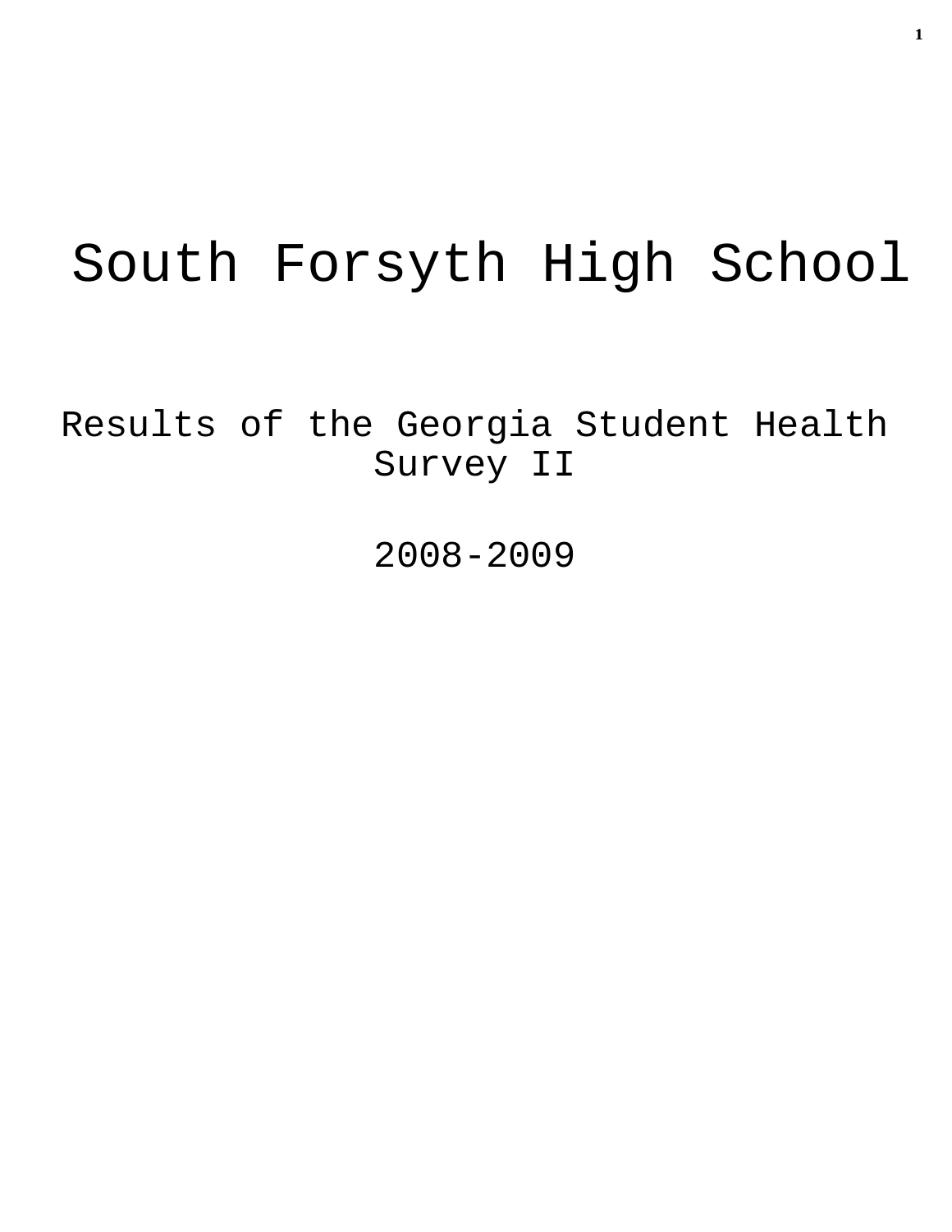# South Forsyth High School

## Results of the Georgia Student Health Survey II

## 2008-2009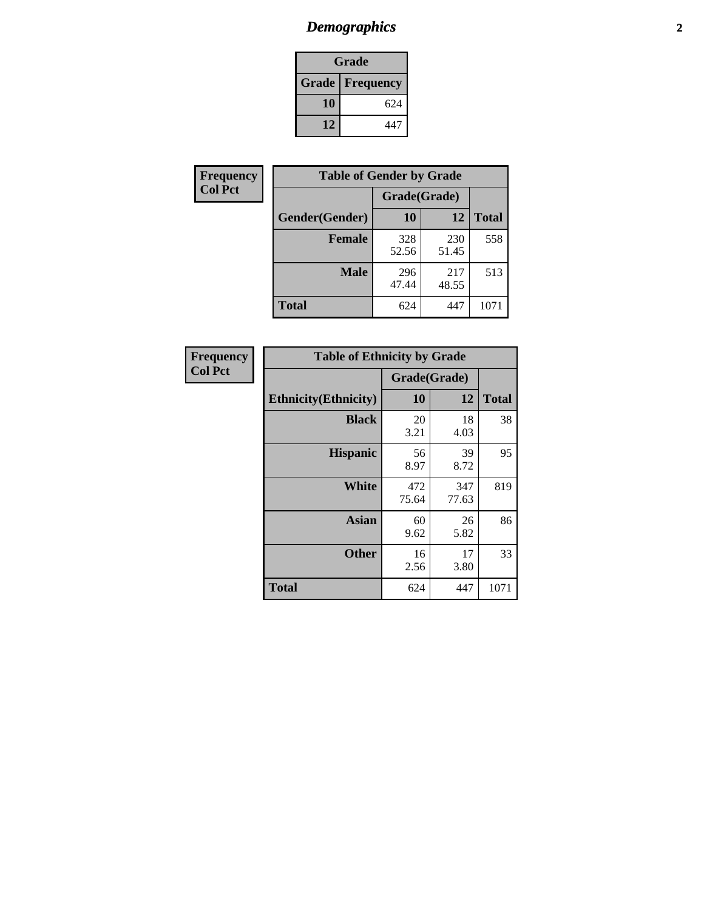# *Demographics*

| Grade | |
|---|---|
| **Grade** | **Frequency** |
| **10** | 624 |
| **12** | 447 |

**Frequency**
**Col Pct**

| Table of Gender by Grade | | | |
|---|---|---|---|
| | Grade(Grade) | | |
| **Gender(Gender)** | **10** | **12** | **Total** |
| **Female** | 328<br>52.56 | 230<br>51.45 | 558 |
| **Male** | 296<br>47.44 | 217<br>48.55 | 513 |
| **Total** | 624 | 447 | 1071 |

**Frequency**
**Col Pct**

| Table of Ethnicity by Grade | | | |
|---|---|---|---|
| | Grade(Grade) | | |
| **Ethnicity(Ethnicity)** | **10** | **12** | **Total** |
| **Black** | 20<br>3.21 | 18<br>4.03 | 38 |
| **Hispanic** | 56<br>8.97 | 39<br>8.72 | 95 |
| **White** | 472<br>75.64 | 347<br>77.63 | 819 |
| **Asian** | 60<br>9.62 | 26<br>5.82 | 86 |
| **Other** | 16<br>2.56 | 17<br>3.80 | 33 |
| **Total** | 624 | 447 | 1071 |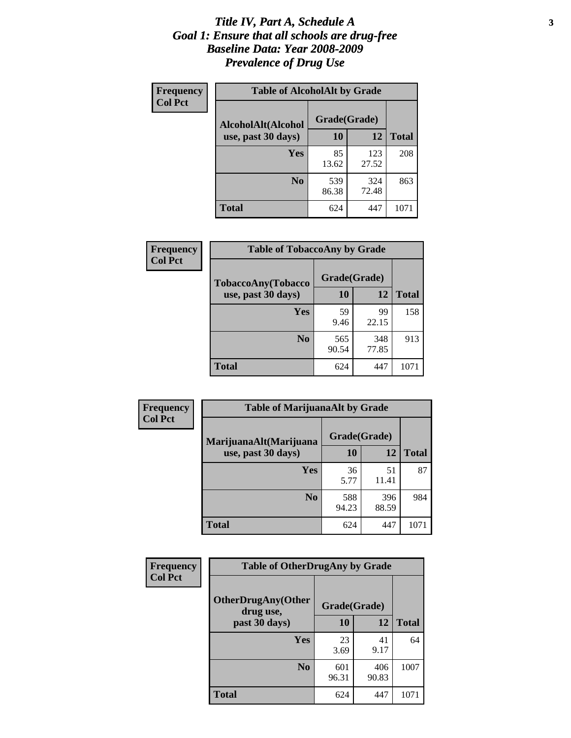# *Title IV, Part A, Schedule A*
# *Goal 1: Ensure that all schools are drug-free*
# *Baseline Data: Year 2008-2009*
# *Prevalence of Drug Use*

**Frequency**
**Col Pct**

**Table of AlcoholAlt by Grade**

| AlcoholAlt(Alcohol use, past 30 days) | Grade(Grade) | | Total |
|---|---|---|---|
| | 10 | 12 | |
| Yes | 85<br>13.62 | 123<br>27.52 | 208 |
| No | 539<br>86.38 | 324<br>72.48 | 863 |
| Total | 624 | 447 | 1071 |

**Frequency**
**Col Pct**

**Table of TobaccoAny by Grade**

| TobaccoAny(Tobacco use, past 30 days) | Grade(Grade) | | Total |
|---|---|---|---|
| | 10 | 12 | |
| Yes | 59<br>9.46 | 99<br>22.15 | 158 |
| No | 565<br>90.54 | 348<br>77.85 | 913 |
| Total | 624 | 447 | 1071 |

**Frequency**
**Col Pct**

**Table of MarijuanaAlt by Grade**

| MarijuanaAlt(Marijuana use, past 30 days) | Grade(Grade) | | Total |
|---|---|---|---|
| | 10 | 12 | |
| Yes | 36<br>5.77 | 51<br>11.41 | 87 |
| No | 588<br>94.23 | 396<br>88.59 | 984 |
| Total | 624 | 447 | 1071 |

**Frequency**
**Col Pct**

**Table of OtherDrugAny by Grade**

| OtherDrugAny(Other drug use, past 30 days) | Grade(Grade) | | Total |
|---|---|---|---|
| | 10 | 12 | |
| Yes | 23<br>3.69 | 41<br>9.17 | 64 |
| No | 601<br>96.31 | 406<br>90.83 | 1007 |
| Total | 624 | 447 | 1071 |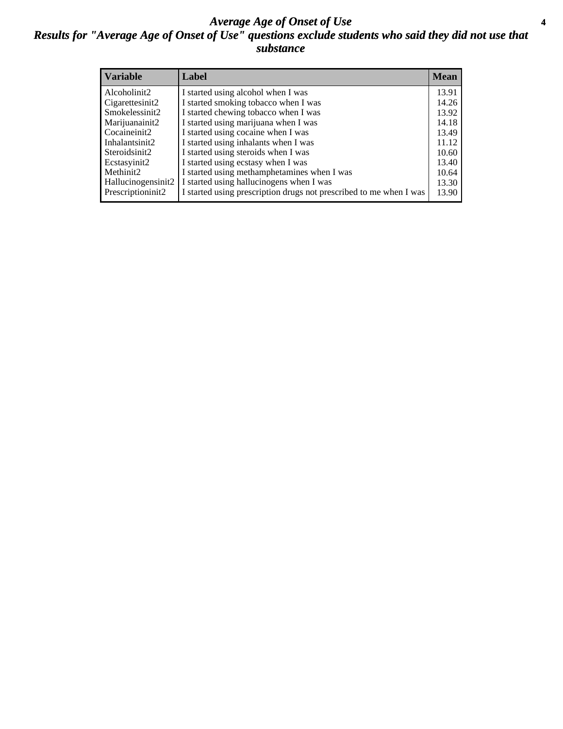# *Average Age of Onset of Use*

## *Results for "Average Age of Onset of Use" questions exclude students who said they did not use that substance*

| Variable | Label | Mean |
|---|---|---|
| Alcoholinit2 | I started using alcohol when I was | 13.91 |
| Cigarettesinit2 | I started smoking tobacco when I was | 14.26 |
| Smokelessinit2 | I started chewing tobacco when I was | 13.92 |
| Marijuanainit2 | I started using marijuana when I was | 14.18 |
| Cocaineinit2 | I started using cocaine when I was | 13.49 |
| Inhalantsinit2 | I started using inhalants when I was | 11.12 |
| Steroidsinit2 | I started using steroids when I was | 10.60 |
| Ecstasyinit2 | I started using ecstasy when I was | 13.40 |
| Methinit2 | I started using methamphetamines when I was | 10.64 |
| Hallucinogensinit2 | I started using hallucinogens when I was | 13.30 |
| Prescriptioninit2 | I started using prescription drugs not prescribed to me when I was | 13.90 |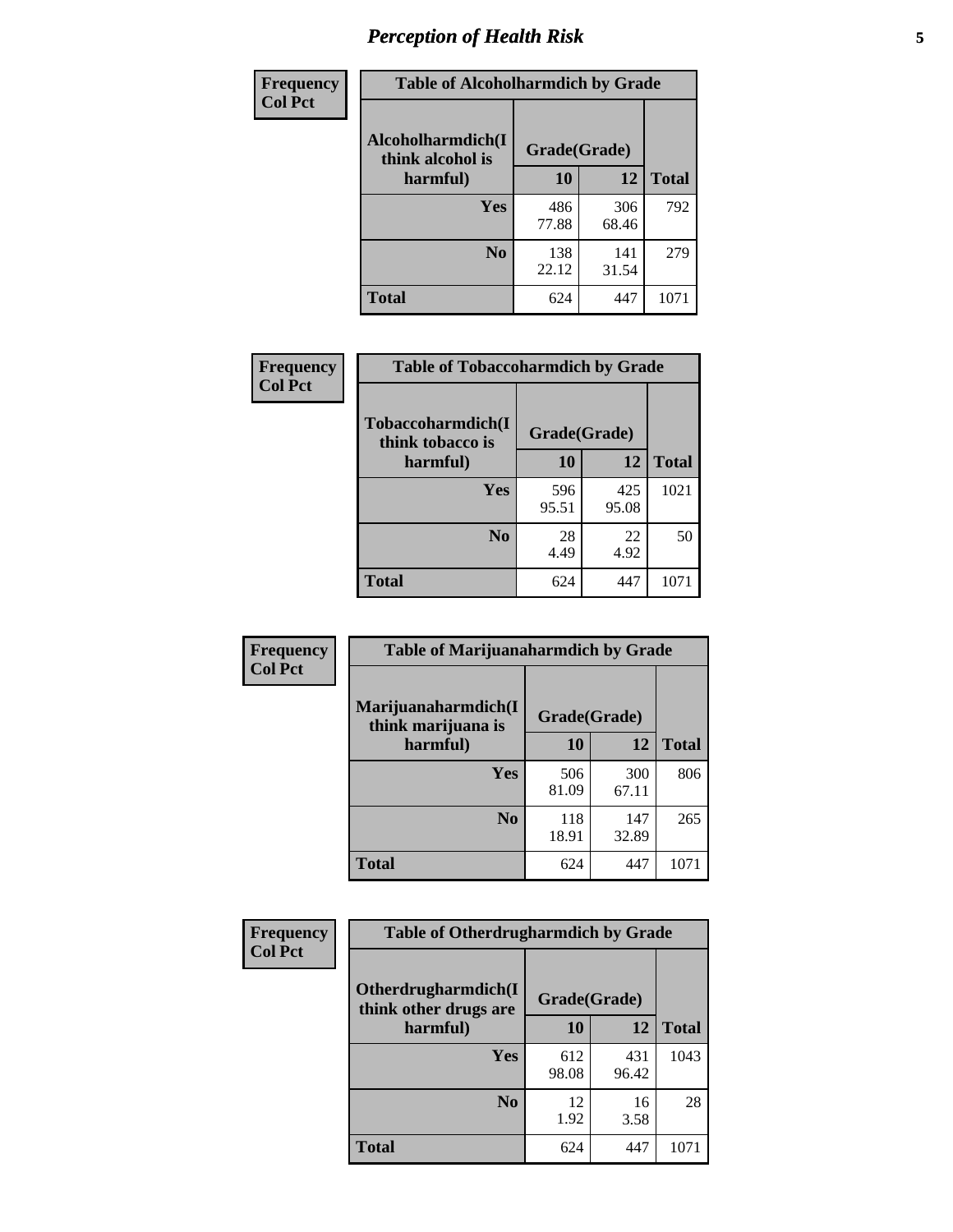| Frequency Col Pct | Table of Alcoholharmdich by Grade | | |
|---|---|---|---|
| Alcoholharmdich(I think alcohol is harmful) | Grade(Grade) | | |
| | 10 | 12 | Total |
| Yes | 486<br>77.88 | 306<br>68.46 | 792 |
| No | 138<br>22.12 | 141<br>31.54 | 279 |
| Total | 624 | 447 | 1071 |

| Frequency Col Pct | Table of Tobaccoharmdich by Grade | | |
|---|---|---|---|
| Tobaccoharmdich(I think tobacco is harmful) | Grade(Grade) | | |
| | 10 | 12 | Total |
| Yes | 596<br>95.51 | 425<br>95.08 | 1021 |
| No | 28<br>4.49 | 22<br>4.92 | 50 |
| Total | 624 | 447 | 1071 |

| Frequency Col Pct | Table of Marijuanaharmdich by Grade | | |
|---|---|---|---|
| Marijuanaharmdich(I think marijuana is harmful) | Grade(Grade) | | |
| | 10 | 12 | Total |
| Yes | 506<br>81.09 | 300<br>67.11 | 806 |
| No | 118<br>18.91 | 147<br>32.89 | 265 |
| Total | 624 | 447 | 1071 |

| Frequency Col Pct | Table of Otherdrugharmdich by Grade | | |
|---|---|---|---|
| Otherdrugharmdich(I think other drugs are harmful) | Grade(Grade) | | |
| | 10 | 12 | Total |
| Yes | 612<br>98.08 | 431<br>96.42 | 1043 |
| No | 12<br>1.92 | 16<br>3.58 | 28 |
| Total | 624 | 447 | 1071 |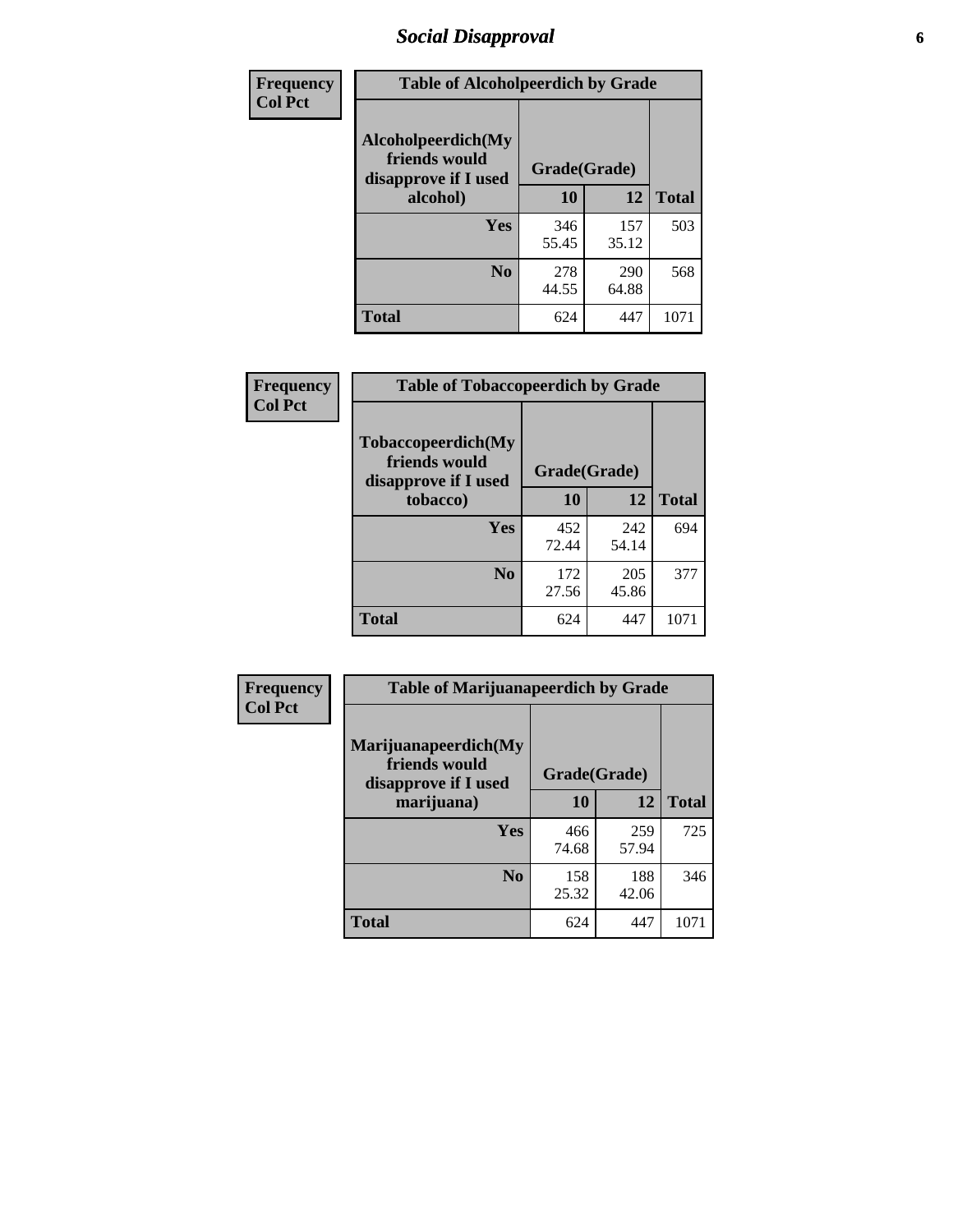## Social Disapproval

**Frequency / Col Pct**

**Table of Alcoholpeerdich by Grade**

| Alcoholpeerdich(My friends would disapprove if I used alcohol) | Grade(Grade) 10 | 12 | Total |
|---|---|---|---|
| Yes | 346<br>55.45 | 157<br>35.12 | 503 |
| No | 278<br>44.55 | 290<br>64.88 | 568 |
| Total | 624 | 447 | 1071 |

**Frequency / Col Pct**

**Table of Tobaccopeerdich by Grade**

| Tobaccopeerdich(My friends would disapprove if I used tobacco) | Grade(Grade) 10 | 12 | Total |
|---|---|---|---|
| Yes | 452<br>72.44 | 242<br>54.14 | 694 |
| No | 172<br>27.56 | 205<br>45.86 | 377 |
| Total | 624 | 447 | 1071 |

**Frequency / Col Pct**

**Table of Marijuanapeerdich by Grade**

| Marijuanapeerdich(My friends would disapprove if I used marijuana) | Grade(Grade) 10 | 12 | Total |
|---|---|---|---|
| Yes | 466<br>74.68 | 259<br>57.94 | 725 |
| No | 158<br>25.32 | 188<br>42.06 | 346 |
| Total | 624 | 447 | 1071 |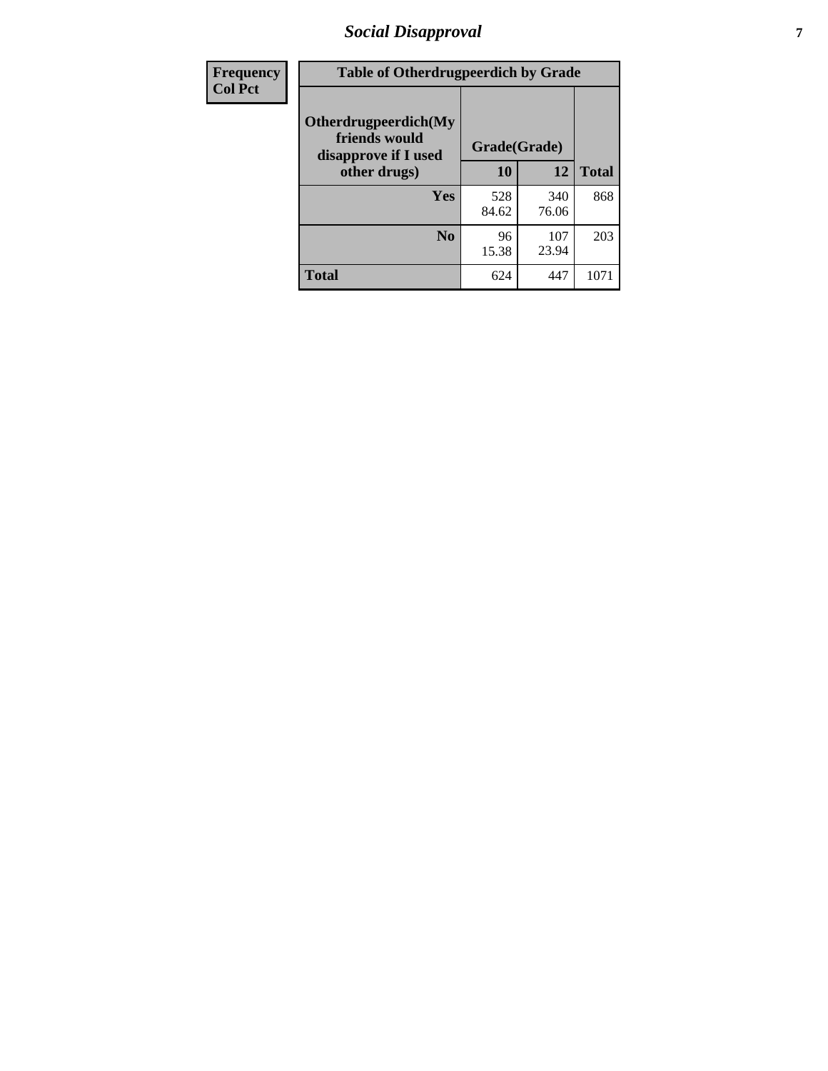## *Social Disapproval*

| Frequency Col Pct | Table of Otherdrugpeerdich by Grade | | |
|---|---|---|---|
| Otherdrugpeerdich(My friends would disapprove if I used other drugs) | Grade(Grade) | | |
| | 10 | 12 | Total |
| Yes | 528<br>84.62 | 340<br>76.06 | 868 |
| No | 96<br>15.38 | 107<br>23.94 | 203 |
| Total | 624 | 447 | 1071 |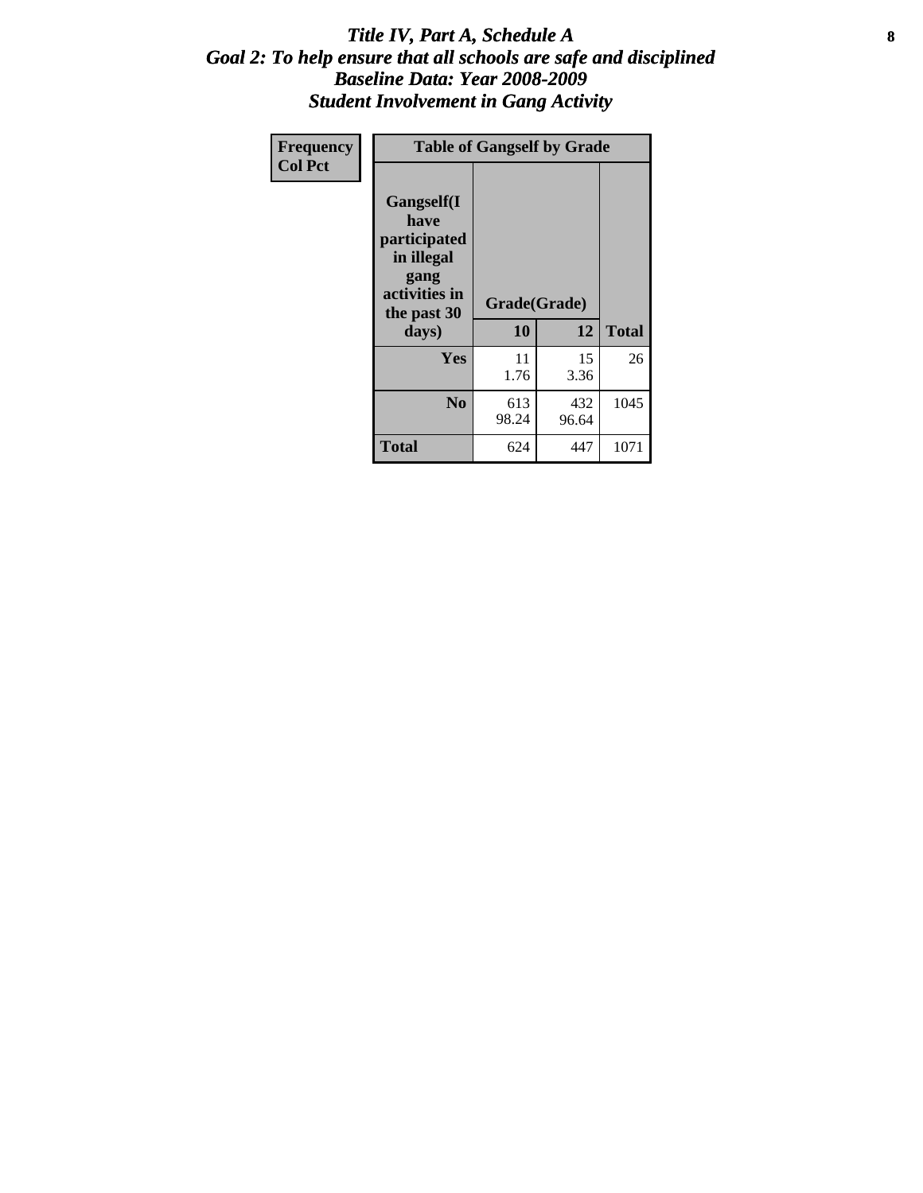# *Title IV, Part A, Schedule A*
## *Goal 2: To help ensure that all schools are safe and disciplined*
## *Baseline Data: Year 2008-2009*
## *Student Involvement in Gang Activity*

| Frequency<br>Col Pct | Table of Gangself by Grade | | |
|---|---|---|---|
| Gangself(I have participated in illegal gang activities in the past 30 days) | Grade(Grade) | | |
| | 10 | 12 | Total |
| Yes | 11<br>1.76 | 15<br>3.36 | 26 |
| No | 613<br>98.24 | 432<br>96.64 | 1045 |
| Total | 624 | 447 | 1071 |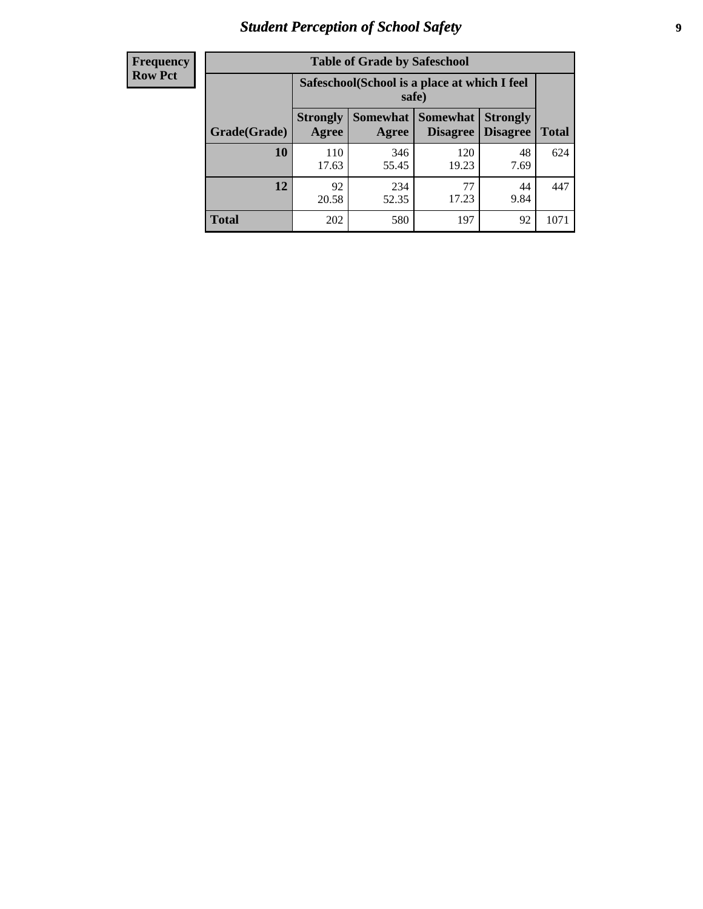# Student Perception of School Safety

| Frequency Row Pct | | | | | |
|---|---|---|---|---|---|

**Table of Grade by Safeschool**

| | Safeschool(School is a place at which I feel safe) | | | | |
|---|---|---|---|---|---|
| Grade(Grade) | Strongly Agree | Somewhat Agree | Somewhat Disagree | Strongly Disagree | Total |
| 10 | 110<br>17.63 | 346<br>55.45 | 120<br>19.23 | 48<br>7.69 | 624 |
| 12 | 92<br>20.58 | 234<br>52.35 | 77<br>17.23 | 44<br>9.84 | 447 |
| Total | 202 | 580 | 197 | 92 | 1071 |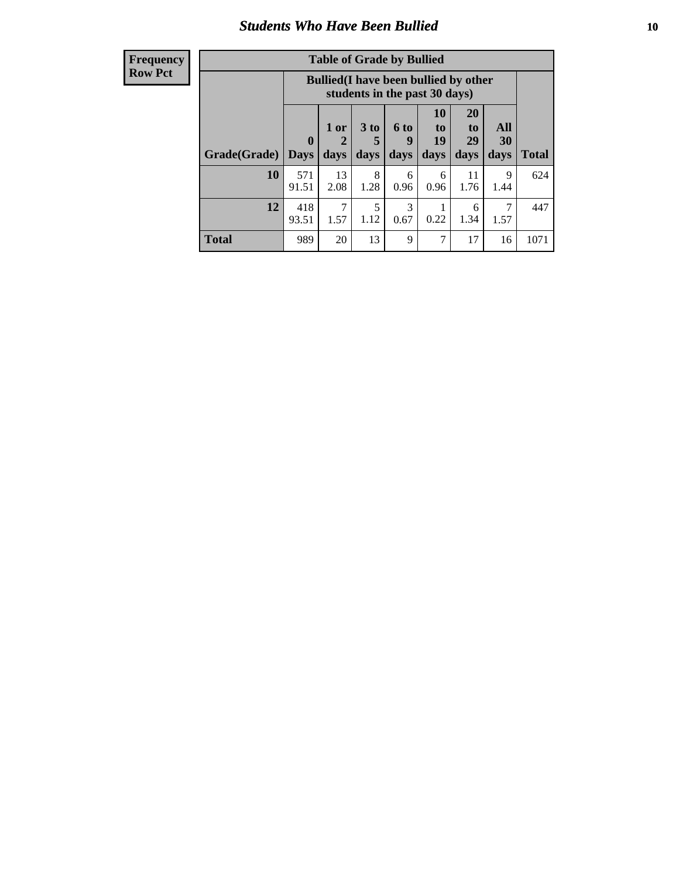## Students Who Have Been Bullied

**Frequency**
**Row Pct**

| Table of Grade by Bullied | | | | | | | | |
|---|---|---|---|---|---|---|---|---|
| | Bullied(I have been bullied by other students in the past 30 days) | | | | | | | |
| Grade(Grade) | 0 Days | 1 or 2 days | 3 to 5 days | 6 to 9 days | 10 to 19 days | 20 to 29 days | All 30 days | Total |
| 10 | 571<br>91.51 | 13<br>2.08 | 8<br>1.28 | 6<br>0.96 | 6<br>0.96 | 11<br>1.76 | 9<br>1.44 | 624 |
| 12 | 418<br>93.51 | 7<br>1.57 | 5<br>1.12 | 3<br>0.67 | 1<br>0.22 | 6<br>1.34 | 7<br>1.57 | 447 |
| Total | 989 | 20 | 13 | 9 | 7 | 17 | 16 | 1071 |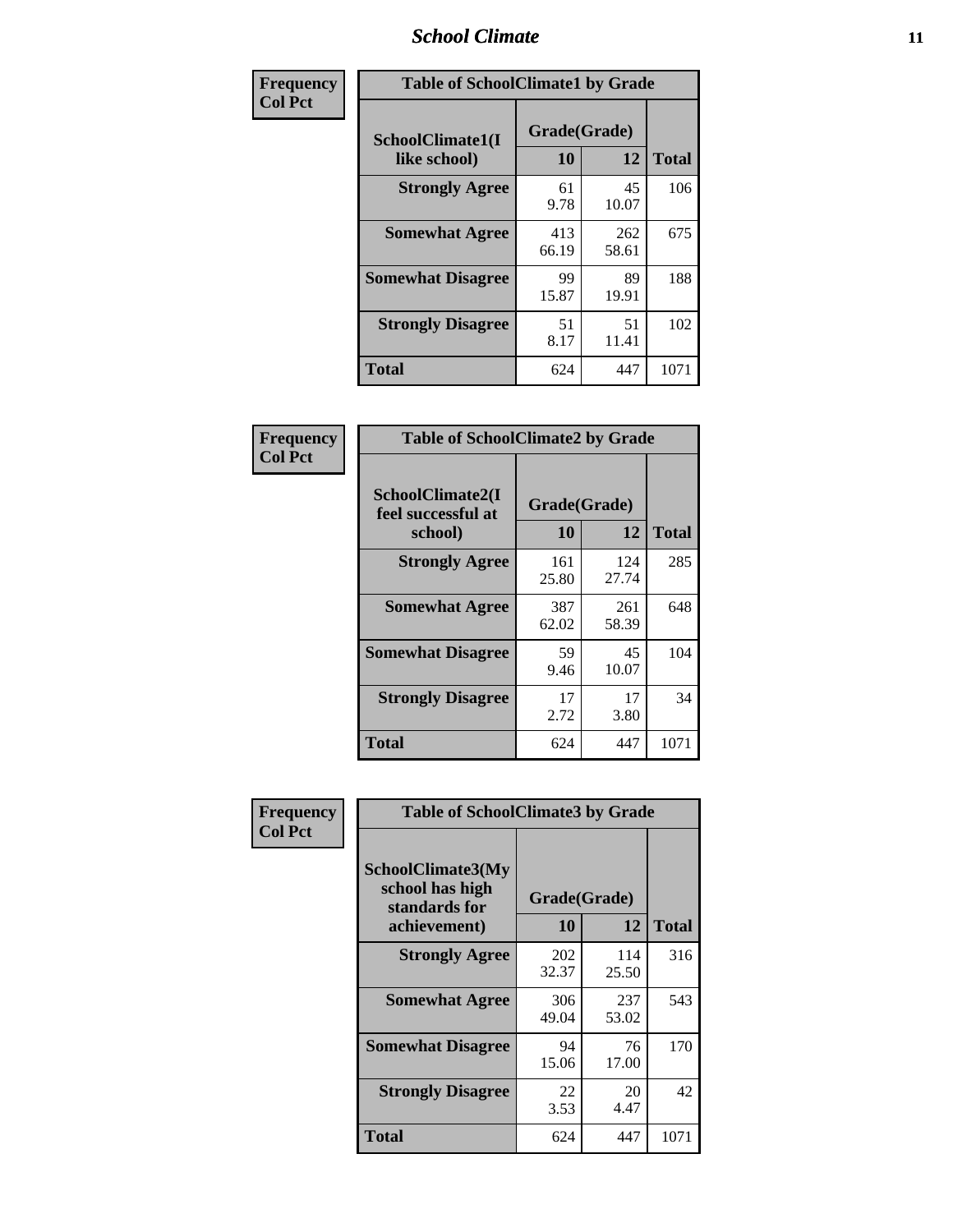# School Climate

| Frequency<br>Col Pct | Table of SchoolClimate1 by Grade | | |
|---|---|---|---|
| SchoolClimate1(I like school) | Grade(Grade) | | Total |
| | 10 | 12 | |
| Strongly Agree | 61<br>9.78 | 45<br>10.07 | 106 |
| Somewhat Agree | 413<br>66.19 | 262<br>58.61 | 675 |
| Somewhat Disagree | 99<br>15.87 | 89<br>19.91 | 188 |
| Strongly Disagree | 51<br>8.17 | 51<br>11.41 | 102 |
| Total | 624 | 447 | 1071 |

| Frequency<br>Col Pct | Table of SchoolClimate2 by Grade | | |
|---|---|---|---|
| SchoolClimate2(I feel successful at school) | Grade(Grade) | | Total |
| | 10 | 12 | |
| Strongly Agree | 161<br>25.80 | 124<br>27.74 | 285 |
| Somewhat Agree | 387<br>62.02 | 261<br>58.39 | 648 |
| Somewhat Disagree | 59<br>9.46 | 45<br>10.07 | 104 |
| Strongly Disagree | 17<br>2.72 | 17<br>3.80 | 34 |
| Total | 624 | 447 | 1071 |

| Frequency<br>Col Pct | Table of SchoolClimate3 by Grade | | |
|---|---|---|---|
| SchoolClimate3(My school has high standards for achievement) | Grade(Grade) | | Total |
| | 10 | 12 | |
| Strongly Agree | 202<br>32.37 | 114<br>25.50 | 316 |
| Somewhat Agree | 306<br>49.04 | 237<br>53.02 | 543 |
| Somewhat Disagree | 94<br>15.06 | 76<br>17.00 | 170 |
| Strongly Disagree | 22<br>3.53 | 20<br>4.47 | 42 |
| Total | 624 | 447 | 1071 |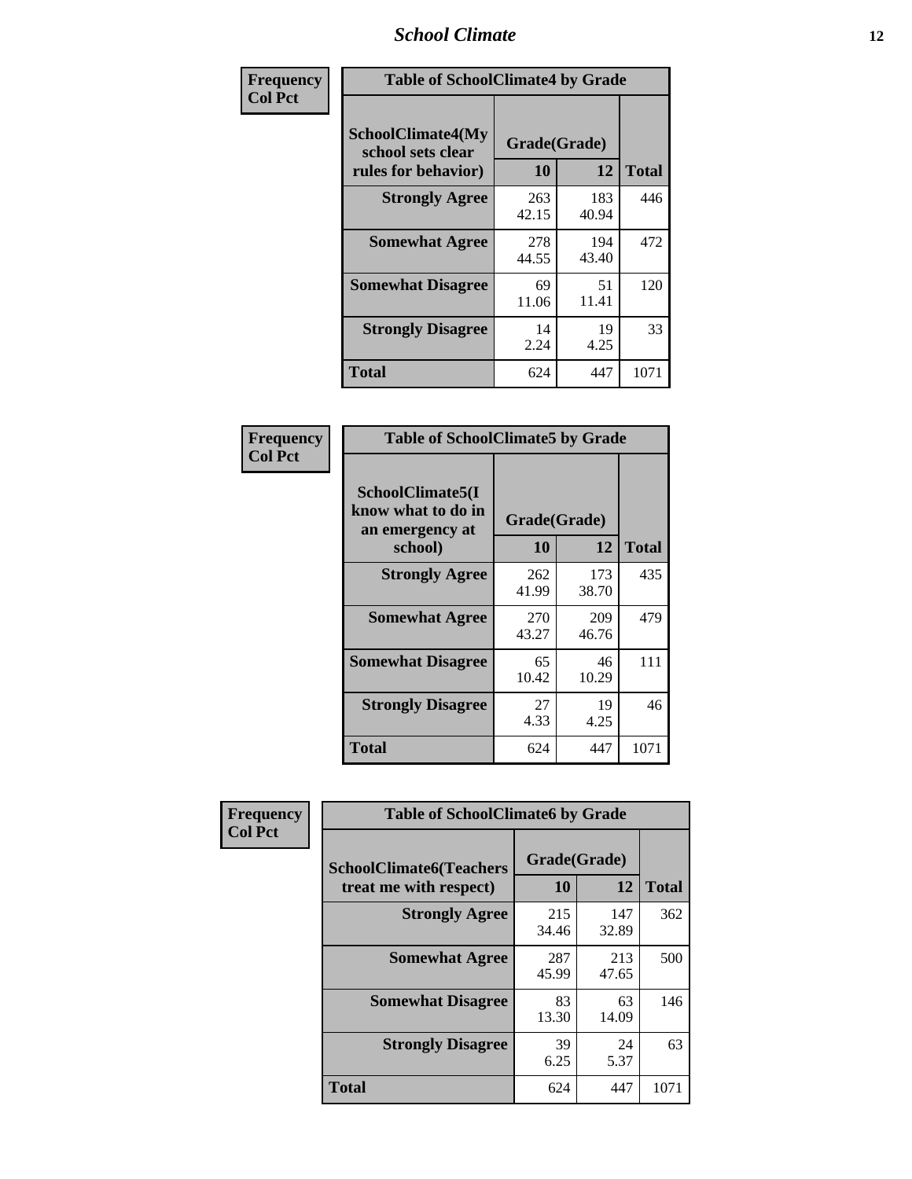| Frequency Col Pct |
|---|

**Table of SchoolClimate4 by Grade**

| SchoolClimate4(My school sets clear rules for behavior) | Grade(Grade) 10 | 12 | Total |
|---|---|---|---|
| Strongly Agree | 263<br>42.15 | 183<br>40.94 | 446 |
| Somewhat Agree | 278<br>44.55 | 194<br>43.40 | 472 |
| Somewhat Disagree | 69<br>11.06 | 51<br>11.41 | 120 |
| Strongly Disagree | 14<br>2.24 | 19<br>4.25 | 33 |
| Total | 624 | 447 | 1071 |

| Frequency Col Pct |
|---|

**Table of SchoolClimate5 by Grade**

| SchoolClimate5(I know what to do in an emergency at school) | Grade(Grade) 10 | 12 | Total |
|---|---|---|---|
| Strongly Agree | 262<br>41.99 | 173<br>38.70 | 435 |
| Somewhat Agree | 270<br>43.27 | 209<br>46.76 | 479 |
| Somewhat Disagree | 65<br>10.42 | 46<br>10.29 | 111 |
| Strongly Disagree | 27<br>4.33 | 19<br>4.25 | 46 |
| Total | 624 | 447 | 1071 |

| Frequency Col Pct |
|---|

**Table of SchoolClimate6 by Grade**

| SchoolClimate6(Teachers treat me with respect) | Grade(Grade) 10 | 12 | Total |
|---|---|---|---|
| Strongly Agree | 215<br>34.46 | 147<br>32.89 | 362 |
| Somewhat Agree | 287<br>45.99 | 213<br>47.65 | 500 |
| Somewhat Disagree | 83<br>13.30 | 63<br>14.09 | 146 |
| Strongly Disagree | 39<br>6.25 | 24<br>5.37 | 63 |
| Total | 624 | 447 | 1071 |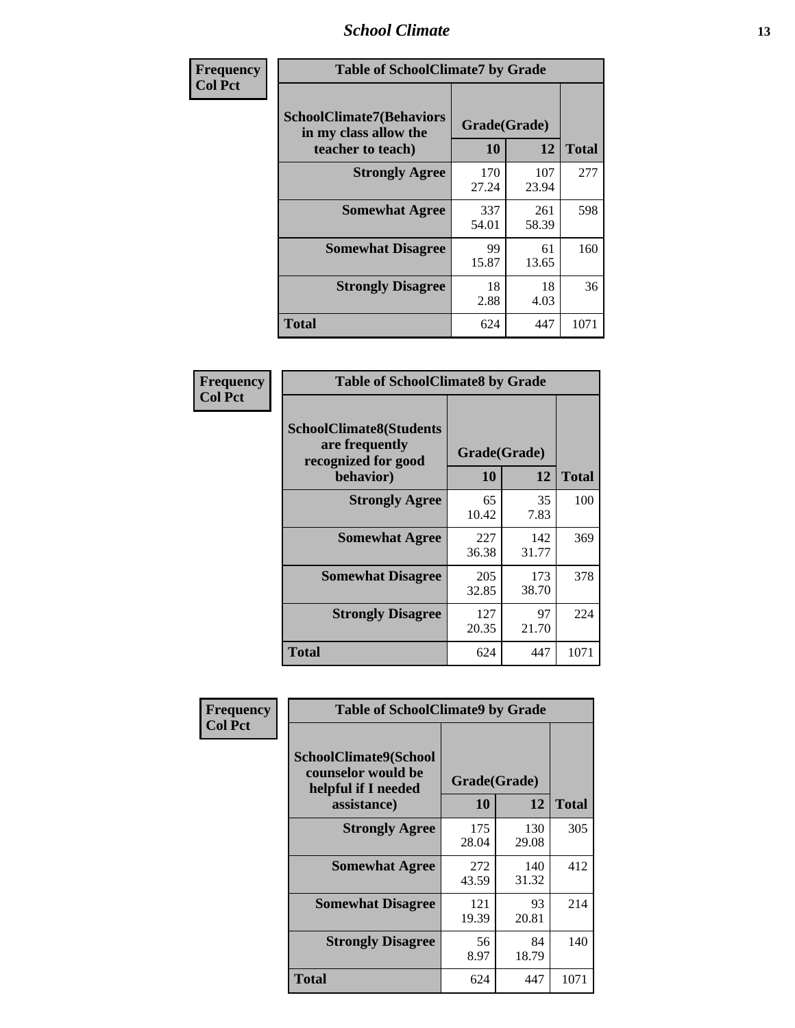| Frequency Col Pct |
|---|

**Table of SchoolClimate7 by Grade**

| SchoolClimate7(Behaviors in my class allow the teacher to teach) | Grade(Grade) 10 | 12 | Total |
|---|---|---|---|
| Strongly Agree | 170<br>27.24 | 107<br>23.94 | 277 |
| Somewhat Agree | 337<br>54.01 | 261<br>58.39 | 598 |
| Somewhat Disagree | 99<br>15.87 | 61<br>13.65 | 160 |
| Strongly Disagree | 18<br>2.88 | 18<br>4.03 | 36 |
| Total | 624 | 447 | 1071 |

| Frequency Col Pct |
|---|

**Table of SchoolClimate8 by Grade**

| SchoolClimate8(Students are frequently recognized for good behavior) | Grade(Grade) 10 | 12 | Total |
|---|---|---|---|
| Strongly Agree | 65<br>10.42 | 35<br>7.83 | 100 |
| Somewhat Agree | 227<br>36.38 | 142<br>31.77 | 369 |
| Somewhat Disagree | 205<br>32.85 | 173<br>38.70 | 378 |
| Strongly Disagree | 127<br>20.35 | 97<br>21.70 | 224 |
| Total | 624 | 447 | 1071 |

| Frequency Col Pct |
|---|

**Table of SchoolClimate9 by Grade**

| SchoolClimate9(School counselor would be helpful if I needed assistance) | Grade(Grade) 10 | 12 | Total |
|---|---|---|---|
| Strongly Agree | 175<br>28.04 | 130<br>29.08 | 305 |
| Somewhat Agree | 272<br>43.59 | 140<br>31.32 | 412 |
| Somewhat Disagree | 121<br>19.39 | 93<br>20.81 | 214 |
| Strongly Disagree | 56<br>8.97 | 84<br>18.79 | 140 |
| Total | 624 | 447 | 1071 |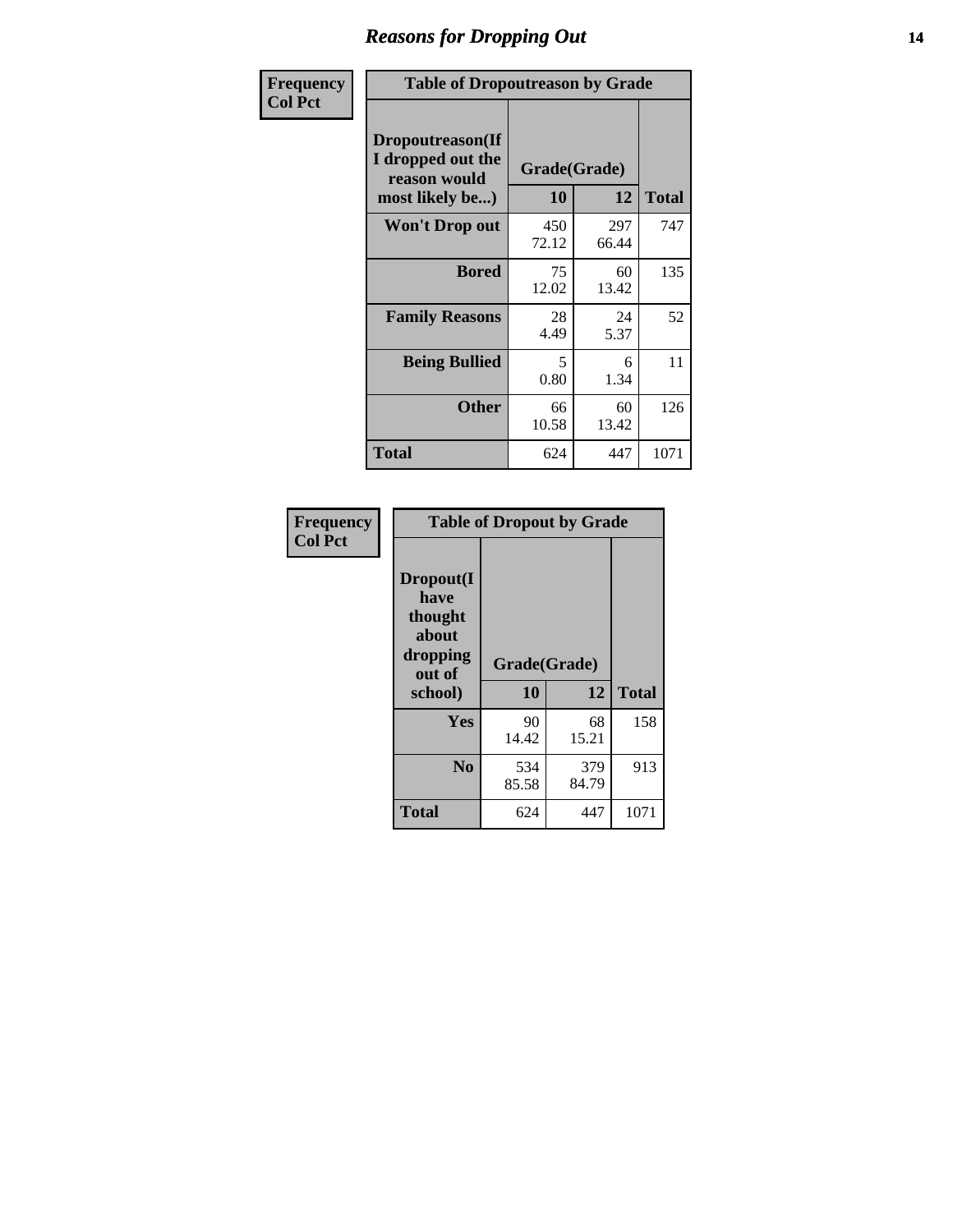# Reasons for Dropping Out

Frequency
Col Pct

| Table of Dropoutreason by Grade | | | |
|---|---|---|---|
| Dropoutreason(If I dropped out the reason would most likely be...) | Grade(Grade) | | Total |
| | 10 | 12 | |
| Won't Drop out | 450<br>72.12 | 297<br>66.44 | 747 |
| Bored | 75<br>12.02 | 60<br>13.42 | 135 |
| Family Reasons | 28<br>4.49 | 24<br>5.37 | 52 |
| Being Bullied | 5<br>0.80 | 6<br>1.34 | 11 |
| Other | 66<br>10.58 | 60<br>13.42 | 126 |
| Total | 624 | 447 | 1071 |

Frequency
Col Pct

| Table of Dropout by Grade | | | |
|---|---|---|---|
| Dropout(I have thought about dropping out of school) | Grade(Grade) | | Total |
| | 10 | 12 | |
| Yes | 90<br>14.42 | 68<br>15.21 | 158 |
| No | 534<br>85.58 | 379<br>84.79 | 913 |
| Total | 624 | 447 | 1071 |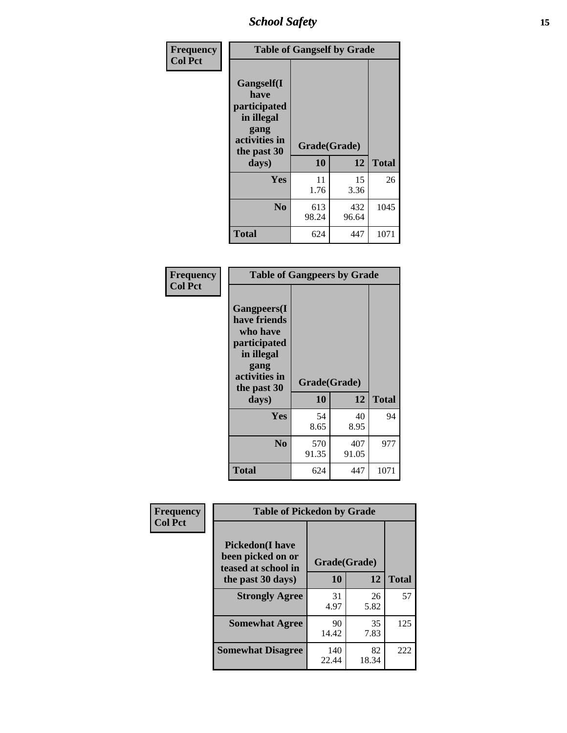| Frequency<br>Col Pct | Table of Gangself by Grade | | |
|---|---|---|---|
| Gangself(I have participated in illegal gang activities in the past 30 days) | Grade(Grade) | | |
| | 10 | 12 | Total |
| Yes | 11<br>1.76 | 15<br>3.36 | 26 |
| No | 613<br>98.24 | 432<br>96.64 | 1045 |
| Total | 624 | 447 | 1071 |

| Frequency<br>Col Pct | Table of Gangpeers by Grade | | |
|---|---|---|---|
| Gangpeers(I have friends who have participated in illegal gang activities in the past 30 days) | Grade(Grade) | | |
| | 10 | 12 | Total |
| Yes | 54<br>8.65 | 40<br>8.95 | 94 |
| No | 570<br>91.35 | 407<br>91.05 | 977 |
| Total | 624 | 447 | 1071 |

| Frequency<br>Col Pct | Table of Pickedon by Grade | | |
|---|---|---|---|
| Pickedon(I have been picked on or teased at school in the past 30 days) | Grade(Grade) | | |
| | 10 | 12 | Total |
| Strongly Agree | 31<br>4.97 | 26<br>5.82 | 57 |
| Somewhat Agree | 90<br>14.42 | 35<br>7.83 | 125 |
| Somewhat Disagree | 140<br>22.44 | 82<br>18.34 | 222 |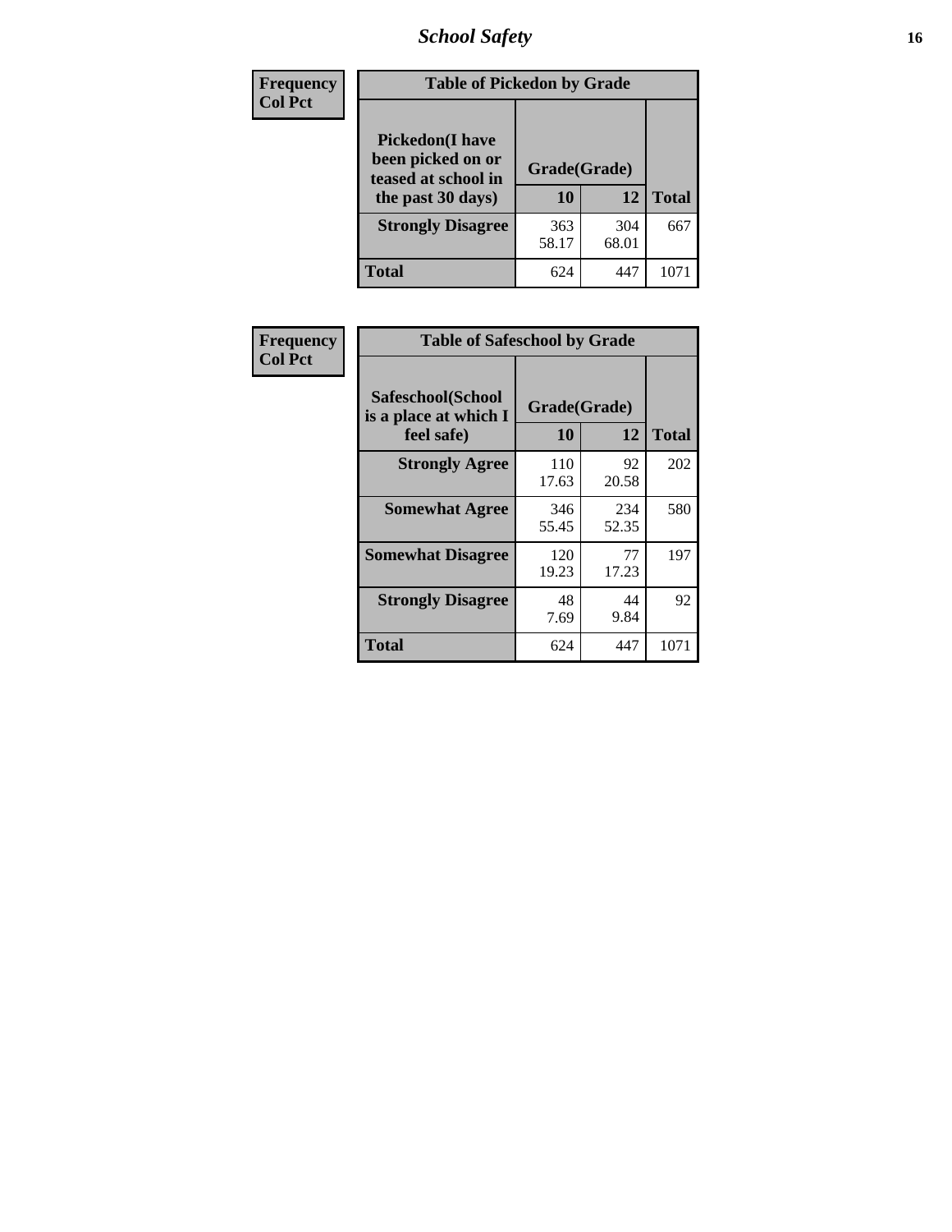| Frequency Col Pct |
|---|

**Table of Pickedon by Grade**

| Pickedon(I have been picked on or teased at school in the past 30 days) | Grade(Grade) | | Total |
|---|---|---|---|
| | 10 | 12 | |
| Strongly Disagree | 363<br>58.17 | 304<br>68.01 | 667 |
| Total | 624 | 447 | 1071 |

| Frequency Col Pct |
|---|

**Table of Safeschool by Grade**

| Safeschool(School is a place at which I feel safe) | Grade(Grade) | | Total |
|---|---|---|---|
| | 10 | 12 | |
| Strongly Agree | 110<br>17.63 | 92<br>20.58 | 202 |
| Somewhat Agree | 346<br>55.45 | 234<br>52.35 | 580 |
| Somewhat Disagree | 120<br>19.23 | 77<br>17.23 | 197 |
| Strongly Disagree | 48<br>7.69 | 44<br>9.84 | 92 |
| Total | 624 | 447 | 1071 |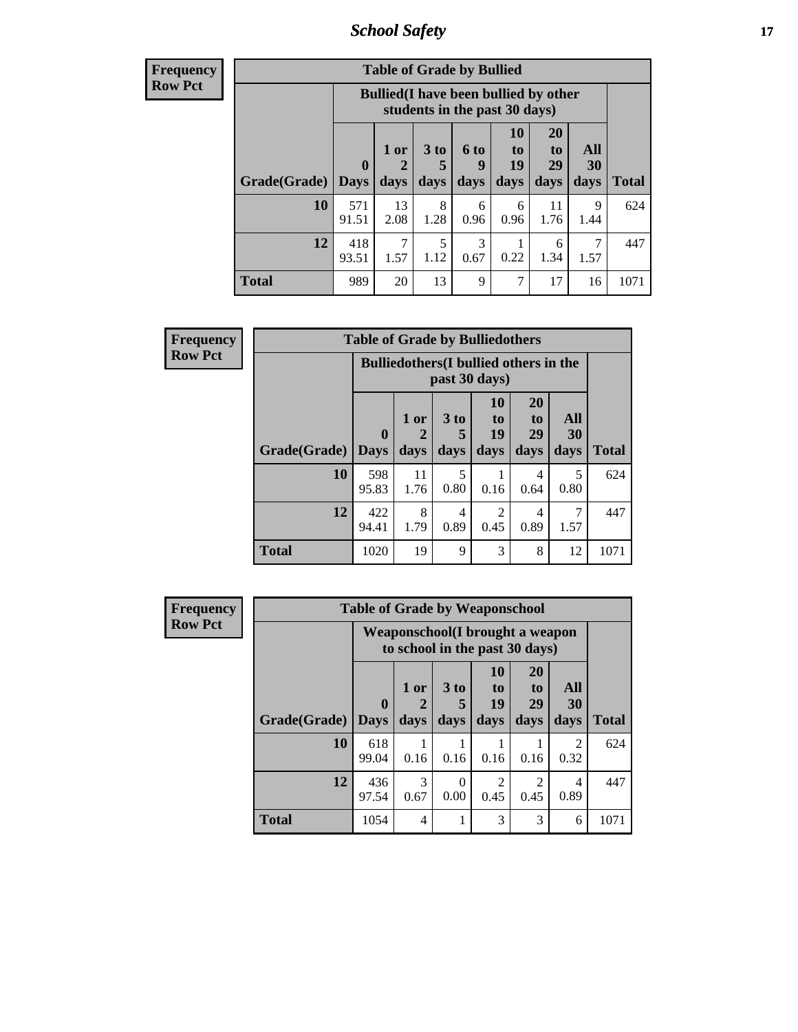| Frequency Row Pct |
|---|

| Table of Grade by Bullied | | | | | | | | |
|---|---|---|---|---|---|---|---|---|
| | Bullied(I have been bullied by other students in the past 30 days) | | | | | | | |
| Grade(Grade) | 0 Days | 1 or 2 days | 3 to 5 days | 6 to 9 days | 10 to 19 days | 20 to 29 days | All 30 days | Total |
| 10 | 571 91.51 | 13 2.08 | 8 1.28 | 6 0.96 | 6 0.96 | 11 1.76 | 9 1.44 | 624 |
| 12 | 418 93.51 | 7 1.57 | 5 1.12 | 3 0.67 | 1 0.22 | 6 1.34 | 7 1.57 | 447 |
| Total | 989 | 20 | 13 | 9 | 7 | 17 | 16 | 1071 |

| Frequency Row Pct |
|---|

| Table of Grade by Bulliedothers | | | | | | | |
|---|---|---|---|---|---|---|---|
| | Bulliedothers(I bullied others in the past 30 days) | | | | | | |
| Grade(Grade) | 0 Days | 1 or 2 days | 3 to 5 days | 10 to 19 days | 20 to 29 days | All 30 days | Total |
| 10 | 598 95.83 | 11 1.76 | 5 0.80 | 1 0.16 | 4 0.64 | 5 0.80 | 624 |
| 12 | 422 94.41 | 8 1.79 | 4 0.89 | 2 0.45 | 4 0.89 | 7 1.57 | 447 |
| Total | 1020 | 19 | 9 | 3 | 8 | 12 | 1071 |

| Frequency Row Pct |
|---|

| Table of Grade by Weaponschool | | | | | | | |
|---|---|---|---|---|---|---|---|
| | Weaponschool(I brought a weapon to school in the past 30 days) | | | | | | |
| Grade(Grade) | 0 Days | 1 or 2 days | 3 to 5 days | 10 to 19 days | 20 to 29 days | All 30 days | Total |
| 10 | 618 99.04 | 1 0.16 | 1 0.16 | 1 0.16 | 1 0.16 | 2 0.32 | 624 |
| 12 | 436 97.54 | 3 0.67 | 0 0.00 | 2 0.45 | 2 0.45 | 4 0.89 | 447 |
| Total | 1054 | 4 | 1 | 3 | 3 | 6 | 1071 |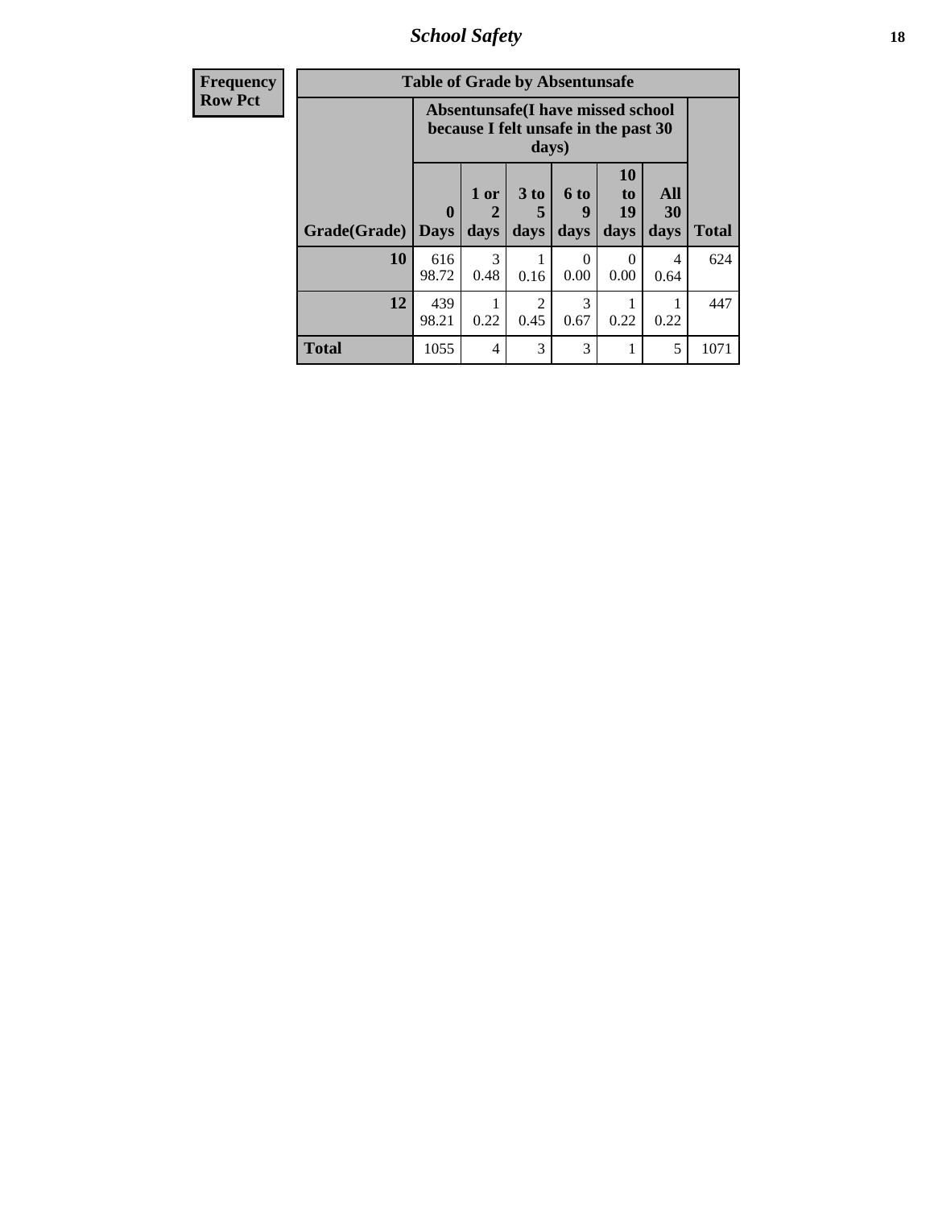| Frequency<br>Row Pct |
|---|

| Table of Grade by Absentunsafe | | | | | | | |
|---|---|---|---|---|---|---|---|
| | Absentunsafe(I have missed school because I felt unsafe in the past 30 days) | | | | | | |
| Grade(Grade) | 0 Days | 1 or 2 days | 3 to 5 days | 6 to 9 days | 10 to 19 days | All 30 days | Total |
| 10 | 616<br>98.72 | 3<br>0.48 | 1<br>0.16 | 0<br>0.00 | 0<br>0.00 | 4<br>0.64 | 624 |
| 12 | 439<br>98.21 | 1<br>0.22 | 2<br>0.45 | 3<br>0.67 | 1<br>0.22 | 1<br>0.22 | 447 |
| Total | 1055 | 4 | 3 | 3 | 1 | 5 | 1071 |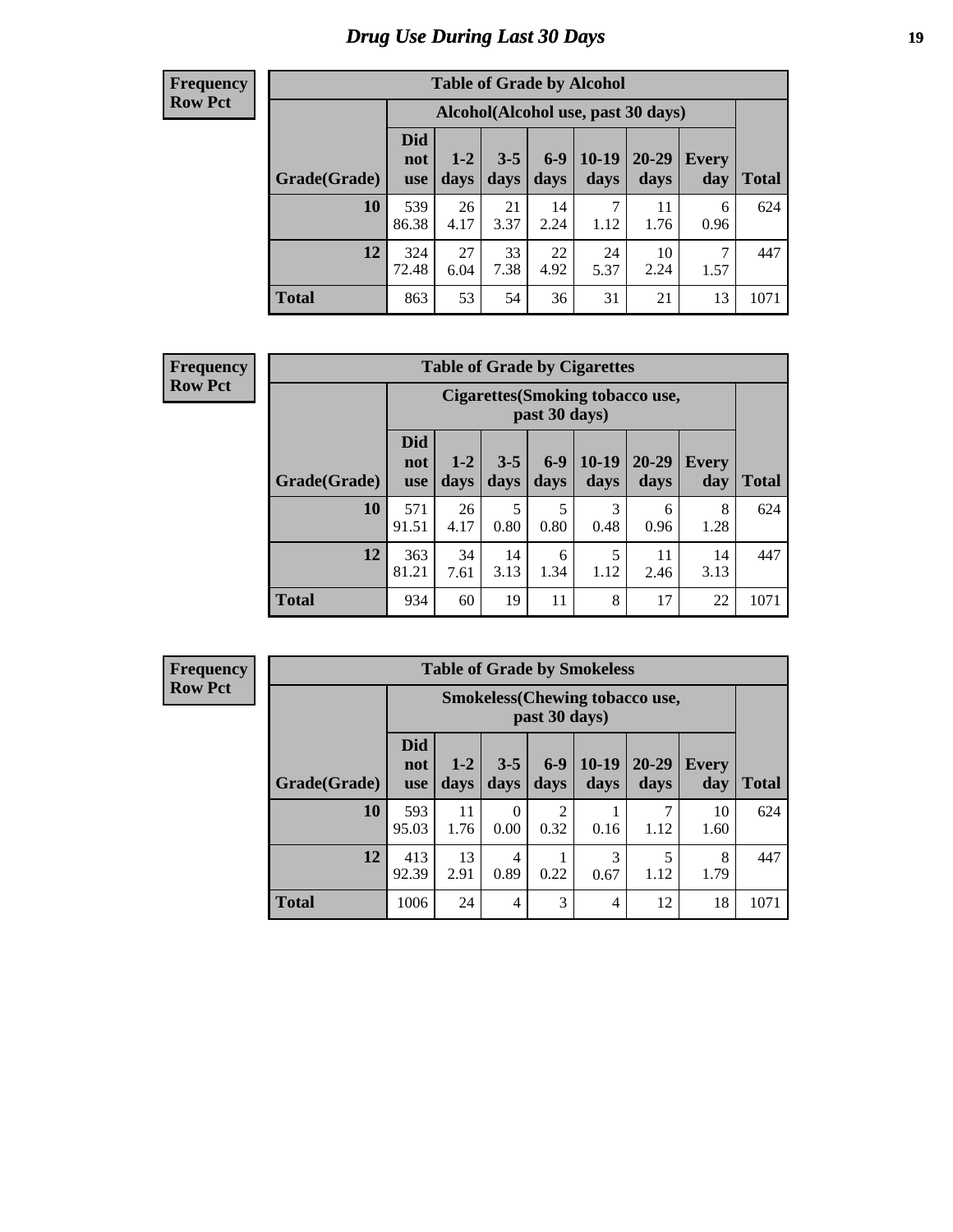# Drug Use During Last 30 Days

**Frequency**
**Row Pct**

| Table of Grade by Alcohol | | | | | | | | |
|---|---|---|---|---|---|---|---|---|
| | Alcohol(Alcohol use, past 30 days) | | | | | | | |
| Grade(Grade) | Did not use | 1-2 days | 3-5 days | 6-9 days | 10-19 days | 20-29 days | Every day | Total |
| 10 | 539<br>86.38 | 26<br>4.17 | 21<br>3.37 | 14<br>2.24 | 7<br>1.12 | 11<br>1.76 | 6<br>0.96 | 624 |
| 12 | 324<br>72.48 | 27<br>6.04 | 33<br>7.38 | 22<br>4.92 | 24<br>5.37 | 10<br>2.24 | 7<br>1.57 | 447 |
| Total | 863 | 53 | 54 | 36 | 31 | 21 | 13 | 1071 |

**Frequency**
**Row Pct**

| Table of Grade by Cigarettes | | | | | | | | |
|---|---|---|---|---|---|---|---|---|
| | Cigarettes(Smoking tobacco use, past 30 days) | | | | | | | |
| Grade(Grade) | Did not use | 1-2 days | 3-5 days | 6-9 days | 10-19 days | 20-29 days | Every day | Total |
| 10 | 571<br>91.51 | 26<br>4.17 | 5<br>0.80 | 5<br>0.80 | 3<br>0.48 | 6<br>0.96 | 8<br>1.28 | 624 |
| 12 | 363<br>81.21 | 34<br>7.61 | 14<br>3.13 | 6<br>1.34 | 5<br>1.12 | 11<br>2.46 | 14<br>3.13 | 447 |
| Total | 934 | 60 | 19 | 11 | 8 | 17 | 22 | 1071 |

**Frequency**
**Row Pct**

| Table of Grade by Smokeless | | | | | | | | |
|---|---|---|---|---|---|---|---|---|
| | Smokeless(Chewing tobacco use, past 30 days) | | | | | | | |
| Grade(Grade) | Did not use | 1-2 days | 3-5 days | 6-9 days | 10-19 days | 20-29 days | Every day | Total |
| 10 | 593<br>95.03 | 11<br>1.76 | 0<br>0.00 | 2<br>0.32 | 1<br>0.16 | 7<br>1.12 | 10<br>1.60 | 624 |
| 12 | 413<br>92.39 | 13<br>2.91 | 4<br>0.89 | 1<br>0.22 | 3<br>0.67 | 5<br>1.12 | 8<br>1.79 | 447 |
| Total | 1006 | 24 | 4 | 3 | 4 | 12 | 18 | 1071 |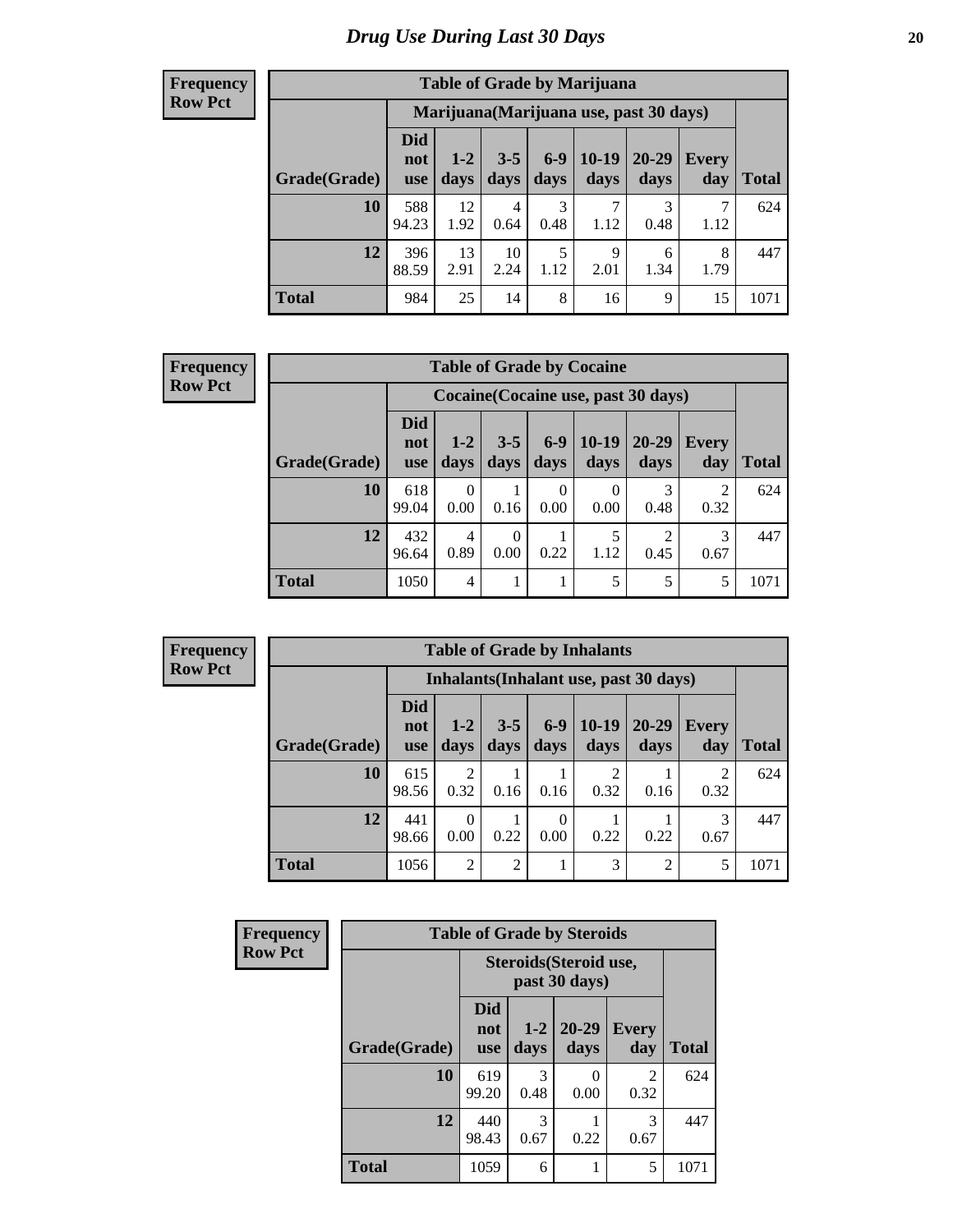# Drug Use During Last 30 Days

**Frequency**
**Row Pct**

| Table of Grade by Marijuana | | | | | | | | |
|---|---|---|---|---|---|---|---|---|
| | Marijuana(Marijuana use, past 30 days) | | | | | | | |
| Grade(Grade) | Did not use | 1-2 days | 3-5 days | 6-9 days | 10-19 days | 20-29 days | Every day | Total |
| 10 | 588<br>94.23 | 12<br>1.92 | 4<br>0.64 | 3<br>0.48 | 7<br>1.12 | 3<br>0.48 | 7<br>1.12 | 624 |
| 12 | 396<br>88.59 | 13<br>2.91 | 10<br>2.24 | 5<br>1.12 | 9<br>2.01 | 6<br>1.34 | 8<br>1.79 | 447 |
| Total | 984 | 25 | 14 | 8 | 16 | 9 | 15 | 1071 |

**Frequency**
**Row Pct**

| Table of Grade by Cocaine | | | | | | | | |
|---|---|---|---|---|---|---|---|---|
| | Cocaine(Cocaine use, past 30 days) | | | | | | | |
| Grade(Grade) | Did not use | 1-2 days | 3-5 days | 6-9 days | 10-19 days | 20-29 days | Every day | Total |
| 10 | 618<br>99.04 | 0<br>0.00 | 1<br>0.16 | 0<br>0.00 | 0<br>0.00 | 3<br>0.48 | 2<br>0.32 | 624 |
| 12 | 432<br>96.64 | 4<br>0.89 | 0<br>0.00 | 1<br>0.22 | 5<br>1.12 | 2<br>0.45 | 3<br>0.67 | 447 |
| Total | 1050 | 4 | 1 | 1 | 5 | 5 | 5 | 1071 |

**Frequency**
**Row Pct**

| Table of Grade by Inhalants | | | | | | | | |
|---|---|---|---|---|---|---|---|---|
| | Inhalants(Inhalant use, past 30 days) | | | | | | | |
| Grade(Grade) | Did not use | 1-2 days | 3-5 days | 6-9 days | 10-19 days | 20-29 days | Every day | Total |
| 10 | 615<br>98.56 | 2<br>0.32 | 1<br>0.16 | 1<br>0.16 | 2<br>0.32 | 1<br>0.16 | 2<br>0.32 | 624 |
| 12 | 441<br>98.66 | 0<br>0.00 | 1<br>0.22 | 0<br>0.00 | 1<br>0.22 | 1<br>0.22 | 3<br>0.67 | 447 |
| Total | 1056 | 2 | 2 | 1 | 3 | 2 | 5 | 1071 |

**Frequency**
**Row Pct**

| Table of Grade by Steroids | | | | | |
|---|---|---|---|---|---|
| | Steroids(Steroid use, past 30 days) | | | | |
| Grade(Grade) | Did not use | 1-2 days | 20-29 days | Every day | Total |
| 10 | 619<br>99.20 | 3<br>0.48 | 0<br>0.00 | 2<br>0.32 | 624 |
| 12 | 440<br>98.43 | 3<br>0.67 | 1<br>0.22 | 3<br>0.67 | 447 |
| Total | 1059 | 6 | 1 | 5 | 1071 |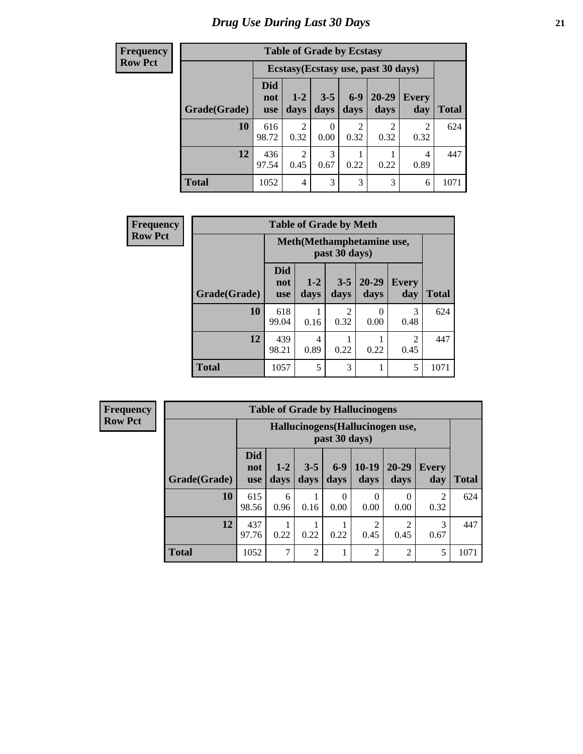# Drug Use During Last 30 Days

**Frequency Row Pct**

| Table of Grade by Ecstasy | | | | | | | |
|---|---|---|---|---|---|---|---|
| | Ecstasy(Ecstasy use, past 30 days) | | | | | | |
| Grade(Grade) | Did not use | 1-2 days | 3-5 days | 6-9 days | 20-29 days | Every day | Total |
| 10 | 616<br>98.72 | 2<br>0.32 | 0<br>0.00 | 2<br>0.32 | 2<br>0.32 | 2<br>0.32 | 624 |
| 12 | 436<br>97.54 | 2<br>0.45 | 3<br>0.67 | 1<br>0.22 | 1<br>0.22 | 4<br>0.89 | 447 |
| Total | 1052 | 4 | 3 | 3 | 3 | 6 | 1071 |

**Frequency Row Pct**

| Table of Grade by Meth | | | | | | |
|---|---|---|---|---|---|---|
| | Meth(Methamphetamine use, past 30 days) | | | | | |
| Grade(Grade) | Did not use | 1-2 days | 3-5 days | 20-29 days | Every day | Total |
| 10 | 618<br>99.04 | 1<br>0.16 | 2<br>0.32 | 0<br>0.00 | 3<br>0.48 | 624 |
| 12 | 439<br>98.21 | 4<br>0.89 | 1<br>0.22 | 1<br>0.22 | 2<br>0.45 | 447 |
| Total | 1057 | 5 | 3 | 1 | 5 | 1071 |

**Frequency Row Pct**

| Table of Grade by Hallucinogens | | | | | | | | |
|---|---|---|---|---|---|---|---|---|
| | Hallucinogens(Hallucinogen use, past 30 days) | | | | | | | |
| Grade(Grade) | Did not use | 1-2 days | 3-5 days | 6-9 days | 10-19 days | 20-29 days | Every day | Total |
| 10 | 615<br>98.56 | 6<br>0.96 | 1<br>0.16 | 0<br>0.00 | 0<br>0.00 | 0<br>0.00 | 2<br>0.32 | 624 |
| 12 | 437<br>97.76 | 1<br>0.22 | 1<br>0.22 | 1<br>0.22 | 2<br>0.45 | 2<br>0.45 | 3<br>0.67 | 447 |
| Total | 1052 | 7 | 2 | 1 | 2 | 2 | 5 | 1071 |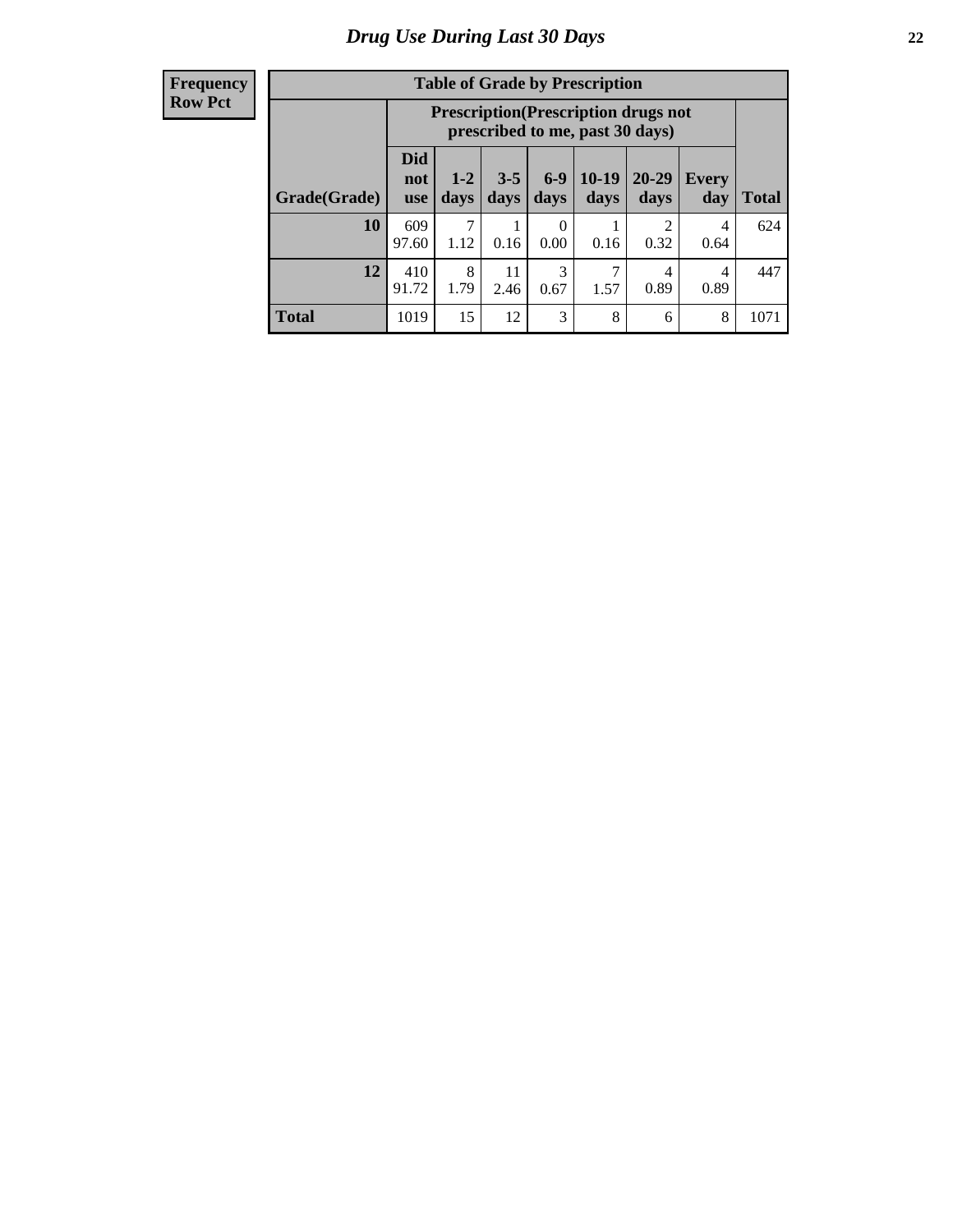## Drug Use During Last 30 Days

| Frequency<br>Row Pct | | | | | | | | |
|---|---|---|---|---|---|---|---|---|

**Table of Grade by Prescription**

| | Prescription(Prescription drugs not prescribed to me, past 30 days) | | | | | | | |
|---|---|---|---|---|---|---|---|---|
| Grade(Grade) | Did not use | 1-2 days | 3-5 days | 6-9 days | 10-19 days | 20-29 days | Every day | Total |
| 10 | 609<br>97.60 | 7<br>1.12 | 1<br>0.16 | 0<br>0.00 | 1<br>0.16 | 2<br>0.32 | 4<br>0.64 | 624 |
| 12 | 410<br>91.72 | 8<br>1.79 | 11<br>2.46 | 3<br>0.67 | 7<br>1.57 | 4<br>0.89 | 4<br>0.89 | 447 |
| Total | 1019 | 15 | 12 | 3 | 8 | 6 | 8 | 1071 |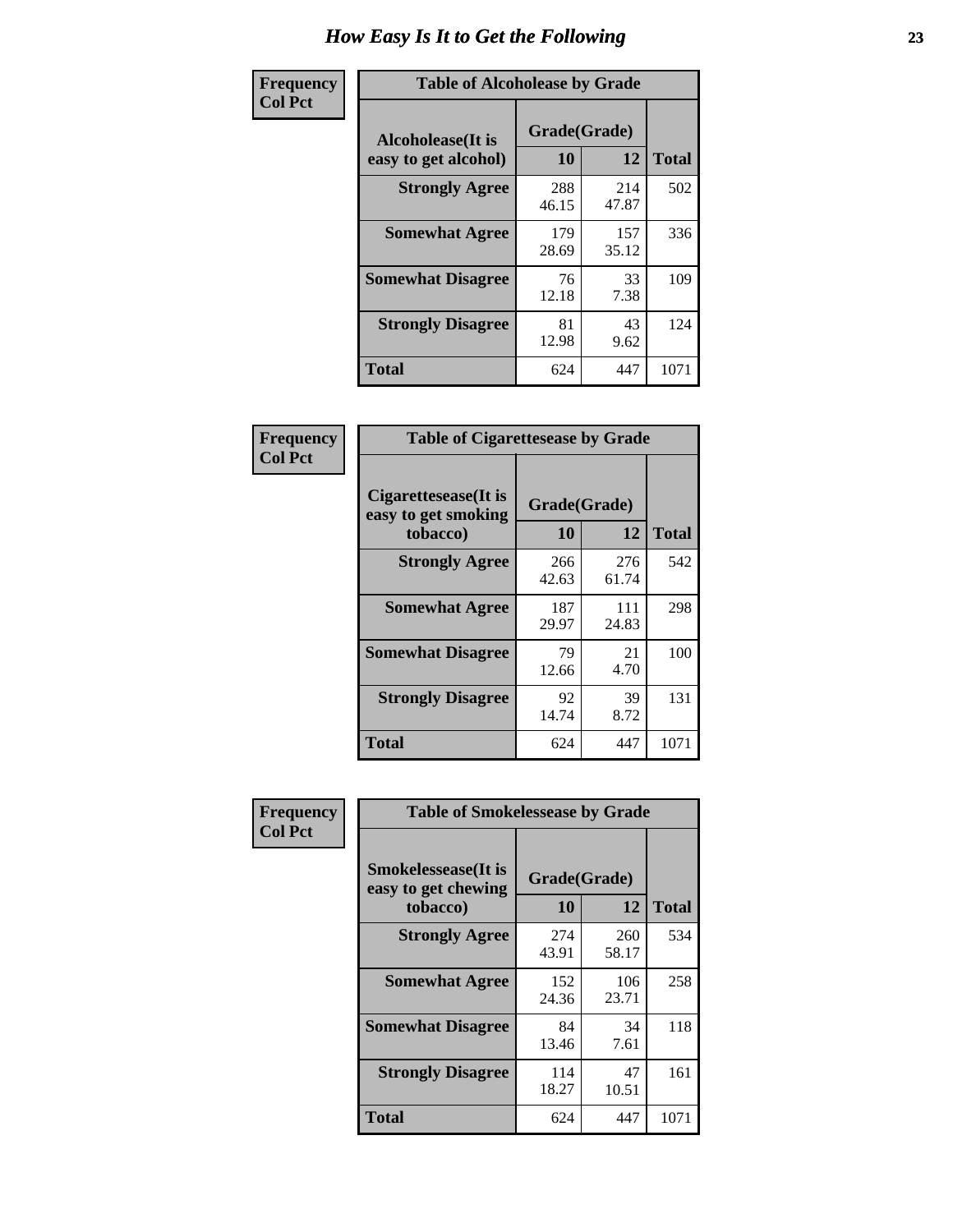# How Easy Is It to Get the Following

**Frequency**
**Col Pct**

**Table of Alcoholease by Grade**

| Alcoholease(It is easy to get alcohol) | Grade(Grade) | | Total |
|---|---|---|---|
| | 10 | 12 | |
| **Strongly Agree** | 288<br>46.15 | 214<br>47.87 | 502 |
| **Somewhat Agree** | 179<br>28.69 | 157<br>35.12 | 336 |
| **Somewhat Disagree** | 76<br>12.18 | 33<br>7.38 | 109 |
| **Strongly Disagree** | 81<br>12.98 | 43<br>9.62 | 124 |
| **Total** | 624 | 447 | 1071 |

**Frequency**
**Col Pct**

**Table of Cigarettesease by Grade**

| Cigarettesease(It is easy to get smoking tobacco) | Grade(Grade) | | Total |
|---|---|---|---|
| | 10 | 12 | |
| **Strongly Agree** | 266<br>42.63 | 276<br>61.74 | 542 |
| **Somewhat Agree** | 187<br>29.97 | 111<br>24.83 | 298 |
| **Somewhat Disagree** | 79<br>12.66 | 21<br>4.70 | 100 |
| **Strongly Disagree** | 92<br>14.74 | 39<br>8.72 | 131 |
| **Total** | 624 | 447 | 1071 |

**Frequency**
**Col Pct**

**Table of Smokelessease by Grade**

| Smokelessease(It is easy to get chewing tobacco) | Grade(Grade) | | Total |
|---|---|---|---|
| | 10 | 12 | |
| **Strongly Agree** | 274<br>43.91 | 260<br>58.17 | 534 |
| **Somewhat Agree** | 152<br>24.36 | 106<br>23.71 | 258 |
| **Somewhat Disagree** | 84<br>13.46 | 34<br>7.61 | 118 |
| **Strongly Disagree** | 114<br>18.27 | 47<br>10.51 | 161 |
| **Total** | 624 | 447 | 1071 |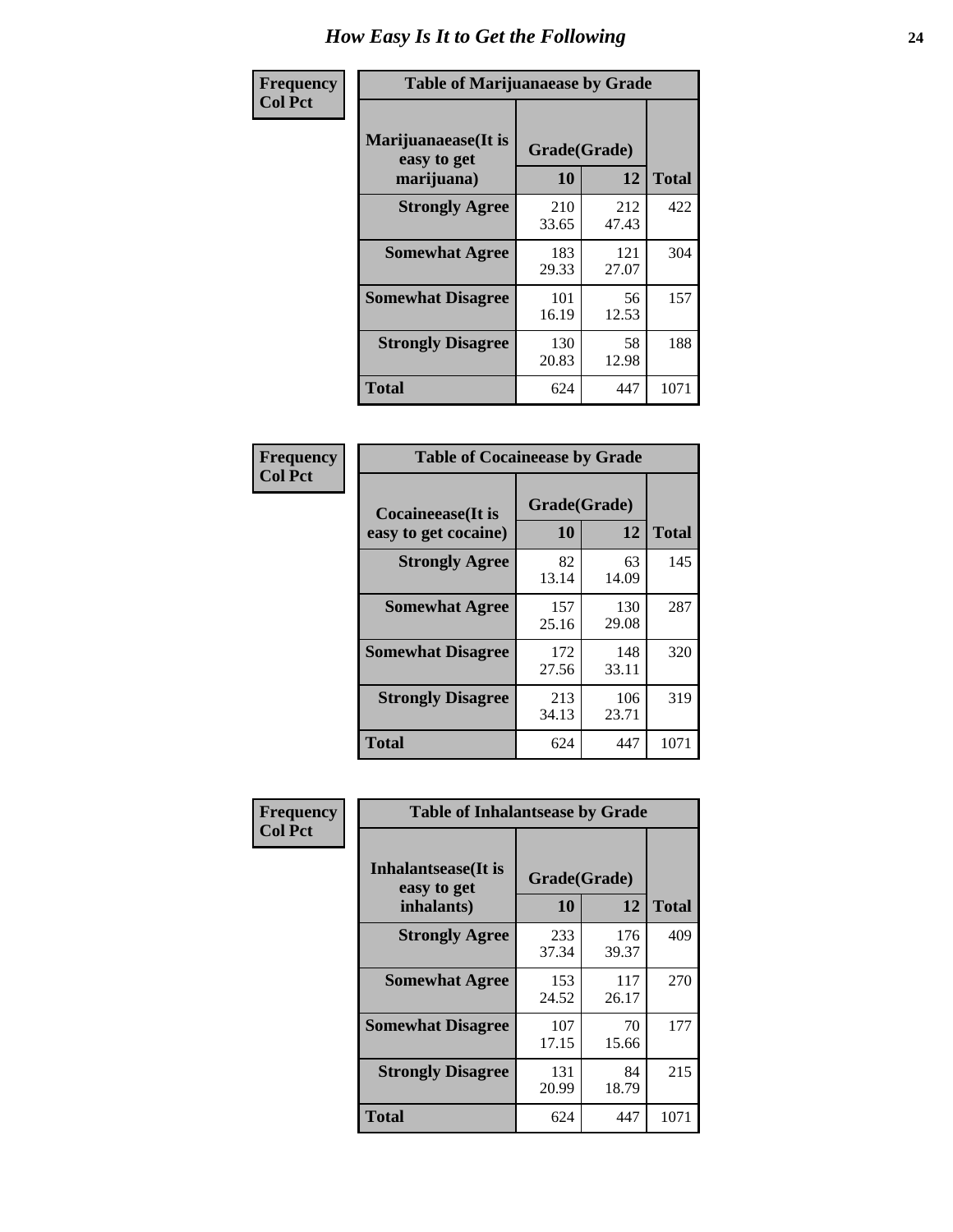# How Easy Is It to Get the Following

**Frequency**
**Col Pct**

**Table of Marijuanaease by Grade**

| Marijuanaease(It is easy to get marijuana) | Grade(Grade) | | Total |
|---|---|---|---|
| | 10 | 12 | |
| **Strongly Agree** | 210<br>33.65 | 212<br>47.43 | 422 |
| **Somewhat Agree** | 183<br>29.33 | 121<br>27.07 | 304 |
| **Somewhat Disagree** | 101<br>16.19 | 56<br>12.53 | 157 |
| **Strongly Disagree** | 130<br>20.83 | 58<br>12.98 | 188 |
| **Total** | 624 | 447 | 1071 |

**Frequency**
**Col Pct**

**Table of Cocaineease by Grade**

| Cocaineease(It is easy to get cocaine) | Grade(Grade) | | Total |
|---|---|---|---|
| | 10 | 12 | |
| **Strongly Agree** | 82<br>13.14 | 63<br>14.09 | 145 |
| **Somewhat Agree** | 157<br>25.16 | 130<br>29.08 | 287 |
| **Somewhat Disagree** | 172<br>27.56 | 148<br>33.11 | 320 |
| **Strongly Disagree** | 213<br>34.13 | 106<br>23.71 | 319 |
| **Total** | 624 | 447 | 1071 |

**Frequency**
**Col Pct**

**Table of Inhalantsease by Grade**

| Inhalantsease(It is easy to get inhalants) | Grade(Grade) | | Total |
|---|---|---|---|
| | 10 | 12 | |
| **Strongly Agree** | 233<br>37.34 | 176<br>39.37 | 409 |
| **Somewhat Agree** | 153<br>24.52 | 117<br>26.17 | 270 |
| **Somewhat Disagree** | 107<br>17.15 | 70<br>15.66 | 177 |
| **Strongly Disagree** | 131<br>20.99 | 84<br>18.79 | 215 |
| **Total** | 624 | 447 | 1071 |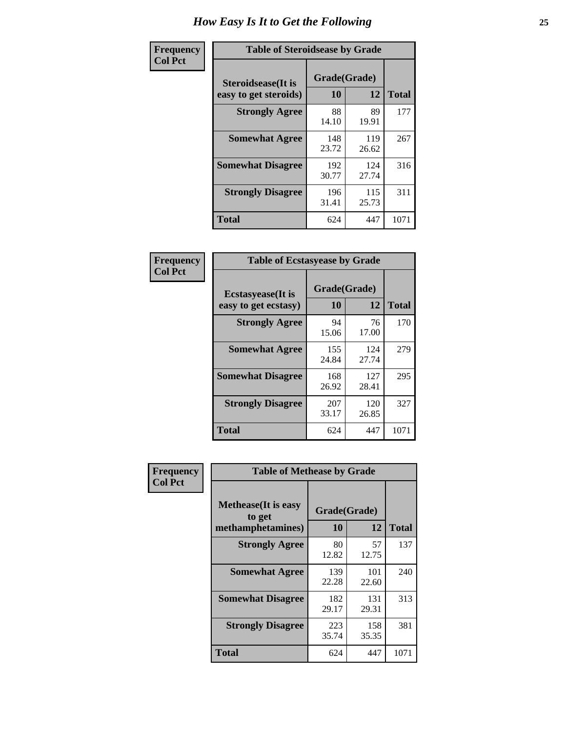# How Easy Is It to Get the Following

**Frequency**
**Col Pct**

**Table of Steroidsease by Grade**

| Steroidsease(It is easy to get steroids) | Grade(Grade) | | Total |
|---|---|---|---|
| | 10 | 12 | |
| **Strongly Agree** | 88<br>14.10 | 89<br>19.91 | 177 |
| **Somewhat Agree** | 148<br>23.72 | 119<br>26.62 | 267 |
| **Somewhat Disagree** | 192<br>30.77 | 124<br>27.74 | 316 |
| **Strongly Disagree** | 196<br>31.41 | 115<br>25.73 | 311 |
| **Total** | 624 | 447 | 1071 |

**Frequency**
**Col Pct**

**Table of Ecstasyease by Grade**

| Ecstasyease(It is easy to get ecstasy) | Grade(Grade) | | Total |
|---|---|---|---|
| | 10 | 12 | |
| **Strongly Agree** | 94<br>15.06 | 76<br>17.00 | 170 |
| **Somewhat Agree** | 155<br>24.84 | 124<br>27.74 | 279 |
| **Somewhat Disagree** | 168<br>26.92 | 127<br>28.41 | 295 |
| **Strongly Disagree** | 207<br>33.17 | 120<br>26.85 | 327 |
| **Total** | 624 | 447 | 1071 |

**Frequency**
**Col Pct**

**Table of Methease by Grade**

| Methease(It is easy to get methamphetamines) | Grade(Grade) | | Total |
|---|---|---|---|
| | 10 | 12 | |
| **Strongly Agree** | 80<br>12.82 | 57<br>12.75 | 137 |
| **Somewhat Agree** | 139<br>22.28 | 101<br>22.60 | 240 |
| **Somewhat Disagree** | 182<br>29.17 | 131<br>29.31 | 313 |
| **Strongly Disagree** | 223<br>35.74 | 158<br>35.35 | 381 |
| **Total** | 624 | 447 | 1071 |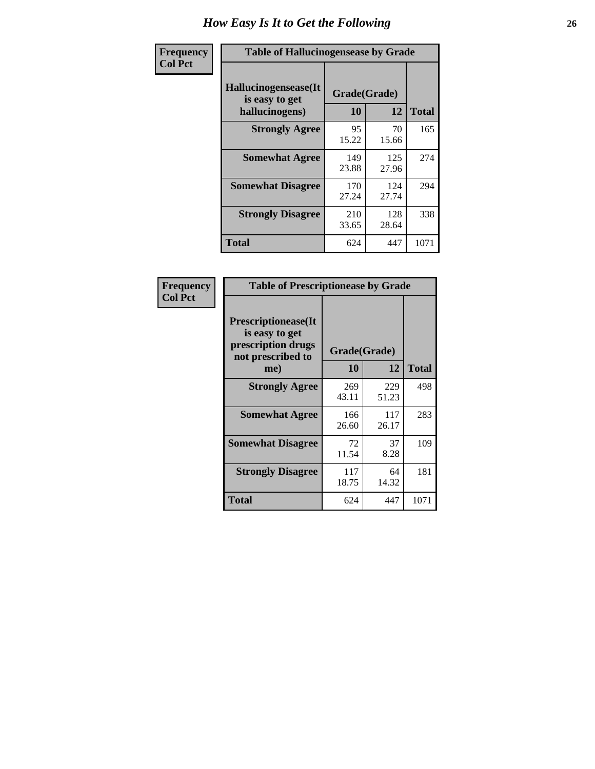# How Easy Is It to Get the Following

| Frequency Col Pct | Table of Hallucinogensease by Grade | | |
|---|---|---|---|
| Hallucinogensease(It is easy to get hallucinogens) | Grade(Grade) | | |
| | 10 | 12 | Total |
| Strongly Agree | 95<br>15.22 | 70<br>15.66 | 165 |
| Somewhat Agree | 149<br>23.88 | 125<br>27.96 | 274 |
| Somewhat Disagree | 170<br>27.24 | 124<br>27.74 | 294 |
| Strongly Disagree | 210<br>33.65 | 128<br>28.64 | 338 |
| Total | 624 | 447 | 1071 |

| Frequency Col Pct | Table of Prescriptionease by Grade | | |
|---|---|---|---|
| Prescriptionease(It is easy to get prescription drugs not prescribed to me) | Grade(Grade) | | |
| | 10 | 12 | Total |
| Strongly Agree | 269<br>43.11 | 229<br>51.23 | 498 |
| Somewhat Agree | 166<br>26.60 | 117<br>26.17 | 283 |
| Somewhat Disagree | 72<br>11.54 | 37<br>8.28 | 109 |
| Strongly Disagree | 117<br>18.75 | 64<br>14.32 | 181 |
| Total | 624 | 447 | 1071 |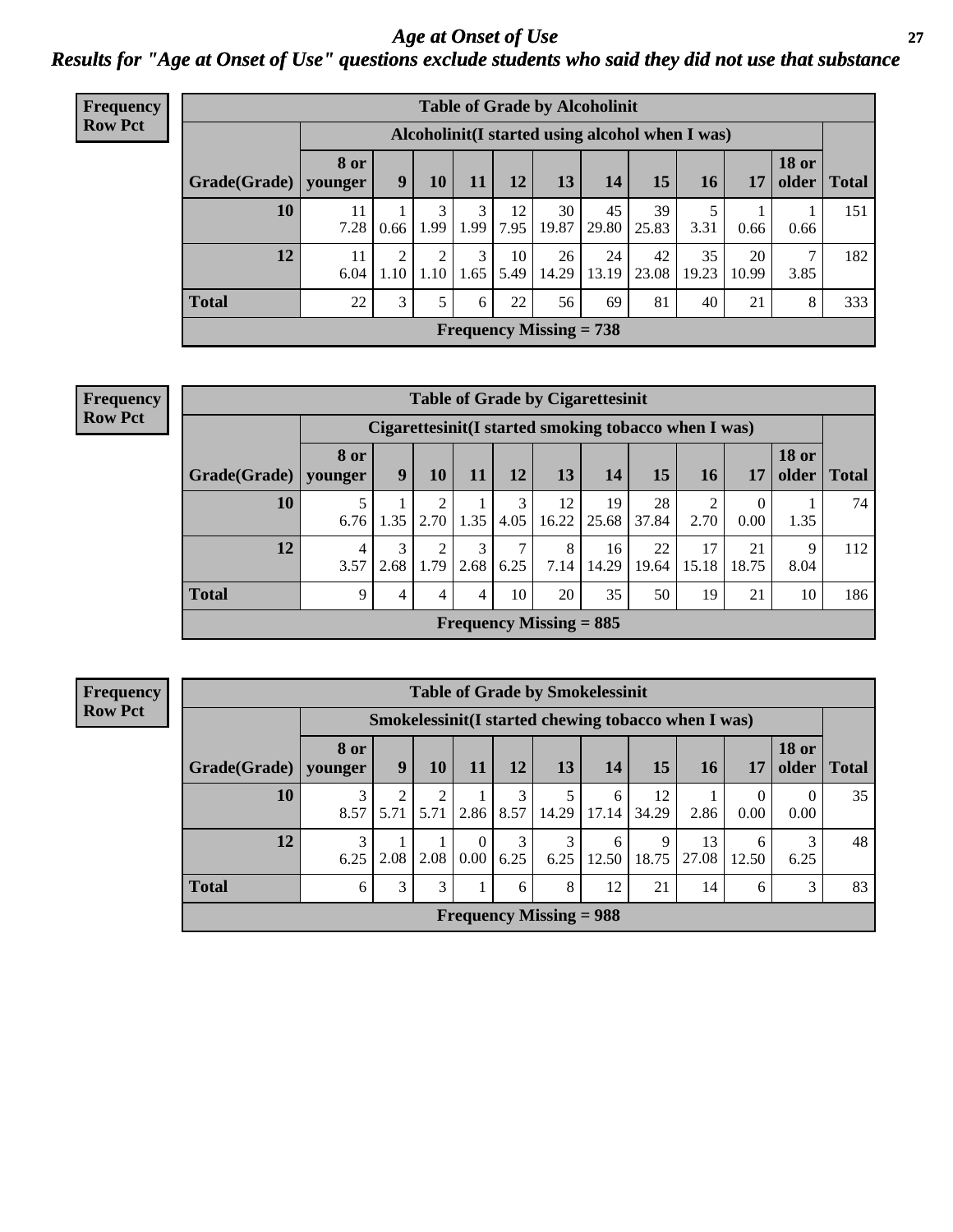# *Age at Onset of Use*

## *Results for "Age at Onset of Use" questions exclude students who said they did not use that substance*

**Frequency**
**Row Pct**

| Table of Grade by Alcoholinit | | | | | | | | | | | | |
|---|---|---|---|---|---|---|---|---|---|---|---|---|
| | Alcoholinit(I started using alcohol when I was) | | | | | | | | | | | |
| **Grade(Grade)** | **8 or younger** | **9** | **10** | **11** | **12** | **13** | **14** | **15** | **16** | **17** | **18 or older** | **Total** |
| **10** | 11<br>7.28 | 1<br>0.66 | 3<br>1.99 | 3<br>1.99 | 12<br>7.95 | 30<br>19.87 | 45<br>29.80 | 39<br>25.83 | 5<br>3.31 | 1<br>0.66 | 1<br>0.66 | 151 |
| **12** | 11<br>6.04 | 2<br>1.10 | 2<br>1.10 | 3<br>1.65 | 10<br>5.49 | 26<br>14.29 | 24<br>13.19 | 42<br>23.08 | 35<br>19.23 | 20<br>10.99 | 7<br>3.85 | 182 |
| **Total** | 22 | 3 | 5 | 6 | 22 | 56 | 69 | 81 | 40 | 21 | 8 | 333 |
| **Frequency Missing = 738** | | | | | | | | | | | | |

**Frequency**
**Row Pct**

| Table of Grade by Cigarettesinit | | | | | | | | | | | | |
|---|---|---|---|---|---|---|---|---|---|---|---|---|
| | Cigarettesinit(I started smoking tobacco when I was) | | | | | | | | | | | |
| **Grade(Grade)** | **8 or younger** | **9** | **10** | **11** | **12** | **13** | **14** | **15** | **16** | **17** | **18 or older** | **Total** |
| **10** | 5<br>6.76 | 1<br>1.35 | 2<br>2.70 | 1<br>1.35 | 3<br>4.05 | 12<br>16.22 | 19<br>25.68 | 28<br>37.84 | 2<br>2.70 | 0<br>0.00 | 1<br>1.35 | 74 |
| **12** | 4<br>3.57 | 3<br>2.68 | 2<br>1.79 | 3<br>2.68 | 7<br>6.25 | 8<br>7.14 | 16<br>14.29 | 22<br>19.64 | 17<br>15.18 | 21<br>18.75 | 9<br>8.04 | 112 |
| **Total** | 9 | 4 | 4 | 4 | 10 | 20 | 35 | 50 | 19 | 21 | 10 | 186 |
| **Frequency Missing = 885** | | | | | | | | | | | | |

**Frequency**
**Row Pct**

| Table of Grade by Smokelessinit | | | | | | | | | | | | |
|---|---|---|---|---|---|---|---|---|---|---|---|---|
| | Smokelessinit(I started chewing tobacco when I was) | | | | | | | | | | | |
| **Grade(Grade)** | **8 or younger** | **9** | **10** | **11** | **12** | **13** | **14** | **15** | **16** | **17** | **18 or older** | **Total** |
| **10** | 3<br>8.57 | 2<br>5.71 | 2<br>5.71 | 1<br>2.86 | 3<br>8.57 | 5<br>14.29 | 6<br>17.14 | 12<br>34.29 | 1<br>2.86 | 0<br>0.00 | 0<br>0.00 | 35 |
| **12** | 3<br>6.25 | 1<br>2.08 | 1<br>2.08 | 0<br>0.00 | 3<br>6.25 | 3<br>6.25 | 6<br>12.50 | 9<br>18.75 | 13<br>27.08 | 6<br>12.50 | 3<br>6.25 | 48 |
| **Total** | 6 | 3 | 3 | 1 | 6 | 8 | 12 | 21 | 14 | 6 | 3 | 83 |
| **Frequency Missing = 988** | | | | | | | | | | | | |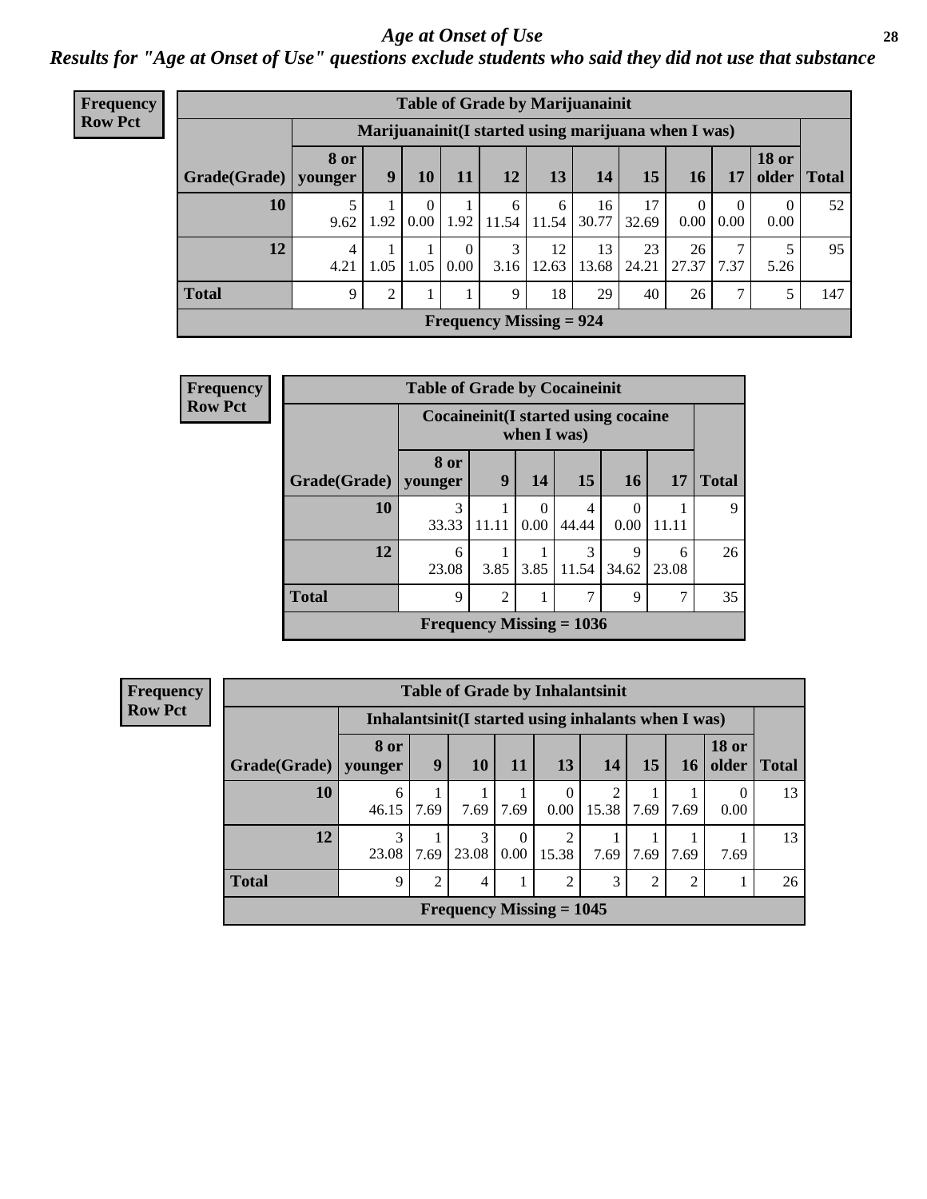# *Age at Onset of Use*

***Results for "Age at Onset of Use" questions exclude students who said they did not use that substance***

**Frequency Row Pct**

**Table of Grade by Marijuanainit**

| Grade(Grade) | Marijuanainit(I started using marijuana when I was) | | | | | | | | | | | Total |
|---|---|---|---|---|---|---|---|---|---|---|---|---|
| | 8 or younger | 9 | 10 | 11 | 12 | 13 | 14 | 15 | 16 | 17 | 18 or older | |
| 10 | 5<br>9.62 | 1<br>1.92 | 0<br>0.00 | 1<br>1.92 | 6<br>11.54 | 6<br>11.54 | 16<br>30.77 | 17<br>32.69 | 0<br>0.00 | 0<br>0.00 | 0<br>0.00 | 52 |
| 12 | 4<br>4.21 | 1<br>1.05 | 1<br>1.05 | 0<br>0.00 | 3<br>3.16 | 12<br>12.63 | 13<br>13.68 | 23<br>24.21 | 26<br>27.37 | 7<br>7.37 | 5<br>5.26 | 95 |
| Total | 9 | 2 | 1 | 1 | 9 | 18 | 29 | 40 | 26 | 7 | 5 | 147 |

Frequency Missing = 924

**Frequency Row Pct**

**Table of Grade by Cocaineinit**

| Grade(Grade) | Cocaineinit(I started using cocaine when I was) | | | | | | Total |
|---|---|---|---|---|---|---|---|
| | 8 or younger | 9 | 14 | 15 | 16 | 17 | |
| 10 | 3<br>33.33 | 1<br>11.11 | 0<br>0.00 | 4<br>44.44 | 0<br>0.00 | 1<br>11.11 | 9 |
| 12 | 6<br>23.08 | 1<br>3.85 | 1<br>3.85 | 3<br>11.54 | 9<br>34.62 | 6<br>23.08 | 26 |
| Total | 9 | 2 | 1 | 7 | 9 | 7 | 35 |

Frequency Missing = 1036

**Frequency Row Pct**

**Table of Grade by Inhalantsinit**

| Grade(Grade) | Inhalantsinit(I started using inhalants when I was) | | | | | | | | | Total |
|---|---|---|---|---|---|---|---|---|---|---|
| | 8 or younger | 9 | 10 | 11 | 13 | 14 | 15 | 16 | 18 or older | |
| 10 | 6<br>46.15 | 1<br>7.69 | 1<br>7.69 | 1<br>7.69 | 0<br>0.00 | 2<br>15.38 | 1<br>7.69 | 1<br>7.69 | 0<br>0.00 | 13 |
| 12 | 3<br>23.08 | 1<br>7.69 | 3<br>23.08 | 0<br>0.00 | 2<br>15.38 | 1<br>7.69 | 1<br>7.69 | 1<br>7.69 | 1<br>7.69 | 13 |
| Total | 9 | 2 | 4 | 1 | 2 | 3 | 2 | 2 | 1 | 26 |

Frequency Missing = 1045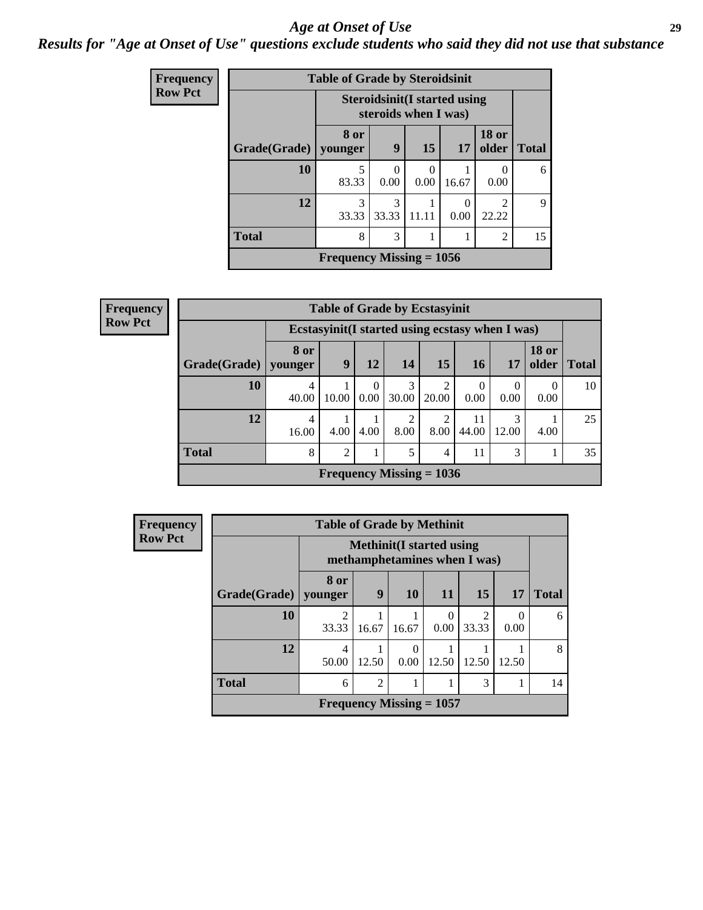## *Age at Onset of Use*

***Results for "Age at Onset of Use" questions exclude students who said they did not use that substance***

**Frequency**
**Row Pct**

| Table of Grade by Steroidsinit | | | | | | |
|---|---|---|---|---|---|---|
| | Steroidsinit(I started using steroids when I was) | | | | | |
| Grade(Grade) | 8 or younger | 9 | 15 | 17 | 18 or older | Total |
| 10 | 5<br>83.33 | 0<br>0.00 | 0<br>0.00 | 1<br>16.67 | 0<br>0.00 | 6 |
| 12 | 3<br>33.33 | 3<br>33.33 | 1<br>11.11 | 0<br>0.00 | 2<br>22.22 | 9 |
| Total | 8 | 3 | 1 | 1 | 2 | 15 |
| Frequency Missing = 1056 | | | | | | |

**Frequency**
**Row Pct**

| Table of Grade by Ecstasyinit | | | | | | | | | |
|---|---|---|---|---|---|---|---|---|---|
| | Ecstasyinit(I started using ecstasy when I was) | | | | | | | | |
| Grade(Grade) | 8 or younger | 9 | 12 | 14 | 15 | 16 | 17 | 18 or older | Total |
| 10 | 4<br>40.00 | 1<br>10.00 | 0<br>0.00 | 3<br>30.00 | 2<br>20.00 | 0<br>0.00 | 0<br>0.00 | 0<br>0.00 | 10 |
| 12 | 4<br>16.00 | 1<br>4.00 | 1<br>4.00 | 2<br>8.00 | 2<br>8.00 | 11<br>44.00 | 3<br>12.00 | 1<br>4.00 | 25 |
| Total | 8 | 2 | 1 | 5 | 4 | 11 | 3 | 1 | 35 |
| Frequency Missing = 1036 | | | | | | | | | |

**Frequency**
**Row Pct**

| Table of Grade by Methinit | | | | | | | |
|---|---|---|---|---|---|---|---|
| | Methinit(I started using methamphetamines when I was) | | | | | | |
| Grade(Grade) | 8 or younger | 9 | 10 | 11 | 15 | 17 | Total |
| 10 | 2<br>33.33 | 1<br>16.67 | 1<br>16.67 | 0<br>0.00 | 2<br>33.33 | 0<br>0.00 | 6 |
| 12 | 4<br>50.00 | 1<br>12.50 | 0<br>0.00 | 1<br>12.50 | 1<br>12.50 | 1<br>12.50 | 8 |
| Total | 6 | 2 | 1 | 1 | 3 | 1 | 14 |
| Frequency Missing = 1057 | | | | | | | |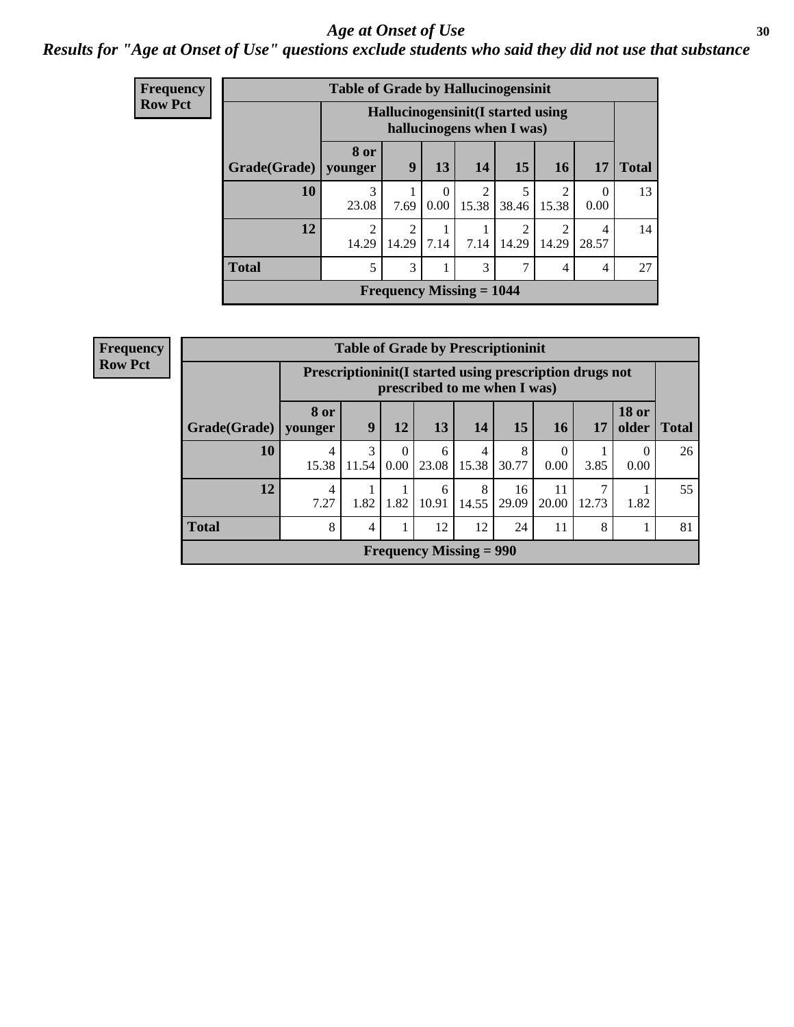# Age at Onset of Use

## Results for "Age at Onset of Use" questions exclude students who said they did not use that substance

**Frequency**
**Row Pct**

| Table of Grade by Hallucinogensinit | | | | | | | | |
|---|---|---|---|---|---|---|---|---|
| | Hallucinogensinit(I started using hallucinogens when I was) | | | | | | | |
| Grade(Grade) | 8 or younger | 9 | 13 | 14 | 15 | 16 | 17 | Total |
| 10 | 3<br>23.08 | 1<br>7.69 | 0<br>0.00 | 2<br>15.38 | 5<br>38.46 | 2<br>15.38 | 0<br>0.00 | 13 |
| 12 | 2<br>14.29 | 2<br>14.29 | 1<br>7.14 | 1<br>7.14 | 2<br>14.29 | 2<br>14.29 | 4<br>28.57 | 14 |
| Total | 5 | 3 | 1 | 3 | 7 | 4 | 4 | 27 |
| Frequency Missing = 1044 | | | | | | | | |

**Frequency**
**Row Pct**

| Table of Grade by Prescriptioninit | | | | | | | | | | |
|---|---|---|---|---|---|---|---|---|---|---|
| | Prescriptioninit(I started using prescription drugs not prescribed to me when I was) | | | | | | | | | |
| Grade(Grade) | 8 or younger | 9 | 12 | 13 | 14 | 15 | 16 | 17 | 18 or older | Total |
| 10 | 4<br>15.38 | 3<br>11.54 | 0<br>0.00 | 6<br>23.08 | 4<br>15.38 | 8<br>30.77 | 0<br>0.00 | 1<br>3.85 | 0<br>0.00 | 26 |
| 12 | 4<br>7.27 | 1<br>1.82 | 1<br>1.82 | 6<br>10.91 | 8<br>14.55 | 16<br>29.09 | 11<br>20.00 | 7<br>12.73 | 1<br>1.82 | 55 |
| Total | 8 | 4 | 1 | 12 | 12 | 24 | 11 | 8 | 1 | 81 |
| Frequency Missing = 990 | | | | | | | | | | |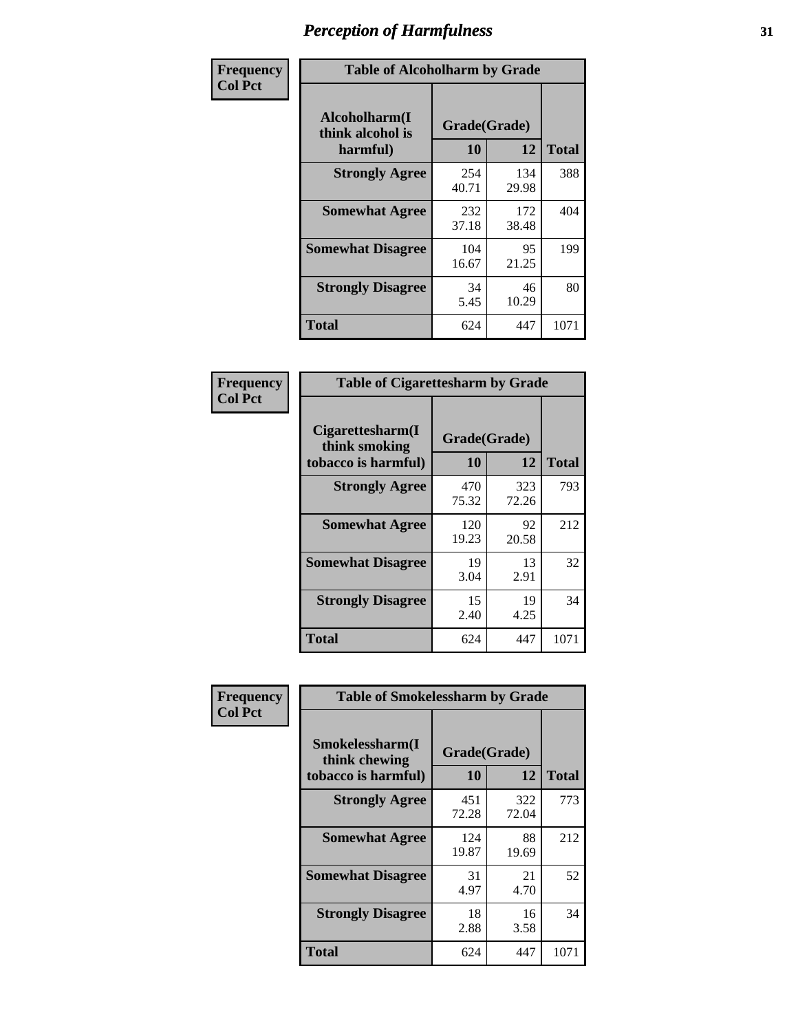# Perception of Harmfulness

| Frequency Col Pct | Table of Alcoholharm by Grade | | |
|---|---|---|---|
| Alcoholharm(I think alcohol is harmful) | Grade(Grade) | | Total |
| | 10 | 12 | |
| Strongly Agree | 254<br>40.71 | 134<br>29.98 | 388 |
| Somewhat Agree | 232<br>37.18 | 172<br>38.48 | 404 |
| Somewhat Disagree | 104<br>16.67 | 95<br>21.25 | 199 |
| Strongly Disagree | 34<br>5.45 | 46<br>10.29 | 80 |
| Total | 624 | 447 | 1071 |

| Frequency Col Pct | Table of Cigarettesharm by Grade | | |
|---|---|---|---|
| Cigarettesharm(I think smoking tobacco is harmful) | Grade(Grade) | | Total |
| | 10 | 12 | |
| Strongly Agree | 470<br>75.32 | 323<br>72.26 | 793 |
| Somewhat Agree | 120<br>19.23 | 92<br>20.58 | 212 |
| Somewhat Disagree | 19<br>3.04 | 13<br>2.91 | 32 |
| Strongly Disagree | 15<br>2.40 | 19<br>4.25 | 34 |
| Total | 624 | 447 | 1071 |

| Frequency Col Pct | Table of Smokelessharm by Grade | | |
|---|---|---|---|
| Smokelessharm(I think chewing tobacco is harmful) | Grade(Grade) | | Total |
| | 10 | 12 | |
| Strongly Agree | 451<br>72.28 | 322<br>72.04 | 773 |
| Somewhat Agree | 124<br>19.87 | 88<br>19.69 | 212 |
| Somewhat Disagree | 31<br>4.97 | 21<br>4.70 | 52 |
| Strongly Disagree | 18<br>2.88 | 16<br>3.58 | 34 |
| Total | 624 | 447 | 1071 |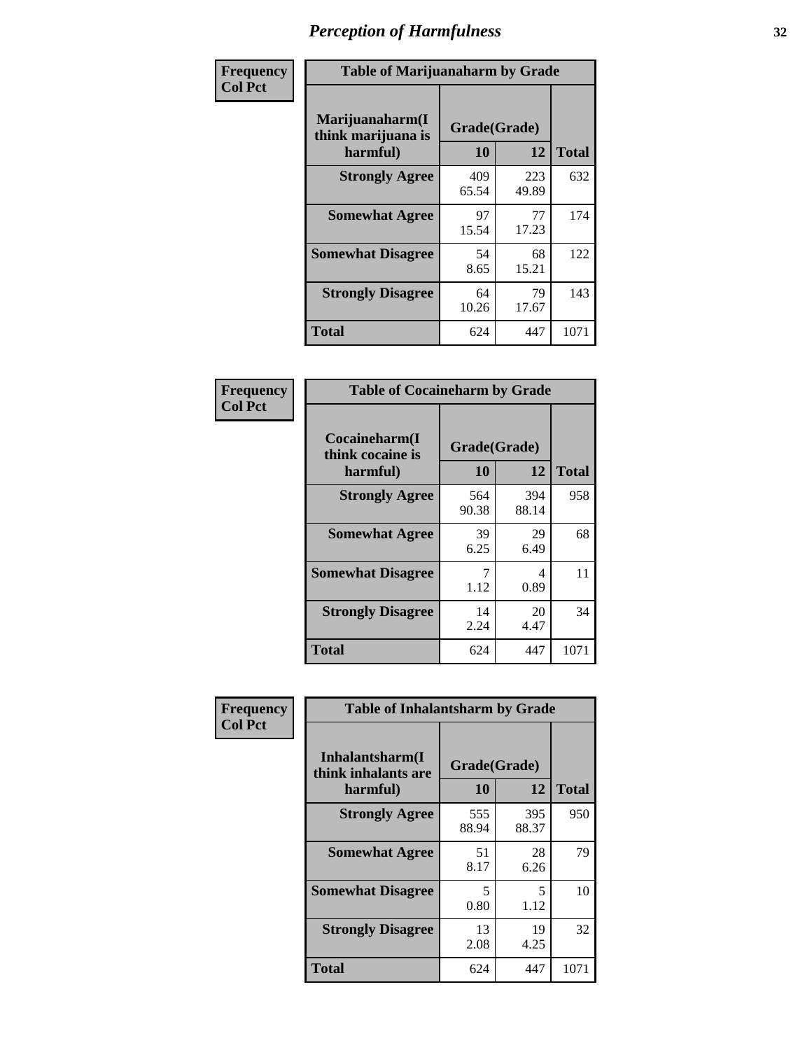# Perception of Harmfulness

**Frequency Col Pct**

**Table of Marijuanaharm by Grade**

| Marijuanaharm(I think marijuana is harmful) | Grade(Grade) 10 | 12 | Total |
|---|---|---|---|
| **Strongly Agree** | 409<br>65.54 | 223<br>49.89 | 632 |
| **Somewhat Agree** | 97<br>15.54 | 77<br>17.23 | 174 |
| **Somewhat Disagree** | 54<br>8.65 | 68<br>15.21 | 122 |
| **Strongly Disagree** | 64<br>10.26 | 79<br>17.67 | 143 |
| **Total** | 624 | 447 | 1071 |

**Frequency Col Pct**

**Table of Cocaineharm by Grade**

| Cocaineharm(I think cocaine is harmful) | Grade(Grade) 10 | 12 | Total |
|---|---|---|---|
| **Strongly Agree** | 564<br>90.38 | 394<br>88.14 | 958 |
| **Somewhat Agree** | 39<br>6.25 | 29<br>6.49 | 68 |
| **Somewhat Disagree** | 7<br>1.12 | 4<br>0.89 | 11 |
| **Strongly Disagree** | 14<br>2.24 | 20<br>4.47 | 34 |
| **Total** | 624 | 447 | 1071 |

**Frequency Col Pct**

**Table of Inhalantsharm by Grade**

| Inhalantsharm(I think inhalants are harmful) | Grade(Grade) 10 | 12 | Total |
|---|---|---|---|
| **Strongly Agree** | 555<br>88.94 | 395<br>88.37 | 950 |
| **Somewhat Agree** | 51<br>8.17 | 28<br>6.26 | 79 |
| **Somewhat Disagree** | 5<br>0.80 | 5<br>1.12 | 10 |
| **Strongly Disagree** | 13<br>2.08 | 19<br>4.25 | 32 |
| **Total** | 624 | 447 | 1071 |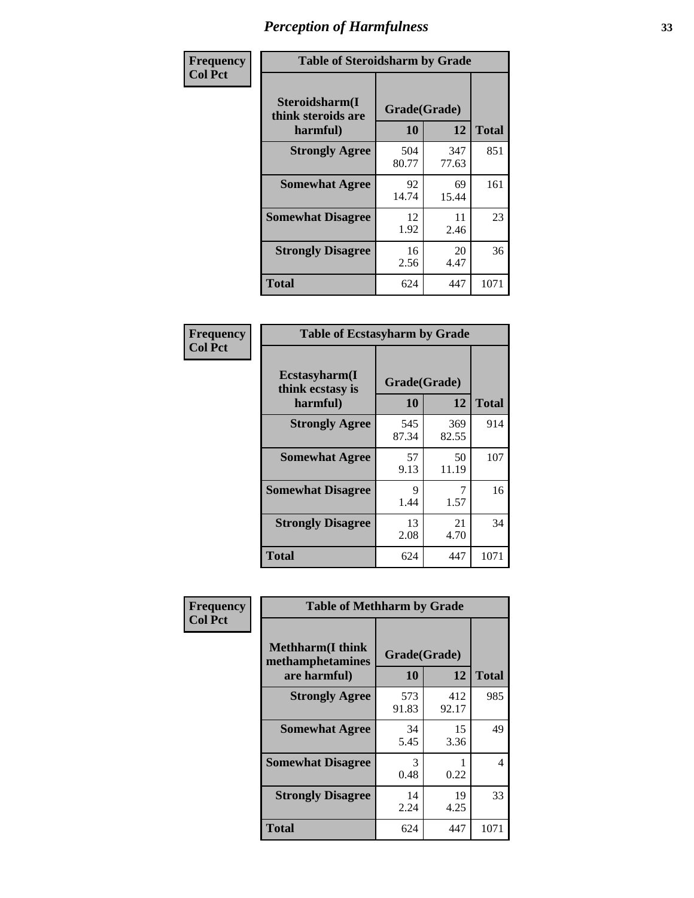# Perception of Harmfulness

| Frequency<br>Col Pct | Table of Steroidsharm by Grade | | |
|---|---|---|---|
| **Steroidsharm(I think steroids are harmful)** | **Grade(Grade)** | | |
| | **10** | **12** | **Total** |
| **Strongly Agree** | 504<br>80.77 | 347<br>77.63 | 851 |
| **Somewhat Agree** | 92<br>14.74 | 69<br>15.44 | 161 |
| **Somewhat Disagree** | 12<br>1.92 | 11<br>2.46 | 23 |
| **Strongly Disagree** | 16<br>2.56 | 20<br>4.47 | 36 |
| **Total** | 624 | 447 | 1071 |

| Frequency<br>Col Pct | Table of Ecstasyharm by Grade | | |
|---|---|---|---|
| **Ecstasyharm(I think ecstasy is harmful)** | **Grade(Grade)** | | |
| | **10** | **12** | **Total** |
| **Strongly Agree** | 545<br>87.34 | 369<br>82.55 | 914 |
| **Somewhat Agree** | 57<br>9.13 | 50<br>11.19 | 107 |
| **Somewhat Disagree** | 9<br>1.44 | 7<br>1.57 | 16 |
| **Strongly Disagree** | 13<br>2.08 | 21<br>4.70 | 34 |
| **Total** | 624 | 447 | 1071 |

| Frequency<br>Col Pct | Table of Methharm by Grade | | |
|---|---|---|---|
| **Methharm(I think methamphetamines are harmful)** | **Grade(Grade)** | | |
| | **10** | **12** | **Total** |
| **Strongly Agree** | 573<br>91.83 | 412<br>92.17 | 985 |
| **Somewhat Agree** | 34<br>5.45 | 15<br>3.36 | 49 |
| **Somewhat Disagree** | 3<br>0.48 | 1<br>0.22 | 4 |
| **Strongly Disagree** | 14<br>2.24 | 19<br>4.25 | 33 |
| **Total** | 624 | 447 | 1071 |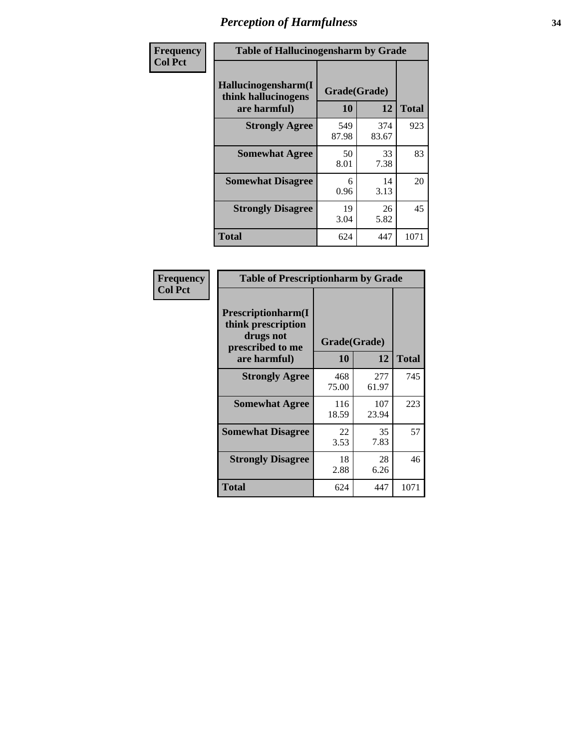# Perception of Harmfulness

| Frequency Col Pct | | | |
|---|---|---|---|

**Table of Hallucinogensharm by Grade**

| Hallucinogensharm(I think hallucinogens are harmful) | Grade(Grade) | | |
|---|---|---|---|
| | 10 | 12 | Total |
| Strongly Agree | 549<br>87.98 | 374<br>83.67 | 923 |
| Somewhat Agree | 50<br>8.01 | 33<br>7.38 | 83 |
| Somewhat Disagree | 6<br>0.96 | 14<br>3.13 | 20 |
| Strongly Disagree | 19<br>3.04 | 26<br>5.82 | 45 |
| Total | 624 | 447 | 1071 |

| Frequency Col Pct | | | |
|---|---|---|---|

**Table of Prescriptionharm by Grade**

| Prescriptionharm(I think prescription drugs not prescribed to me are harmful) | Grade(Grade) | | |
|---|---|---|---|
| | 10 | 12 | Total |
| Strongly Agree | 468<br>75.00 | 277<br>61.97 | 745 |
| Somewhat Agree | 116<br>18.59 | 107<br>23.94 | 223 |
| Somewhat Disagree | 22<br>3.53 | 35<br>7.83 | 57 |
| Strongly Disagree | 18<br>2.88 | 28<br>6.26 | 46 |
| Total | 624 | 447 | 1071 |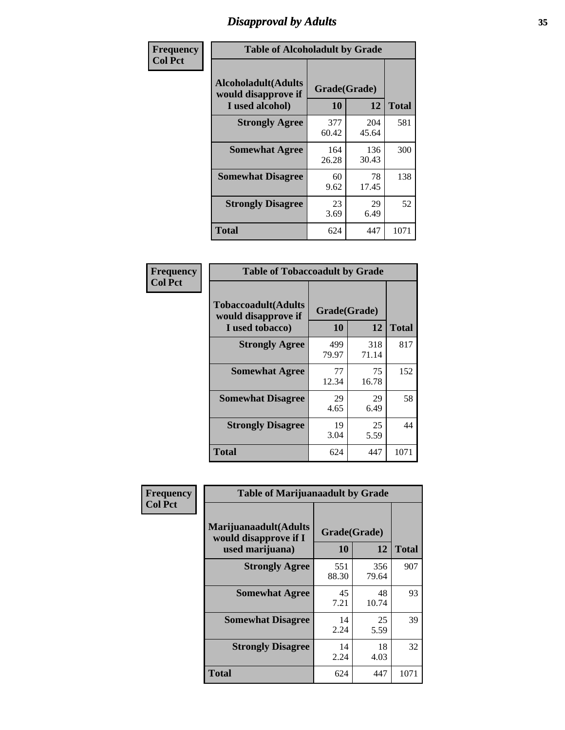# Disapproval by Adults

| Frequency<br>Col Pct | Table of Alcoholadult by Grade | | |
|---|---|---|---|
| Alcoholadult(Adults would disapprove if I used alcohol) | Grade(Grade) | | |
| | 10 | 12 | Total |
| Strongly Agree | 377<br>60.42 | 204<br>45.64 | 581 |
| Somewhat Agree | 164<br>26.28 | 136<br>30.43 | 300 |
| Somewhat Disagree | 60<br>9.62 | 78<br>17.45 | 138 |
| Strongly Disagree | 23<br>3.69 | 29<br>6.49 | 52 |
| Total | 624 | 447 | 1071 |

| Frequency<br>Col Pct | Table of Tobaccoadult by Grade | | |
|---|---|---|---|
| Tobaccoadult(Adults would disapprove if I used tobacco) | Grade(Grade) | | |
| | 10 | 12 | Total |
| Strongly Agree | 499<br>79.97 | 318<br>71.14 | 817 |
| Somewhat Agree | 77<br>12.34 | 75<br>16.78 | 152 |
| Somewhat Disagree | 29<br>4.65 | 29<br>6.49 | 58 |
| Strongly Disagree | 19<br>3.04 | 25<br>5.59 | 44 |
| Total | 624 | 447 | 1071 |

| Frequency<br>Col Pct | Table of Marijuanaadult by Grade | | |
|---|---|---|---|
| Marijuanaadult(Adults would disapprove if I used marijuana) | Grade(Grade) | | |
| | 10 | 12 | Total |
| Strongly Agree | 551<br>88.30 | 356<br>79.64 | 907 |
| Somewhat Agree | 45<br>7.21 | 48<br>10.74 | 93 |
| Somewhat Disagree | 14<br>2.24 | 25<br>5.59 | 39 |
| Strongly Disagree | 14<br>2.24 | 18<br>4.03 | 32 |
| Total | 624 | 447 | 1071 |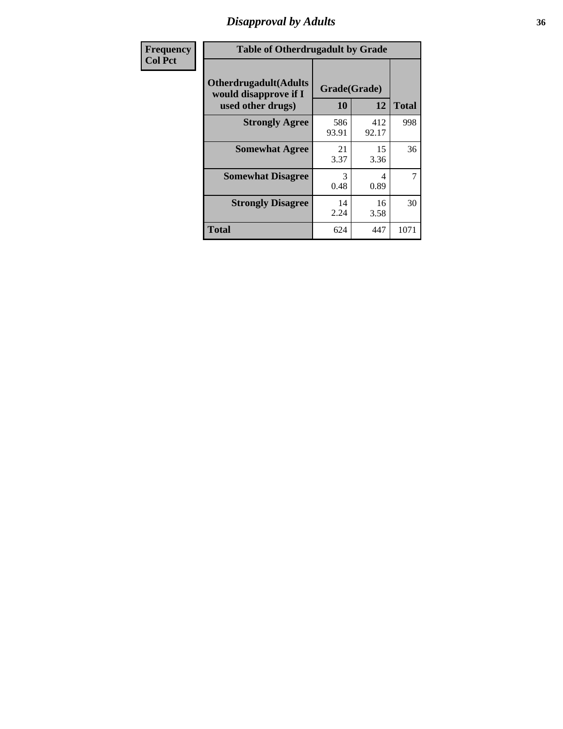| Frequency |
|---|
| Col Pct |

| Table of Otherdrugadult by Grade | | | |
|---|---|---|---|
| Otherdrugadult(Adults would disapprove if I used other drugs) | Grade(Grade) | | |
| | 10 | 12 | Total |
| Strongly Agree | 586<br>93.91 | 412<br>92.17 | 998 |
| Somewhat Agree | 21<br>3.37 | 15<br>3.36 | 36 |
| Somewhat Disagree | 3<br>0.48 | 4<br>0.89 | 7 |
| Strongly Disagree | 14<br>2.24 | 16<br>3.58 | 30 |
| Total | 624 | 447 | 1071 |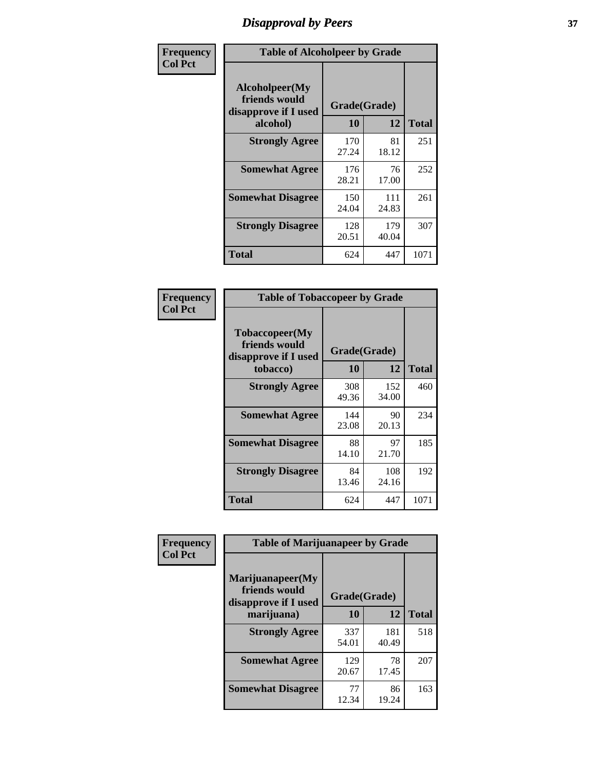# Disapproval by Peers

| Frequency Col Pct | Table of Alcoholpeer by Grade | | |
|---|---|---|---|
| Alcoholpeer(My friends would disapprove if I used alcohol) | Grade(Grade) | | |
| | 10 | 12 | Total |
| Strongly Agree | 170<br>27.24 | 81<br>18.12 | 251 |
| Somewhat Agree | 176<br>28.21 | 76<br>17.00 | 252 |
| Somewhat Disagree | 150<br>24.04 | 111<br>24.83 | 261 |
| Strongly Disagree | 128<br>20.51 | 179<br>40.04 | 307 |
| Total | 624 | 447 | 1071 |

| Frequency Col Pct | Table of Tobaccopeer by Grade | | |
|---|---|---|---|
| Tobaccopeer(My friends would disapprove if I used tobacco) | Grade(Grade) | | |
| | 10 | 12 | Total |
| Strongly Agree | 308<br>49.36 | 152<br>34.00 | 460 |
| Somewhat Agree | 144<br>23.08 | 90<br>20.13 | 234 |
| Somewhat Disagree | 88<br>14.10 | 97<br>21.70 | 185 |
| Strongly Disagree | 84<br>13.46 | 108<br>24.16 | 192 |
| Total | 624 | 447 | 1071 |

| Frequency Col Pct | Table of Marijuanapeer by Grade | | |
|---|---|---|---|
| Marijuanapeer(My friends would disapprove if I used marijuana) | Grade(Grade) | | |
| | 10 | 12 | Total |
| Strongly Agree | 337<br>54.01 | 181<br>40.49 | 518 |
| Somewhat Agree | 129<br>20.67 | 78<br>17.45 | 207 |
| Somewhat Disagree | 77<br>12.34 | 86<br>19.24 | 163 |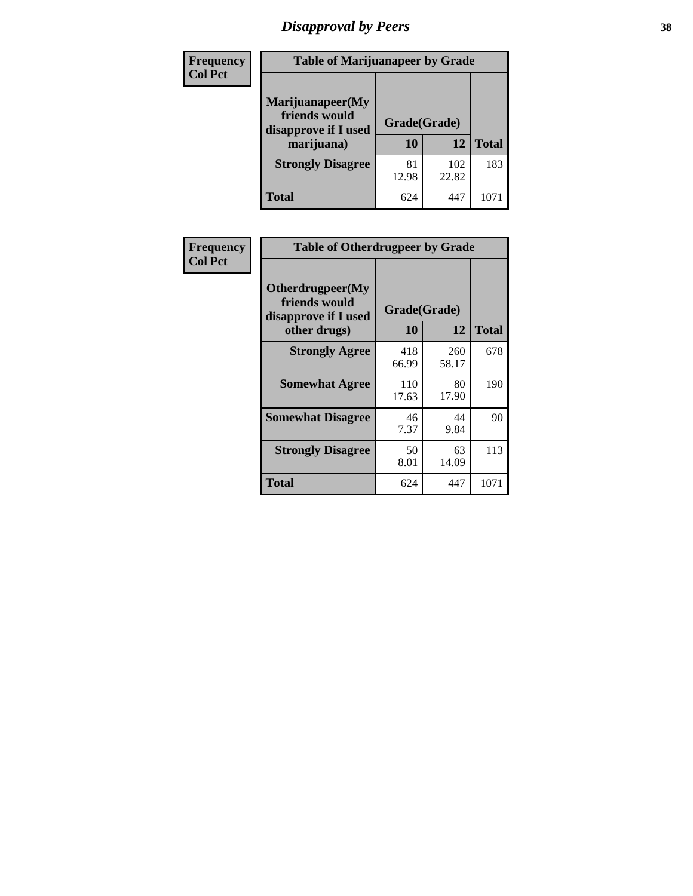# Disapproval by Peers

| Frequency<br>Col Pct | Table of Marijuanapeer by Grade | | |
|---|---|---|---|
| Marijuanapeer(My friends would disapprove if I used marijuana) | Grade(Grade) | | |
| | 10 | 12 | Total |
| Strongly Disagree | 81<br>12.98 | 102<br>22.82 | 183 |
| Total | 624 | 447 | 1071 |

| Frequency<br>Col Pct | Table of Otherdrugpeer by Grade | | |
|---|---|---|---|
| Otherdrugpeer(My friends would disapprove if I used other drugs) | Grade(Grade) | | |
| | 10 | 12 | Total |
| Strongly Agree | 418<br>66.99 | 260<br>58.17 | 678 |
| Somewhat Agree | 110<br>17.63 | 80<br>17.90 | 190 |
| Somewhat Disagree | 46<br>7.37 | 44<br>9.84 | 90 |
| Strongly Disagree | 50<br>8.01 | 63<br>14.09 | 113 |
| Total | 624 | 447 | 1071 |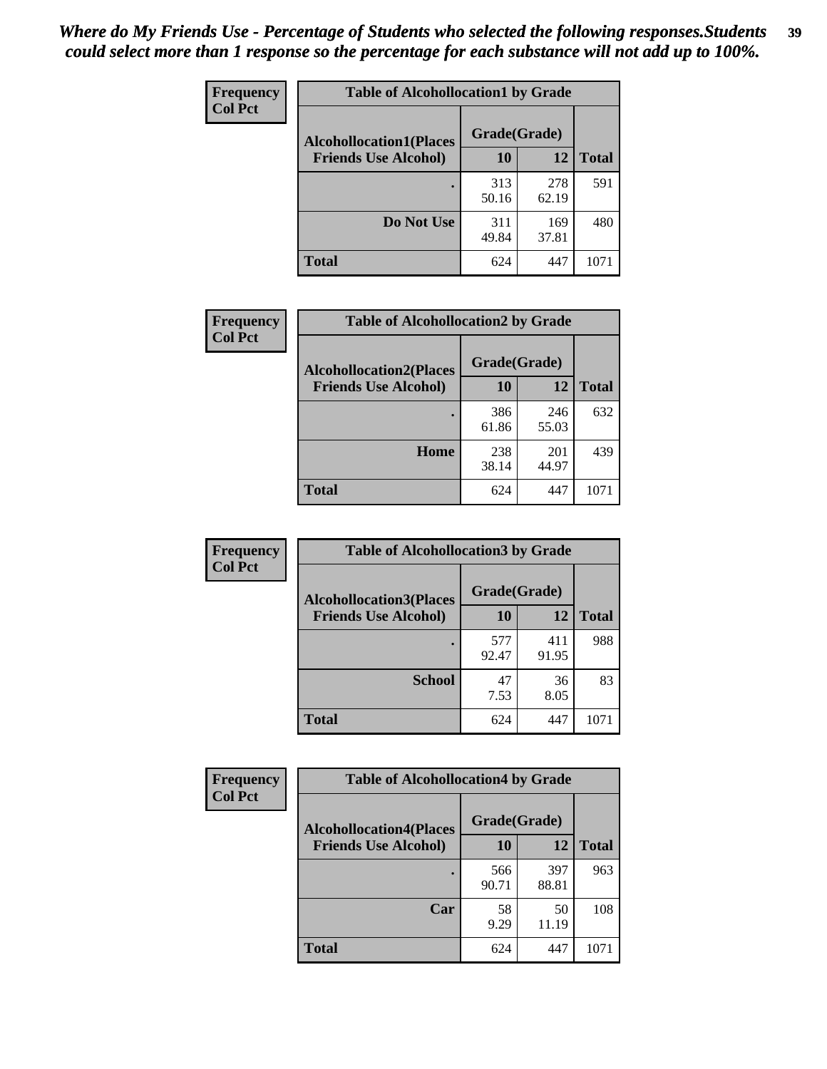*Where do My Friends Use - Percentage of Students who selected the following responses.Students could select more than 1 response so the percentage for each substance will not add up to 100%.*

**Frequency**
**Col Pct**

| Table of Alcohollocation1 by Grade | | | |
|---|---|---|---|
| Alcohollocation1(Places Friends Use Alcohol) | Grade(Grade) | | Total |
| | 10 | 12 | |
| . | 313<br>50.16 | 278<br>62.19 | 591 |
| Do Not Use | 311<br>49.84 | 169<br>37.81 | 480 |
| Total | 624 | 447 | 1071 |

**Frequency**
**Col Pct**

| Table of Alcohollocation2 by Grade | | | |
|---|---|---|---|
| Alcohollocation2(Places Friends Use Alcohol) | Grade(Grade) | | Total |
| | 10 | 12 | |
| . | 386<br>61.86 | 246<br>55.03 | 632 |
| Home | 238<br>38.14 | 201<br>44.97 | 439 |
| Total | 624 | 447 | 1071 |

**Frequency**
**Col Pct**

| Table of Alcohollocation3 by Grade | | | |
|---|---|---|---|
| Alcohollocation3(Places Friends Use Alcohol) | Grade(Grade) | | Total |
| | 10 | 12 | |
| . | 577<br>92.47 | 411<br>91.95 | 988 |
| School | 47<br>7.53 | 36<br>8.05 | 83 |
| Total | 624 | 447 | 1071 |

**Frequency**
**Col Pct**

| Table of Alcohollocation4 by Grade | | | |
|---|---|---|---|
| Alcohollocation4(Places Friends Use Alcohol) | Grade(Grade) | | Total |
| | 10 | 12 | |
| . | 566<br>90.71 | 397<br>88.81 | 963 |
| Car | 58<br>9.29 | 50<br>11.19 | 108 |
| Total | 624 | 447 | 1071 |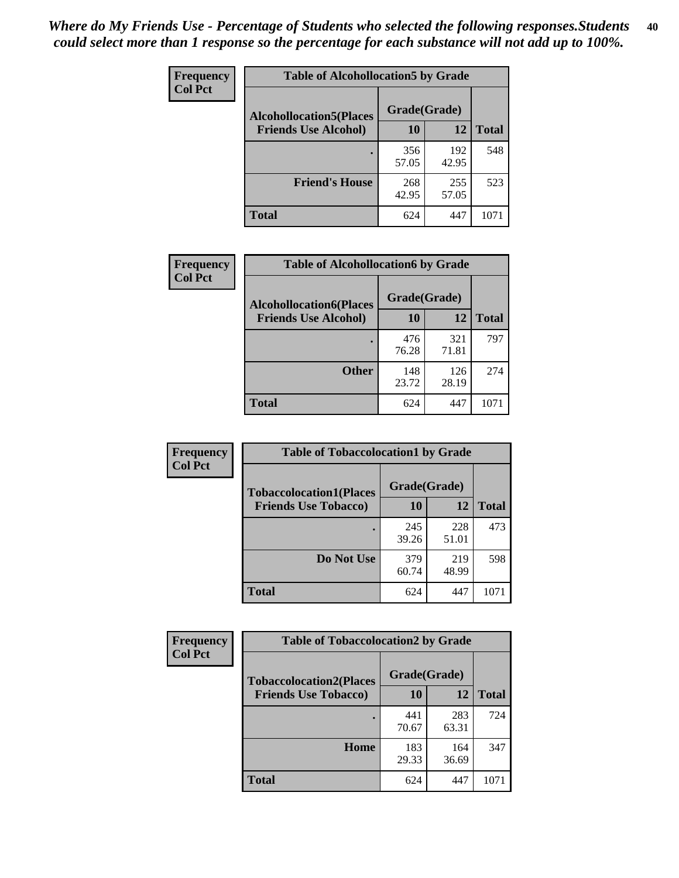*Where do My Friends Use - Percentage of Students who selected the following responses.Students could select more than 1 response so the percentage for each substance will not add up to 100%.*

**Frequency**
**Col Pct**

| Table of Alcohollocation5 by Grade | | | |
|---|---|---|---|
| **Alcohollocation5(Places Friends Use Alcohol)** | **Grade(Grade)** | | |
| | **10** | **12** | **Total** |
| **.** | 356<br>57.05 | 192<br>42.95 | 548 |
| **Friend's House** | 268<br>42.95 | 255<br>57.05 | 523 |
| **Total** | 624 | 447 | 1071 |

**Frequency**
**Col Pct**

| Table of Alcohollocation6 by Grade | | | |
|---|---|---|---|
| **Alcohollocation6(Places Friends Use Alcohol)** | **Grade(Grade)** | | |
| | **10** | **12** | **Total** |
| **.** | 476<br>76.28 | 321<br>71.81 | 797 |
| **Other** | 148<br>23.72 | 126<br>28.19 | 274 |
| **Total** | 624 | 447 | 1071 |

**Frequency**
**Col Pct**

| Table of Tobaccolocation1 by Grade | | | |
|---|---|---|---|
| **Tobaccolocation1(Places Friends Use Tobacco)** | **Grade(Grade)** | | |
| | **10** | **12** | **Total** |
| **.** | 245<br>39.26 | 228<br>51.01 | 473 |
| **Do Not Use** | 379<br>60.74 | 219<br>48.99 | 598 |
| **Total** | 624 | 447 | 1071 |

**Frequency**
**Col Pct**

| Table of Tobaccolocation2 by Grade | | | |
|---|---|---|---|
| **Tobaccolocation2(Places Friends Use Tobacco)** | **Grade(Grade)** | | |
| | **10** | **12** | **Total** |
| **.** | 441<br>70.67 | 283<br>63.31 | 724 |
| **Home** | 183<br>29.33 | 164<br>36.69 | 347 |
| **Total** | 624 | 447 | 1071 |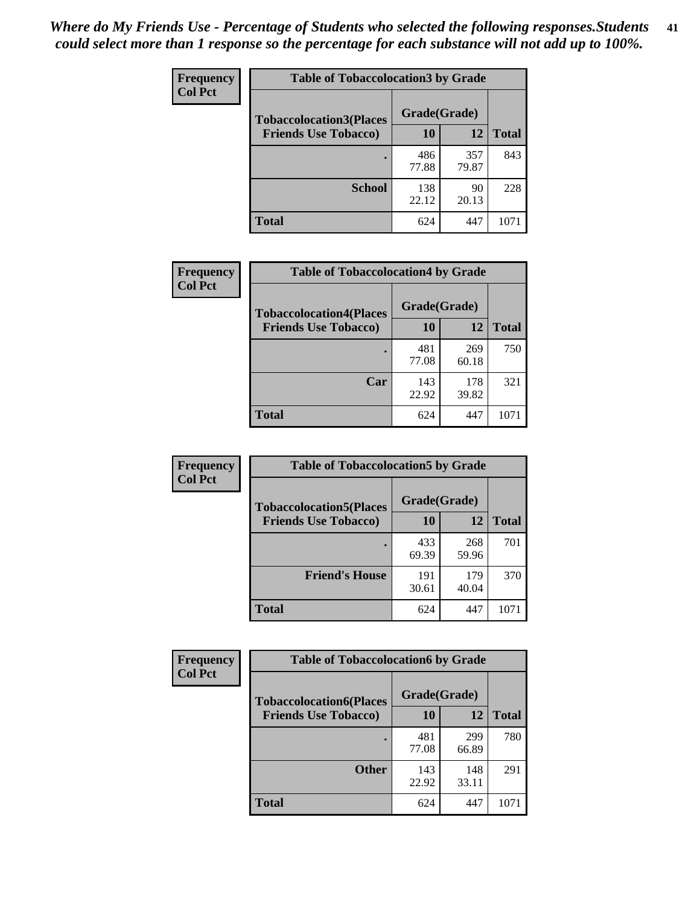*Where do My Friends Use - Percentage of Students who selected the following responses.Students could select more than 1 response so the percentage for each substance will not add up to 100%.*

**Frequency**
**Col Pct**

**Table of Tobaccolocation3 by Grade**

| Tobaccolocation3(Places Friends Use Tobacco) | Grade(Grade) 10 | 12 | Total |
|---|---|---|---|
| . | 486<br>77.88 | 357<br>79.87 | 843 |
| School | 138<br>22.12 | 90<br>20.13 | 228 |
| Total | 624 | 447 | 1071 |

**Frequency**
**Col Pct**

**Table of Tobaccolocation4 by Grade**

| Tobaccolocation4(Places Friends Use Tobacco) | Grade(Grade) 10 | 12 | Total |
|---|---|---|---|
| . | 481<br>77.08 | 269<br>60.18 | 750 |
| Car | 143<br>22.92 | 178<br>39.82 | 321 |
| Total | 624 | 447 | 1071 |

**Frequency**
**Col Pct**

**Table of Tobaccolocation5 by Grade**

| Tobaccolocation5(Places Friends Use Tobacco) | Grade(Grade) 10 | 12 | Total |
|---|---|---|---|
| . | 433<br>69.39 | 268<br>59.96 | 701 |
| Friend's House | 191<br>30.61 | 179<br>40.04 | 370 |
| Total | 624 | 447 | 1071 |

**Frequency**
**Col Pct**

**Table of Tobaccolocation6 by Grade**

| Tobaccolocation6(Places Friends Use Tobacco) | Grade(Grade) 10 | 12 | Total |
|---|---|---|---|
| . | 481<br>77.08 | 299<br>66.89 | 780 |
| Other | 143<br>22.92 | 148<br>33.11 | 291 |
| Total | 624 | 447 | 1071 |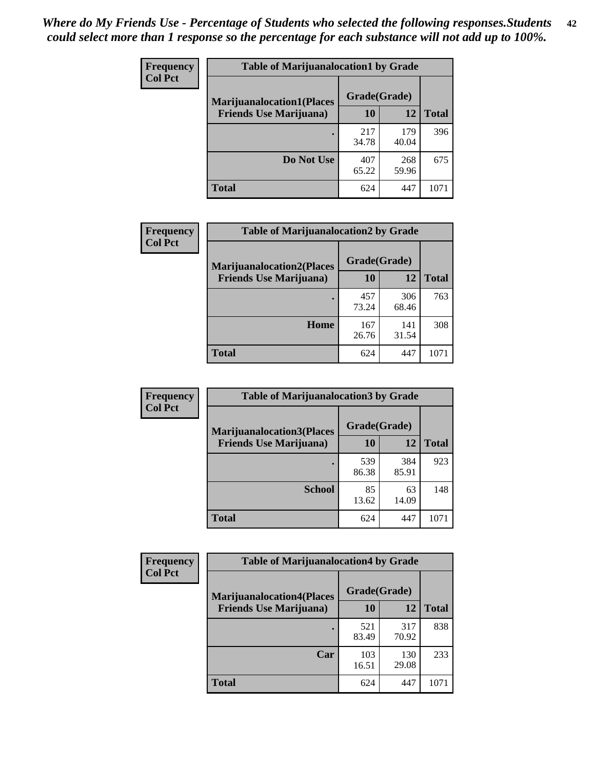*Where do My Friends Use - Percentage of Students who selected the following responses.Students could select more than 1 response so the percentage for each substance will not add up to 100%.*

**Frequency**
**Col Pct**

| Table of Marijuanalocation1 by Grade | | | |
|---|---|---|---|
| **Marijuanalocation1(Places Friends Use Marijuana)** | **Grade(Grade)** | | **Total** |
| | **10** | **12** | |
| **.** | 217<br>34.78 | 179<br>40.04 | 396 |
| **Do Not Use** | 407<br>65.22 | 268<br>59.96 | 675 |
| **Total** | 624 | 447 | 1071 |

**Frequency**
**Col Pct**

| Table of Marijuanalocation2 by Grade | | | |
|---|---|---|---|
| **Marijuanalocation2(Places Friends Use Marijuana)** | **Grade(Grade)** | | **Total** |
| | **10** | **12** | |
| **.** | 457<br>73.24 | 306<br>68.46 | 763 |
| **Home** | 167<br>26.76 | 141<br>31.54 | 308 |
| **Total** | 624 | 447 | 1071 |

**Frequency**
**Col Pct**

| Table of Marijuanalocation3 by Grade | | | |
|---|---|---|---|
| **Marijuanalocation3(Places Friends Use Marijuana)** | **Grade(Grade)** | | **Total** |
| | **10** | **12** | |
| **.** | 539<br>86.38 | 384<br>85.91 | 923 |
| **School** | 85<br>13.62 | 63<br>14.09 | 148 |
| **Total** | 624 | 447 | 1071 |

**Frequency**
**Col Pct**

| Table of Marijuanalocation4 by Grade | | | |
|---|---|---|---|
| **Marijuanalocation4(Places Friends Use Marijuana)** | **Grade(Grade)** | | **Total** |
| | **10** | **12** | |
| **.** | 521<br>83.49 | 317<br>70.92 | 838 |
| **Car** | 103<br>16.51 | 130<br>29.08 | 233 |
| **Total** | 624 | 447 | 1071 |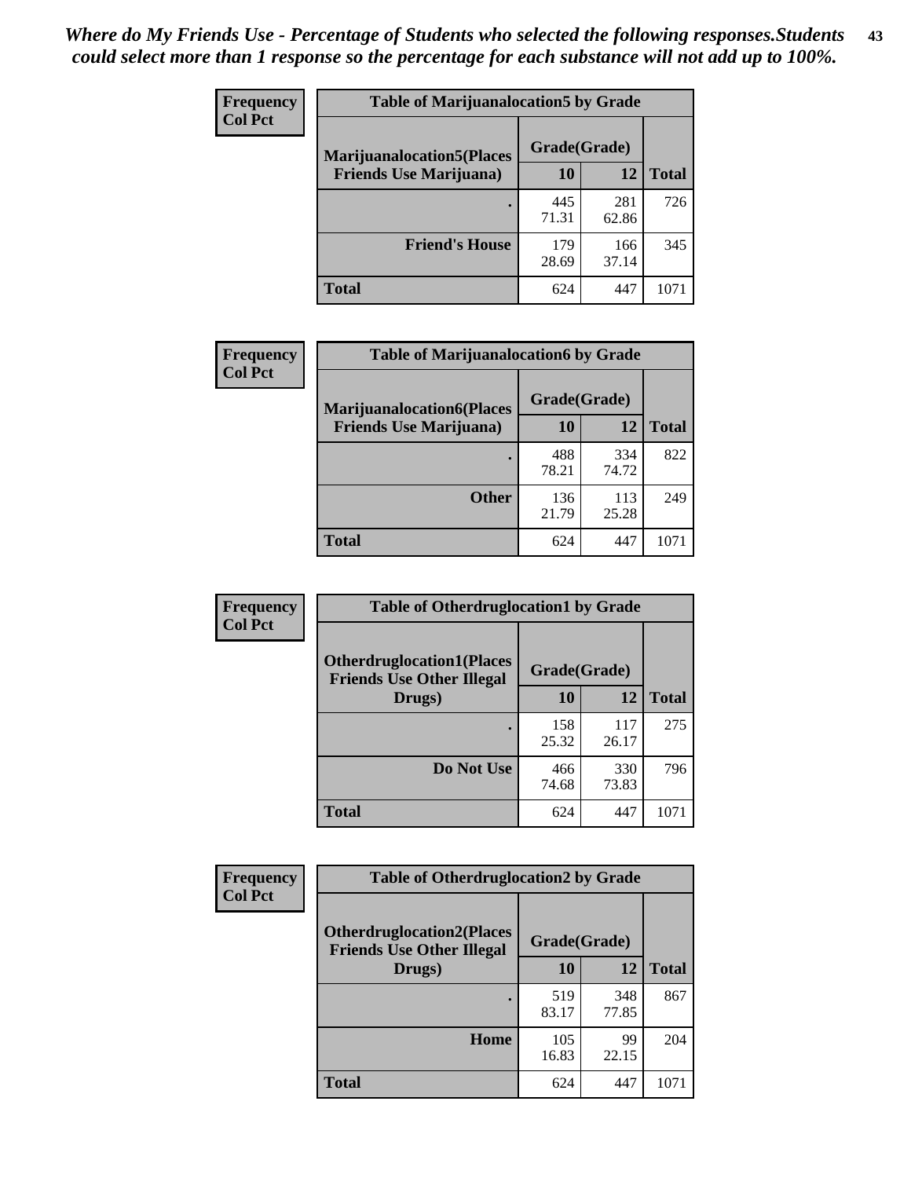*Where do My Friends Use - Percentage of Students who selected the following responses.Students could select more than 1 response so the percentage for each substance will not add up to 100%.*

**Frequency**
**Col Pct**

| Table of Marijuanalocation5 by Grade | | | |
|---|---|---|---|
| **Marijuanalocation5(Places Friends Use Marijuana)** | **Grade(Grade)** | | **Total** |
| | **10** | **12** | |
| **.** | 445<br>71.31 | 281<br>62.86 | 726 |
| **Friend's House** | 179<br>28.69 | 166<br>37.14 | 345 |
| **Total** | 624 | 447 | 1071 |

**Frequency**
**Col Pct**

| Table of Marijuanalocation6 by Grade | | | |
|---|---|---|---|
| **Marijuanalocation6(Places Friends Use Marijuana)** | **Grade(Grade)** | | **Total** |
| | **10** | **12** | |
| **.** | 488<br>78.21 | 334<br>74.72 | 822 |
| **Other** | 136<br>21.79 | 113<br>25.28 | 249 |
| **Total** | 624 | 447 | 1071 |

**Frequency**
**Col Pct**

| Table of Otherdruglocation1 by Grade | | | |
|---|---|---|---|
| **Otherdruglocation1(Places Friends Use Other Illegal Drugs)** | **Grade(Grade)** | | **Total** |
| | **10** | **12** | |
| **.** | 158<br>25.32 | 117<br>26.17 | 275 |
| **Do Not Use** | 466<br>74.68 | 330<br>73.83 | 796 |
| **Total** | 624 | 447 | 1071 |

**Frequency**
**Col Pct**

| Table of Otherdruglocation2 by Grade | | | |
|---|---|---|---|
| **Otherdruglocation2(Places Friends Use Other Illegal Drugs)** | **Grade(Grade)** | | **Total** |
| | **10** | **12** | |
| **.** | 519<br>83.17 | 348<br>77.85 | 867 |
| **Home** | 105<br>16.83 | 99<br>22.15 | 204 |
| **Total** | 624 | 447 | 1071 |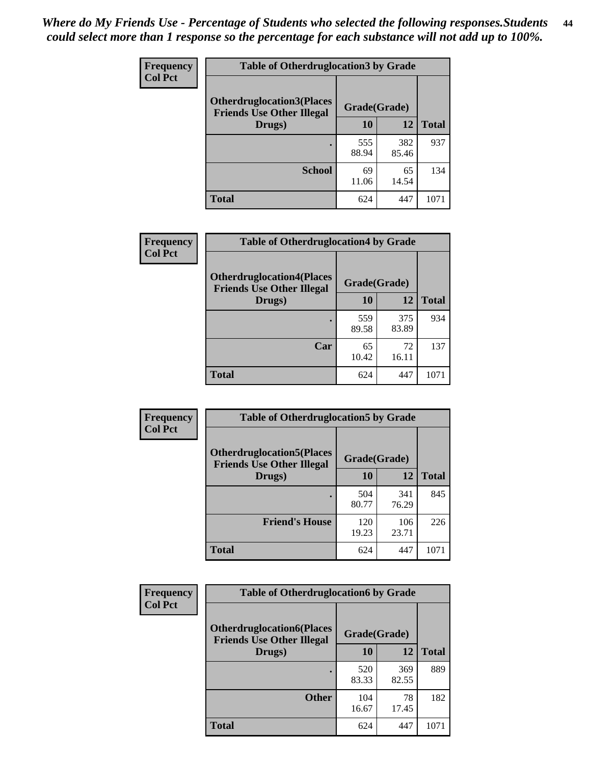*Where do My Friends Use - Percentage of Students who selected the following responses.Students could select more than 1 response so the percentage for each substance will not add up to 100%.*

**Frequency**
**Col Pct**

| Table of Otherdruglocation3 by Grade | | | |
|---|---|---|---|
| Otherdruglocation3(Places Friends Use Other Illegal Drugs) | Grade(Grade) | | |
| | 10 | 12 | Total |
| . | 555<br>88.94 | 382<br>85.46 | 937 |
| School | 69<br>11.06 | 65<br>14.54 | 134 |
| Total | 624 | 447 | 1071 |

**Frequency**
**Col Pct**

| Table of Otherdruglocation4 by Grade | | | |
|---|---|---|---|
| Otherdruglocation4(Places Friends Use Other Illegal Drugs) | Grade(Grade) | | |
| | 10 | 12 | Total |
| . | 559<br>89.58 | 375<br>83.89 | 934 |
| Car | 65<br>10.42 | 72<br>16.11 | 137 |
| Total | 624 | 447 | 1071 |

**Frequency**
**Col Pct**

| Table of Otherdruglocation5 by Grade | | | |
|---|---|---|---|
| Otherdruglocation5(Places Friends Use Other Illegal Drugs) | Grade(Grade) | | |
| | 10 | 12 | Total |
| . | 504<br>80.77 | 341<br>76.29 | 845 |
| Friend's House | 120<br>19.23 | 106<br>23.71 | 226 |
| Total | 624 | 447 | 1071 |

**Frequency**
**Col Pct**

| Table of Otherdruglocation6 by Grade | | | |
|---|---|---|---|
| Otherdruglocation6(Places Friends Use Other Illegal Drugs) | Grade(Grade) | | |
| | 10 | 12 | Total |
| . | 520<br>83.33 | 369<br>82.55 | 889 |
| Other | 104<br>16.67 | 78<br>17.45 | 182 |
| Total | 624 | 447 | 1071 |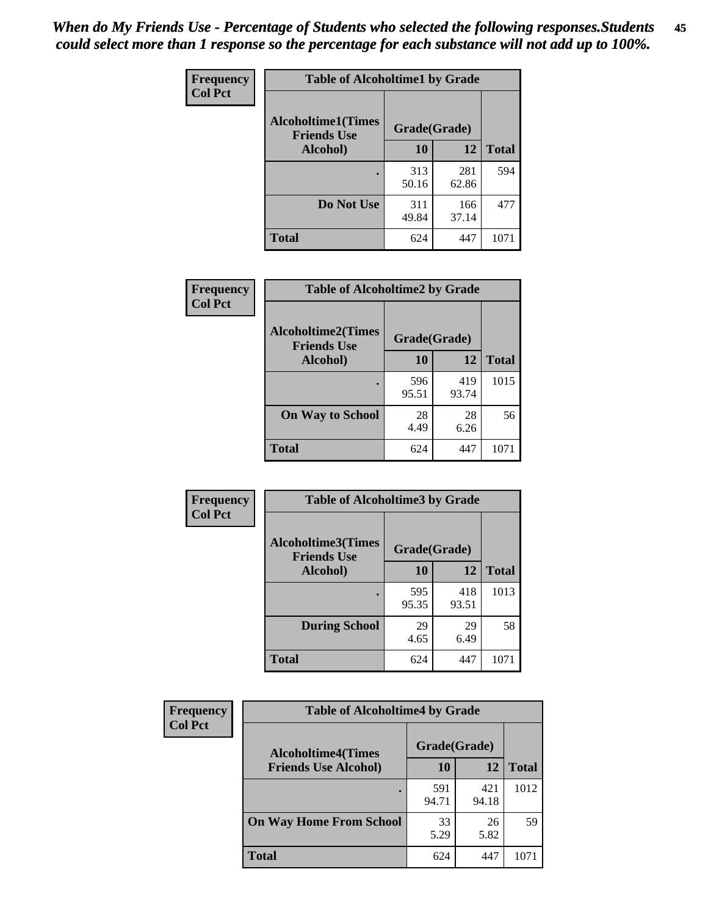*When do My Friends Use - Percentage of Students who selected the following responses.Students could select more than 1 response so the percentage for each substance will not add up to 100%.*

**Frequency**
**Col Pct**

| Table of Alcoholtime1 by Grade | | | |
|---|---|---|---|
| **Alcoholtime1(Times Friends Use Alcohol)** | **Grade(Grade)** | | **Total** |
| | **10** | **12** | |
| **.** | 313<br>50.16 | 281<br>62.86 | 594 |
| **Do Not Use** | 311<br>49.84 | 166<br>37.14 | 477 |
| **Total** | 624 | 447 | 1071 |

**Frequency**
**Col Pct**

| Table of Alcoholtime2 by Grade | | | |
|---|---|---|---|
| **Alcoholtime2(Times Friends Use Alcohol)** | **Grade(Grade)** | | **Total** |
| | **10** | **12** | |
| **.** | 596<br>95.51 | 419<br>93.74 | 1015 |
| **On Way to School** | 28<br>4.49 | 28<br>6.26 | 56 |
| **Total** | 624 | 447 | 1071 |

**Frequency**
**Col Pct**

| Table of Alcoholtime3 by Grade | | | |
|---|---|---|---|
| **Alcoholtime3(Times Friends Use Alcohol)** | **Grade(Grade)** | | **Total** |
| | **10** | **12** | |
| **.** | 595<br>95.35 | 418<br>93.51 | 1013 |
| **During School** | 29<br>4.65 | 29<br>6.49 | 58 |
| **Total** | 624 | 447 | 1071 |

**Frequency**
**Col Pct**

| Table of Alcoholtime4 by Grade | | | |
|---|---|---|---|
| **Alcoholtime4(Times Friends Use Alcohol)** | **Grade(Grade)** | | **Total** |
| | **10** | **12** | |
| **.** | 591<br>94.71 | 421<br>94.18 | 1012 |
| **On Way Home From School** | 33<br>5.29 | 26<br>5.82 | 59 |
| **Total** | 624 | 447 | 1071 |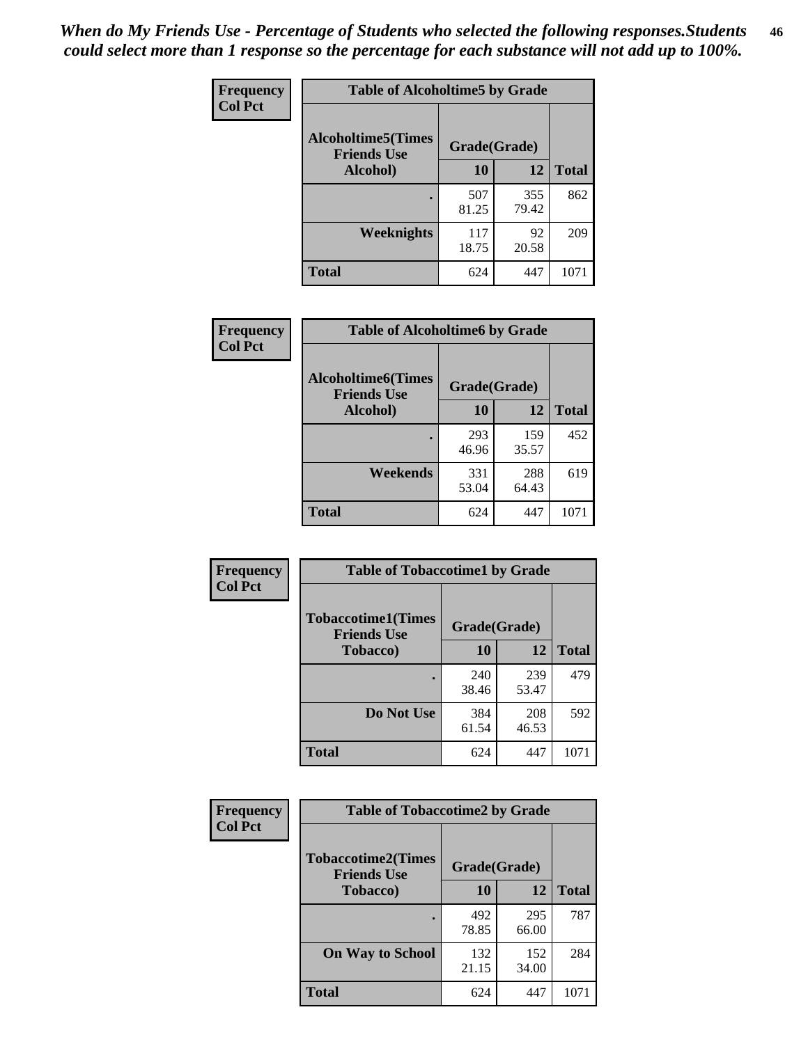*When do My Friends Use - Percentage of Students who selected the following responses.Students could select more than 1 response so the percentage for each substance will not add up to 100%.*

**Frequency**
**Col Pct**

| Table of Alcoholtime5 by Grade | | | |
|---|---|---|---|
| **Alcoholtime5(Times Friends Use Alcohol)** | **Grade(Grade)** | | **Total** |
| | **10** | **12** | |
| **.** | 507<br>81.25 | 355<br>79.42 | 862 |
| **Weeknights** | 117<br>18.75 | 92<br>20.58 | 209 |
| **Total** | 624 | 447 | 1071 |

**Frequency**
**Col Pct**

| Table of Alcoholtime6 by Grade | | | |
|---|---|---|---|
| **Alcoholtime6(Times Friends Use Alcohol)** | **Grade(Grade)** | | **Total** |
| | **10** | **12** | |
| **.** | 293<br>46.96 | 159<br>35.57 | 452 |
| **Weekends** | 331<br>53.04 | 288<br>64.43 | 619 |
| **Total** | 624 | 447 | 1071 |

**Frequency**
**Col Pct**

| Table of Tobaccotime1 by Grade | | | |
|---|---|---|---|
| **Tobaccotime1(Times Friends Use Tobacco)** | **Grade(Grade)** | | **Total** |
| | **10** | **12** | |
| **.** | 240<br>38.46 | 239<br>53.47 | 479 |
| **Do Not Use** | 384<br>61.54 | 208<br>46.53 | 592 |
| **Total** | 624 | 447 | 1071 |

**Frequency**
**Col Pct**

| Table of Tobaccotime2 by Grade | | | |
|---|---|---|---|
| **Tobaccotime2(Times Friends Use Tobacco)** | **Grade(Grade)** | | **Total** |
| | **10** | **12** | |
| **.** | 492<br>78.85 | 295<br>66.00 | 787 |
| **On Way to School** | 132<br>21.15 | 152<br>34.00 | 284 |
| **Total** | 624 | 447 | 1071 |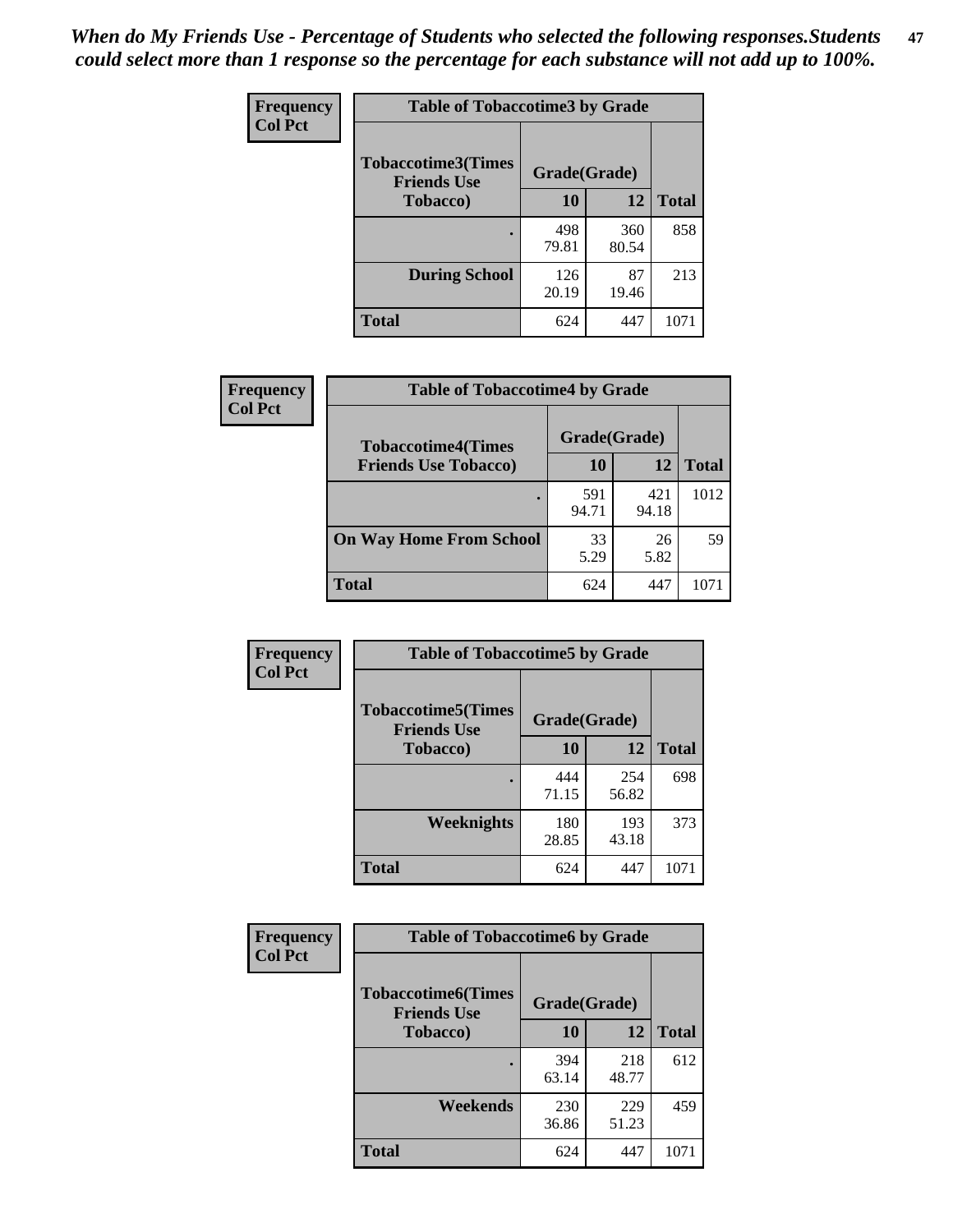*When do My Friends Use - Percentage of Students who selected the following responses.Students could select more than 1 response so the percentage for each substance will not add up to 100%.*

**Frequency**
**Col Pct**

| Table of Tobaccotime3 by Grade | | | |
|---|---|---|---|
| **Tobaccotime3(Times Friends Use Tobacco)** | **Grade(Grade)** | | **Total** |
| | **10** | **12** | |
| **.** | 498<br>79.81 | 360<br>80.54 | 858 |
| **During School** | 126<br>20.19 | 87<br>19.46 | 213 |
| **Total** | 624 | 447 | 1071 |

**Frequency**
**Col Pct**

| Table of Tobaccotime4 by Grade | | | |
|---|---|---|---|
| **Tobaccotime4(Times Friends Use Tobacco)** | **Grade(Grade)** | | **Total** |
| | **10** | **12** | |
| **.** | 591<br>94.71 | 421<br>94.18 | 1012 |
| **On Way Home From School** | 33<br>5.29 | 26<br>5.82 | 59 |
| **Total** | 624 | 447 | 1071 |

**Frequency**
**Col Pct**

| Table of Tobaccotime5 by Grade | | | |
|---|---|---|---|
| **Tobaccotime5(Times Friends Use Tobacco)** | **Grade(Grade)** | | **Total** |
| | **10** | **12** | |
| **.** | 444<br>71.15 | 254<br>56.82 | 698 |
| **Weeknights** | 180<br>28.85 | 193<br>43.18 | 373 |
| **Total** | 624 | 447 | 1071 |

**Frequency**
**Col Pct**

| Table of Tobaccotime6 by Grade | | | |
|---|---|---|---|
| **Tobaccotime6(Times Friends Use Tobacco)** | **Grade(Grade)** | | **Total** |
| | **10** | **12** | |
| **.** | 394<br>63.14 | 218<br>48.77 | 612 |
| **Weekends** | 230<br>36.86 | 229<br>51.23 | 459 |
| **Total** | 624 | 447 | 1071 |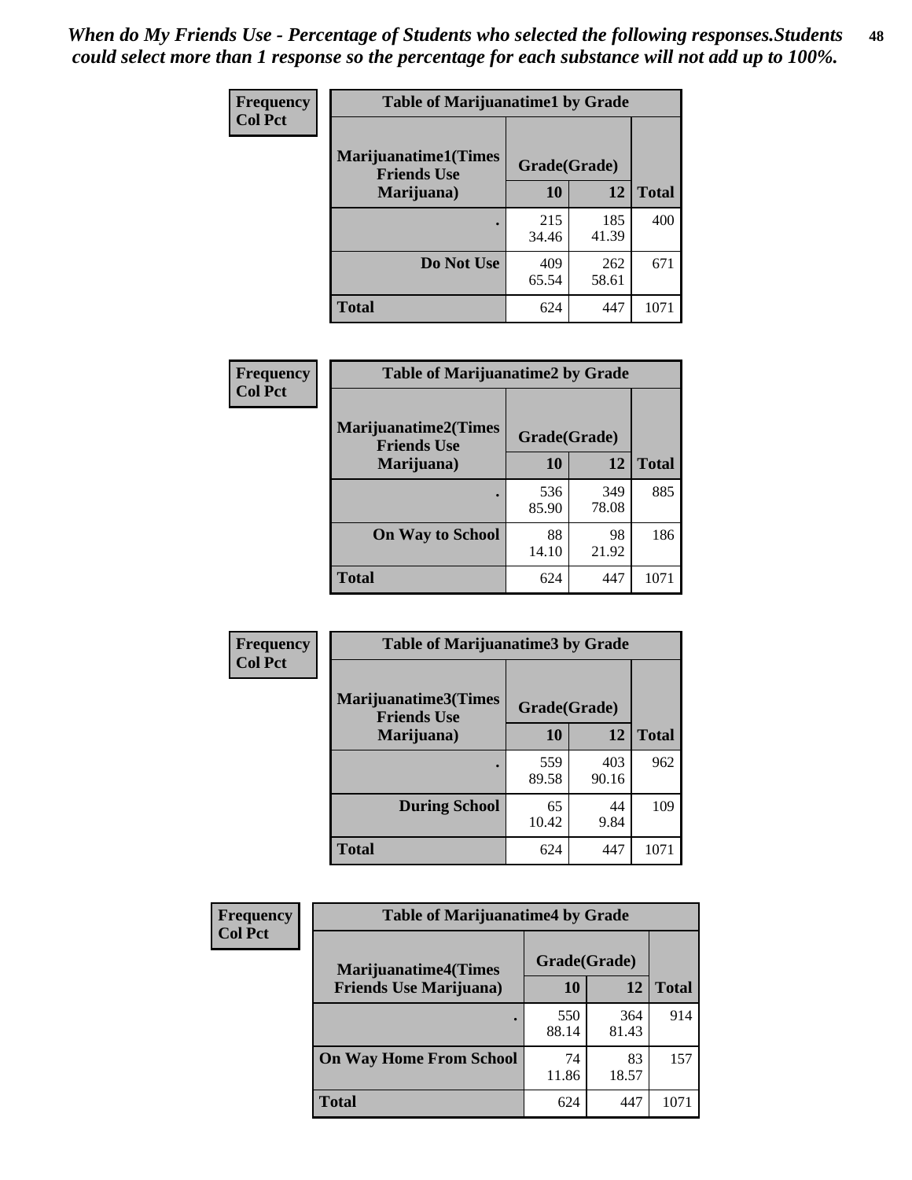*When do My Friends Use - Percentage of Students who selected the following responses.Students could select more than 1 response so the percentage for each substance will not add up to 100%.*

Frequency
Col Pct

| Table of Marijuanatime1 by Grade | | | |
|---|---|---|---|
| Marijuanatime1(Times Friends Use Marijuana) | Grade(Grade) | | Total |
| | 10 | 12 | |
| . | 215<br>34.46 | 185<br>41.39 | 400 |
| Do Not Use | 409<br>65.54 | 262<br>58.61 | 671 |
| Total | 624 | 447 | 1071 |

Frequency
Col Pct

| Table of Marijuanatime2 by Grade | | | |
|---|---|---|---|
| Marijuanatime2(Times Friends Use Marijuana) | Grade(Grade) | | Total |
| | 10 | 12 | |
| . | 536<br>85.90 | 349<br>78.08 | 885 |
| On Way to School | 88<br>14.10 | 98<br>21.92 | 186 |
| Total | 624 | 447 | 1071 |

Frequency
Col Pct

| Table of Marijuanatime3 by Grade | | | |
|---|---|---|---|
| Marijuanatime3(Times Friends Use Marijuana) | Grade(Grade) | | Total |
| | 10 | 12 | |
| . | 559<br>89.58 | 403<br>90.16 | 962 |
| During School | 65<br>10.42 | 44<br>9.84 | 109 |
| Total | 624 | 447 | 1071 |

Frequency
Col Pct

| Table of Marijuanatime4 by Grade | | | |
|---|---|---|---|
| Marijuanatime4(Times Friends Use Marijuana) | Grade(Grade) | | Total |
| | 10 | 12 | |
| . | 550<br>88.14 | 364<br>81.43 | 914 |
| On Way Home From School | 74<br>11.86 | 83<br>18.57 | 157 |
| Total | 624 | 447 | 1071 |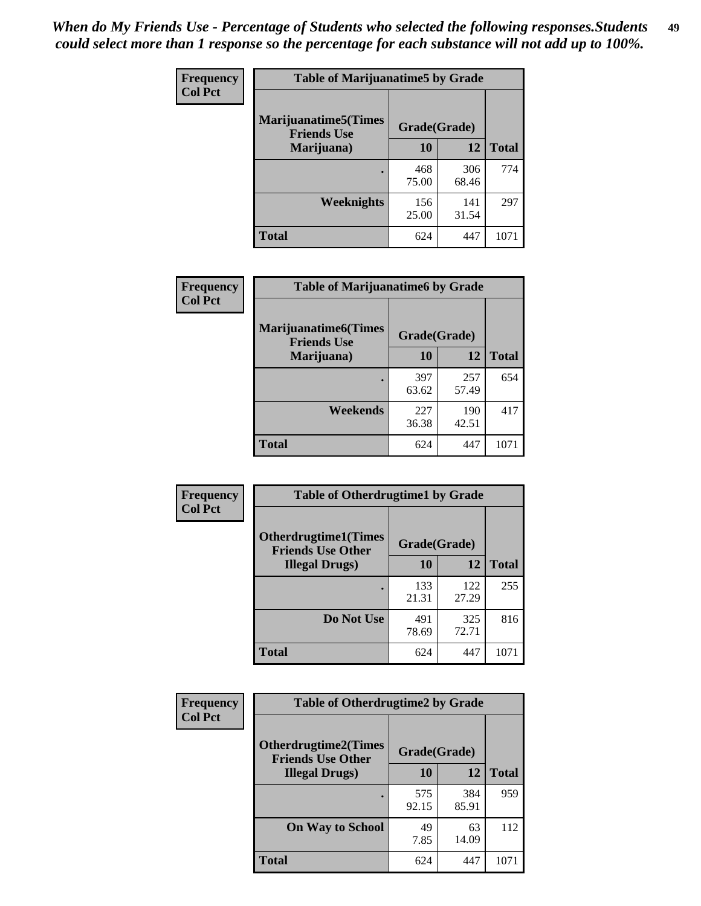*When do My Friends Use - Percentage of Students who selected the following responses.Students could select more than 1 response so the percentage for each substance will not add up to 100%.*

**Frequency**
**Col Pct**

| Table of Marijuanatime5 by Grade | | | |
|---|---|---|---|
| **Marijuanatime5(Times Friends Use Marijuana)** | **Grade(Grade)** | | **Total** |
| | **10** | **12** | |
| **.** | 468<br>75.00 | 306<br>68.46 | 774 |
| **Weeknights** | 156<br>25.00 | 141<br>31.54 | 297 |
| **Total** | 624 | 447 | 1071 |

**Frequency**
**Col Pct**

| Table of Marijuanatime6 by Grade | | | |
|---|---|---|---|
| **Marijuanatime6(Times Friends Use Marijuana)** | **Grade(Grade)** | | **Total** |
| | **10** | **12** | |
| **.** | 397<br>63.62 | 257<br>57.49 | 654 |
| **Weekends** | 227<br>36.38 | 190<br>42.51 | 417 |
| **Total** | 624 | 447 | 1071 |

**Frequency**
**Col Pct**

| Table of Otherdrugtime1 by Grade | | | |
|---|---|---|---|
| **Otherdrugtime1(Times Friends Use Other Illegal Drugs)** | **Grade(Grade)** | | **Total** |
| | **10** | **12** | |
| **.** | 133<br>21.31 | 122<br>27.29 | 255 |
| **Do Not Use** | 491<br>78.69 | 325<br>72.71 | 816 |
| **Total** | 624 | 447 | 1071 |

**Frequency**
**Col Pct**

| Table of Otherdrugtime2 by Grade | | | |
|---|---|---|---|
| **Otherdrugtime2(Times Friends Use Other Illegal Drugs)** | **Grade(Grade)** | | **Total** |
| | **10** | **12** | |
| **.** | 575<br>92.15 | 384<br>85.91 | 959 |
| **On Way to School** | 49<br>7.85 | 63<br>14.09 | 112 |
| **Total** | 624 | 447 | 1071 |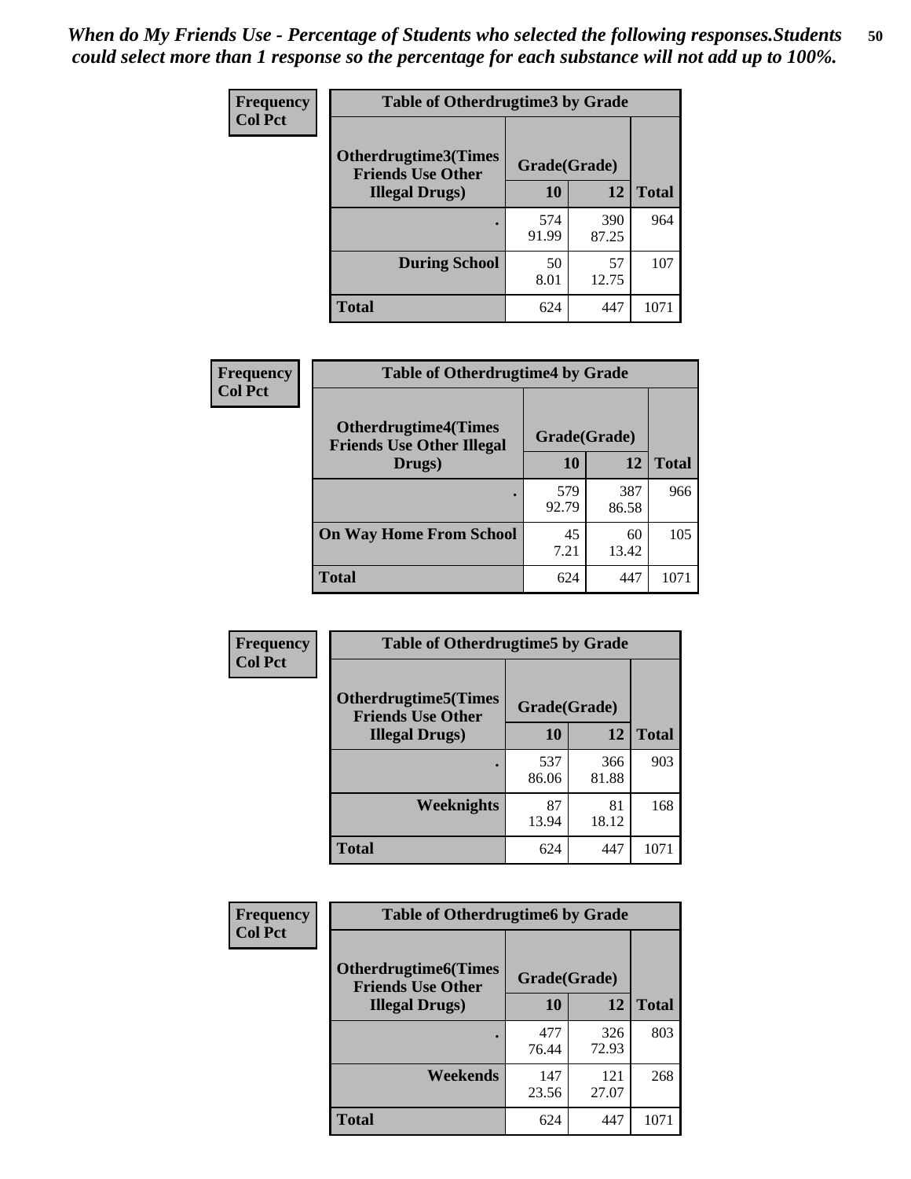*When do My Friends Use - Percentage of Students who selected the following responses.Students could select more than 1 response so the percentage for each substance will not add up to 100%.*

Frequency
Col Pct

| Table of Otherdrugtime3 by Grade | | | |
|---|---|---|---|
| Otherdrugtime3(Times Friends Use Other Illegal Drugs) | Grade(Grade) | | |
| | 10 | 12 | Total |
| . | 574<br>91.99 | 390<br>87.25 | 964 |
| During School | 50<br>8.01 | 57<br>12.75 | 107 |
| Total | 624 | 447 | 1071 |

Frequency
Col Pct

| Table of Otherdrugtime4 by Grade | | | |
|---|---|---|---|
| Otherdrugtime4(Times Friends Use Other Illegal Drugs) | Grade(Grade) | | |
| | 10 | 12 | Total |
| . | 579<br>92.79 | 387<br>86.58 | 966 |
| On Way Home From School | 45<br>7.21 | 60<br>13.42 | 105 |
| Total | 624 | 447 | 1071 |

Frequency
Col Pct

| Table of Otherdrugtime5 by Grade | | | |
|---|---|---|---|
| Otherdrugtime5(Times Friends Use Other Illegal Drugs) | Grade(Grade) | | |
| | 10 | 12 | Total |
| . | 537<br>86.06 | 366<br>81.88 | 903 |
| Weeknights | 87<br>13.94 | 81<br>18.12 | 168 |
| Total | 624 | 447 | 1071 |

Frequency
Col Pct

| Table of Otherdrugtime6 by Grade | | | |
|---|---|---|---|
| Otherdrugtime6(Times Friends Use Other Illegal Drugs) | Grade(Grade) | | |
| | 10 | 12 | Total |
| . | 477<br>76.44 | 326<br>72.93 | 803 |
| Weekends | 147<br>23.56 | 121<br>27.07 | 268 |
| Total | 624 | 447 | 1071 |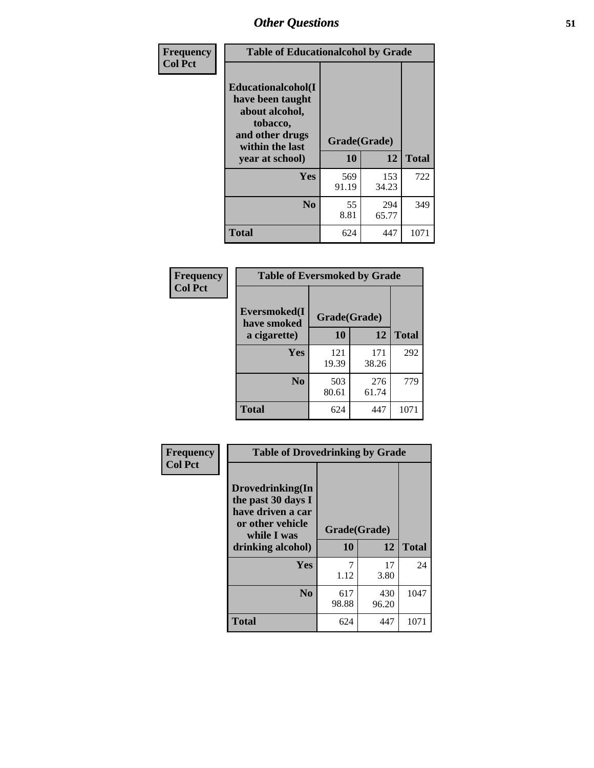## Other Questions

Frequency
Col Pct

**Table of Educationalalcohol by Grade**

| Educationalalcohol(I have been taught about alcohol, tobacco, and other drugs within the last year at school) | Grade(Grade) | | Total |
|---|---|---|---|
| | 10 | 12 | |
| Yes | 569<br>91.19 | 153<br>34.23 | 722 |
| No | 55<br>8.81 | 294<br>65.77 | 349 |
| Total | 624 | 447 | 1071 |

Frequency
Col Pct

**Table of Eversmoked by Grade**

| Eversmoked(I have smoked a cigarette) | Grade(Grade) | | Total |
|---|---|---|---|
| | 10 | 12 | |
| Yes | 121<br>19.39 | 171<br>38.26 | 292 |
| No | 503<br>80.61 | 276<br>61.74 | 779 |
| Total | 624 | 447 | 1071 |

Frequency
Col Pct

**Table of Drovedrinking by Grade**

| Drovedrinking(In the past 30 days I have driven a car or other vehicle while I was drinking alcohol) | Grade(Grade) | | Total |
|---|---|---|---|
| | 10 | 12 | |
| Yes | 7<br>1.12 | 17<br>3.80 | 24 |
| No | 617<br>98.88 | 430<br>96.20 | 1047 |
| Total | 624 | 447 | 1071 |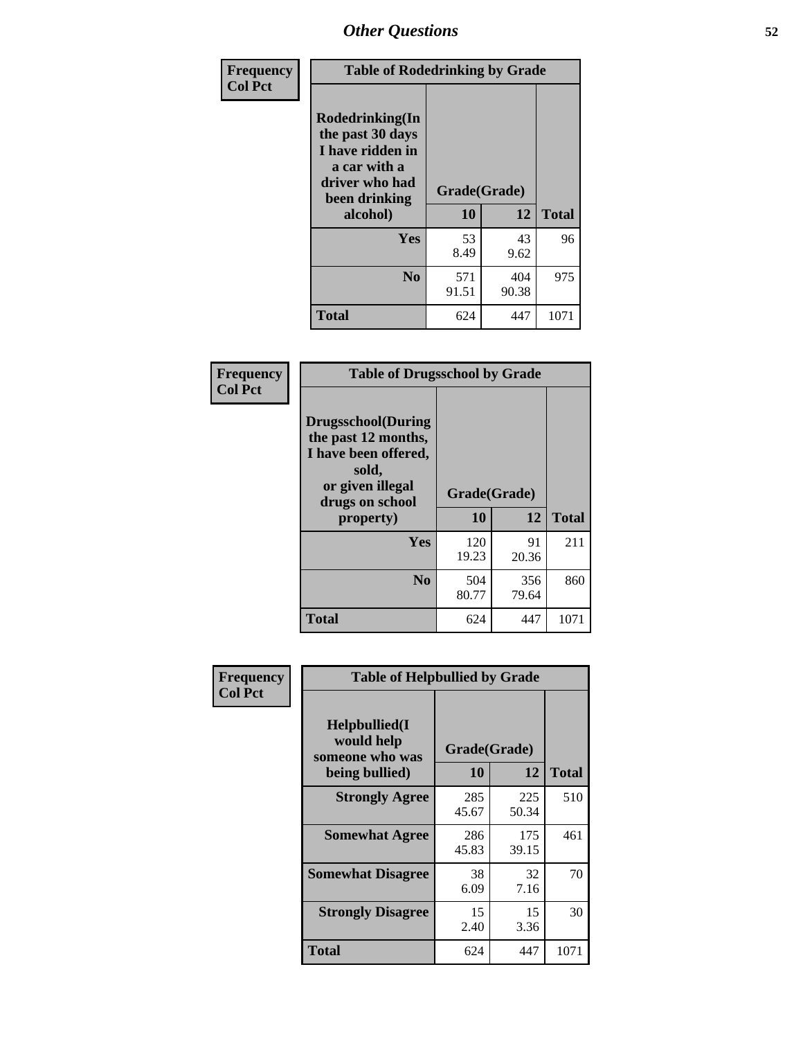# Other Questions

Frequency
Col Pct

| Table of Rodedrinking by Grade | | | |
|---|---|---|---|
| Rodedrinking(In the past 30 days I have ridden in a car with a driver who had been drinking alcohol) | Grade(Grade) | | |
| | 10 | 12 | Total |
| Yes | 53<br>8.49 | 43<br>9.62 | 96 |
| No | 571<br>91.51 | 404<br>90.38 | 975 |
| Total | 624 | 447 | 1071 |

Frequency
Col Pct

| Table of Drugsschool by Grade | | | |
|---|---|---|---|
| Drugsschool(During the past 12 months, I have been offered, sold, or given illegal drugs on school property) | Grade(Grade) | | |
| | 10 | 12 | Total |
| Yes | 120<br>19.23 | 91<br>20.36 | 211 |
| No | 504<br>80.77 | 356<br>79.64 | 860 |
| Total | 624 | 447 | 1071 |

Frequency
Col Pct

| Table of Helpbullied by Grade | | | |
|---|---|---|---|
| Helpbullied(I would help someone who was being bullied) | Grade(Grade) | | |
| | 10 | 12 | Total |
| Strongly Agree | 285<br>45.67 | 225<br>50.34 | 510 |
| Somewhat Agree | 286<br>45.83 | 175<br>39.15 | 461 |
| Somewhat Disagree | 38<br>6.09 | 32<br>7.16 | 70 |
| Strongly Disagree | 15<br>2.40 | 15<br>3.36 | 30 |
| Total | 624 | 447 | 1071 |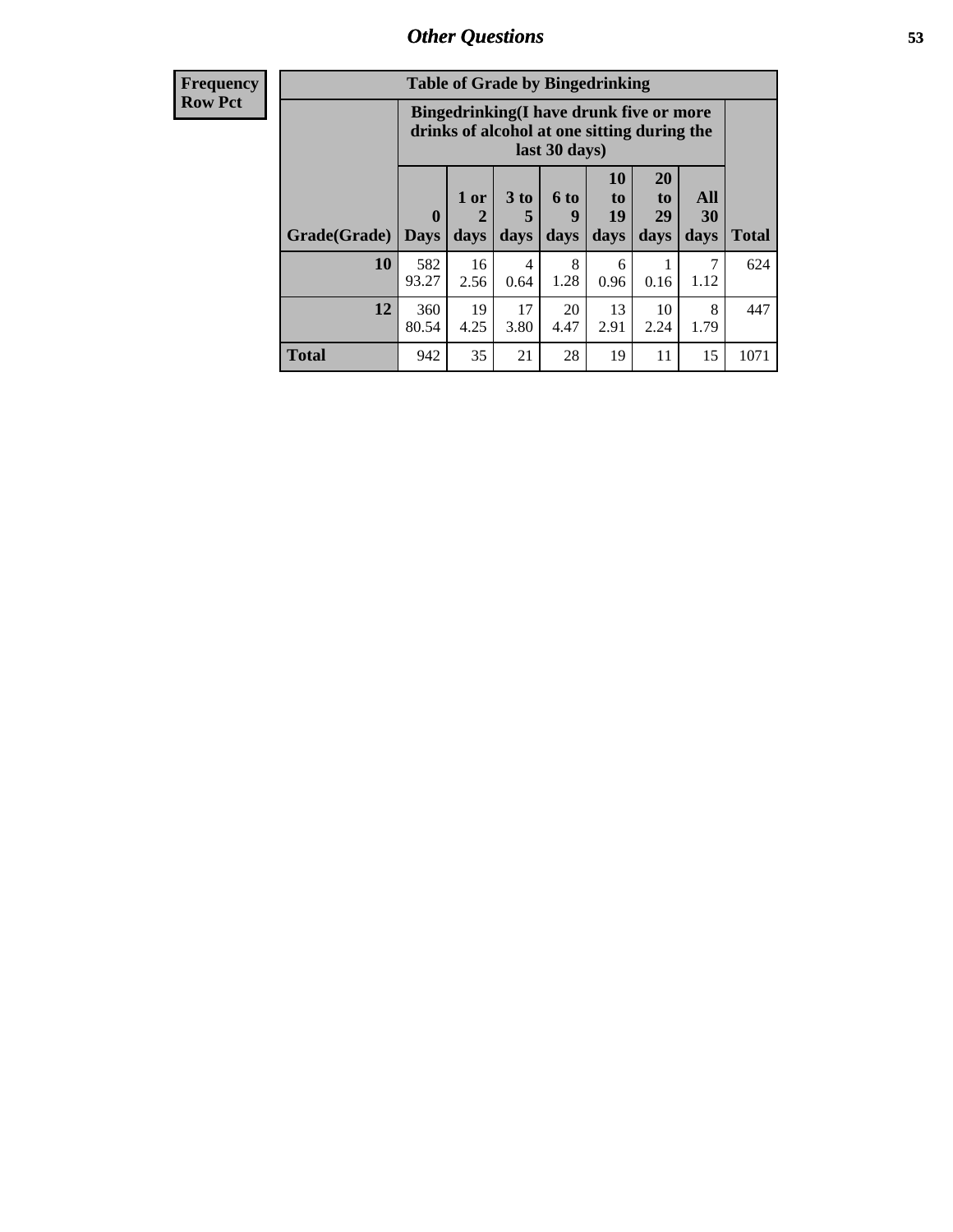## Other Questions

**Frequency**
**Row Pct**

**Table of Grade by Bingedrinking**

| Grade(Grade) | Bingedrinking(I have drunk five or more drinks of alcohol at one sitting during the last 30 days) | | | | | | | Total |
|---|---|---|---|---|---|---|---|---|
| | 0 Days | 1 or 2 days | 3 to 5 days | 6 to 9 days | 10 to 19 days | 20 to 29 days | All 30 days | |
| **10** | 582<br>93.27 | 16<br>2.56 | 4<br>0.64 | 8<br>1.28 | 6<br>0.96 | 1<br>0.16 | 7<br>1.12 | 624 |
| **12** | 360<br>80.54 | 19<br>4.25 | 17<br>3.80 | 20<br>4.47 | 13<br>2.91 | 10<br>2.24 | 8<br>1.79 | 447 |
| **Total** | 942 | 35 | 21 | 28 | 19 | 11 | 15 | 1071 |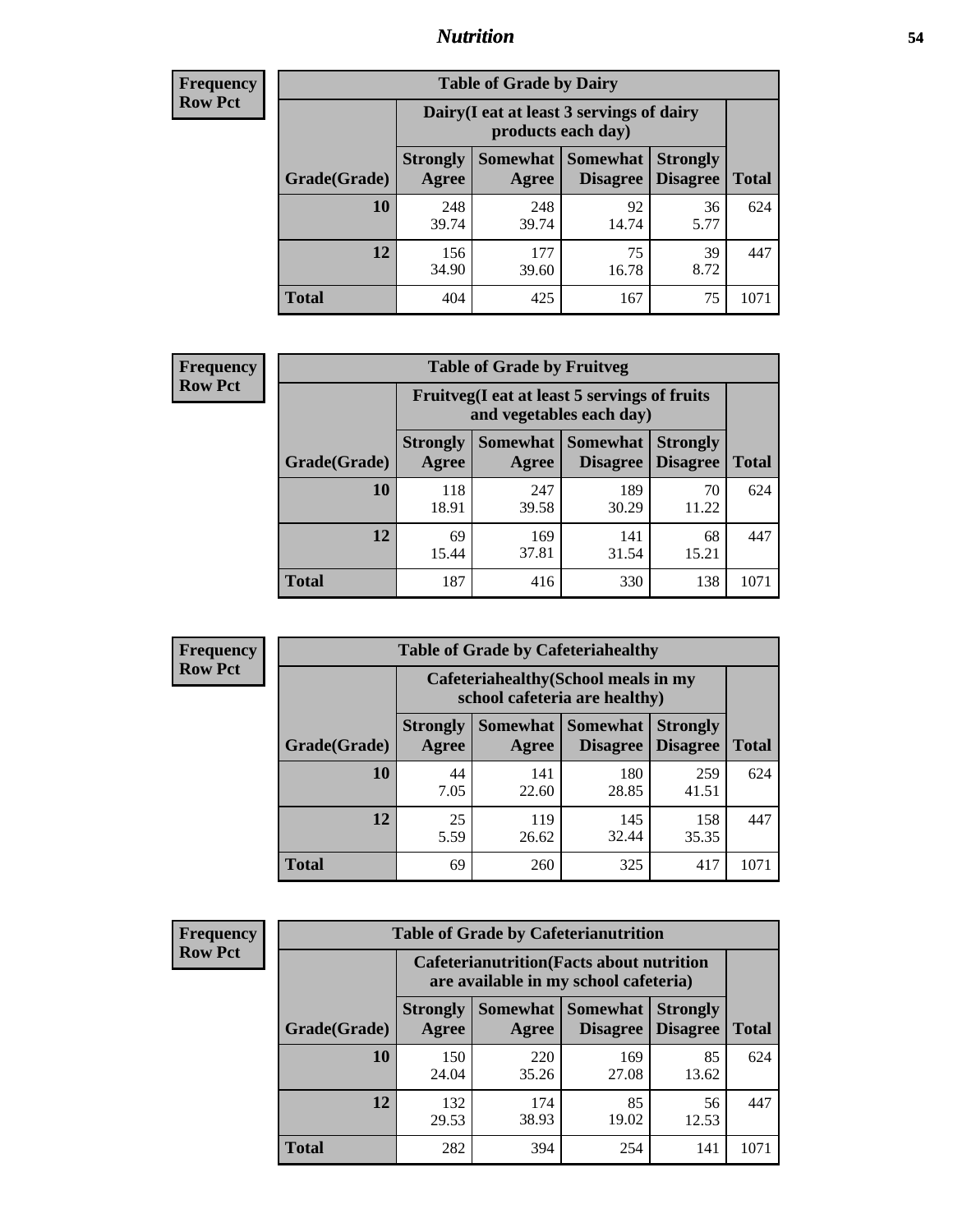## Nutrition

**Frequency**
**Row Pct**

| Table of Grade by Dairy | | | | | |
|---|---|---|---|---|---|
| | Dairy(I eat at least 3 servings of dairy products each day) | | | | |
| Grade(Grade) | Strongly Agree | Somewhat Agree | Somewhat Disagree | Strongly Disagree | Total |
| 10 | 248<br>39.74 | 248<br>39.74 | 92<br>14.74 | 36<br>5.77 | 624 |
| 12 | 156<br>34.90 | 177<br>39.60 | 75<br>16.78 | 39<br>8.72 | 447 |
| Total | 404 | 425 | 167 | 75 | 1071 |

**Frequency**
**Row Pct**

| Table of Grade by Fruitveg | | | | | |
|---|---|---|---|---|---|
| | Fruitveg(I eat at least 5 servings of fruits and vegetables each day) | | | | |
| Grade(Grade) | Strongly Agree | Somewhat Agree | Somewhat Disagree | Strongly Disagree | Total |
| 10 | 118<br>18.91 | 247<br>39.58 | 189<br>30.29 | 70<br>11.22 | 624 |
| 12 | 69<br>15.44 | 169<br>37.81 | 141<br>31.54 | 68<br>15.21 | 447 |
| Total | 187 | 416 | 330 | 138 | 1071 |

**Frequency**
**Row Pct**

| Table of Grade by Cafeteriahealthy | | | | | |
|---|---|---|---|---|---|
| | Cafeteriahealthy(School meals in my school cafeteria are healthy) | | | | |
| Grade(Grade) | Strongly Agree | Somewhat Agree | Somewhat Disagree | Strongly Disagree | Total |
| 10 | 44<br>7.05 | 141<br>22.60 | 180<br>28.85 | 259<br>41.51 | 624 |
| 12 | 25<br>5.59 | 119<br>26.62 | 145<br>32.44 | 158<br>35.35 | 447 |
| Total | 69 | 260 | 325 | 417 | 1071 |

**Frequency**
**Row Pct**

| Table of Grade by Cafeterianutrition | | | | | |
|---|---|---|---|---|---|
| | Cafeterianutrition(Facts about nutrition are available in my school cafeteria) | | | | |
| Grade(Grade) | Strongly Agree | Somewhat Agree | Somewhat Disagree | Strongly Disagree | Total |
| 10 | 150<br>24.04 | 220<br>35.26 | 169<br>27.08 | 85<br>13.62 | 624 |
| 12 | 132<br>29.53 | 174<br>38.93 | 85<br>19.02 | 56<br>12.53 | 447 |
| Total | 282 | 394 | 254 | 141 | 1071 |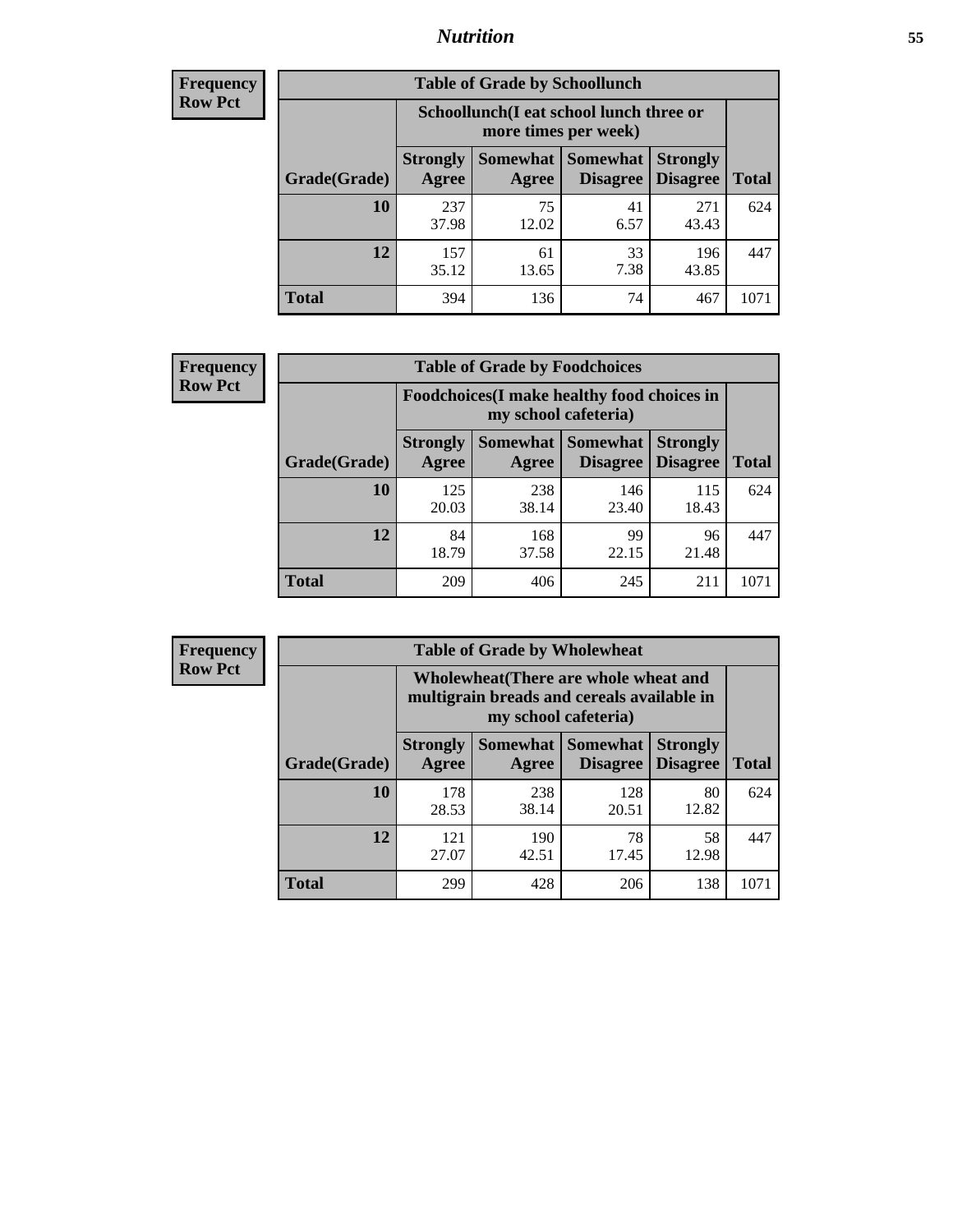| Frequency |
|---|
| Row Pct |

**Table of Grade by Schoollunch**

| Grade(Grade) | Schoollunch(I eat school lunch three or more times per week) | | | | Total |
|---|---|---|---|---|---|
| | Strongly Agree | Somewhat Agree | Somewhat Disagree | Strongly Disagree | |
| 10 | 237<br>37.98 | 75<br>12.02 | 41<br>6.57 | 271<br>43.43 | 624 |
| 12 | 157<br>35.12 | 61<br>13.65 | 33<br>7.38 | 196<br>43.85 | 447 |
| Total | 394 | 136 | 74 | 467 | 1071 |

| Frequency |
|---|
| Row Pct |

**Table of Grade by Foodchoices**

| Grade(Grade) | Foodchoices(I make healthy food choices in my school cafeteria) | | | | Total |
|---|---|---|---|---|---|
| | Strongly Agree | Somewhat Agree | Somewhat Disagree | Strongly Disagree | |
| 10 | 125<br>20.03 | 238<br>38.14 | 146<br>23.40 | 115<br>18.43 | 624 |
| 12 | 84<br>18.79 | 168<br>37.58 | 99<br>22.15 | 96<br>21.48 | 447 |
| Total | 209 | 406 | 245 | 211 | 1071 |

| Frequency |
|---|
| Row Pct |

**Table of Grade by Wholewheat**

| Grade(Grade) | Wholewheat(There are whole wheat and multigrain breads and cereals available in my school cafeteria) | | | | Total |
|---|---|---|---|---|---|
| | Strongly Agree | Somewhat Agree | Somewhat Disagree | Strongly Disagree | |
| 10 | 178<br>28.53 | 238<br>38.14 | 128<br>20.51 | 80<br>12.82 | 624 |
| 12 | 121<br>27.07 | 190<br>42.51 | 78<br>17.45 | 58<br>12.98 | 447 |
| Total | 299 | 428 | 206 | 138 | 1071 |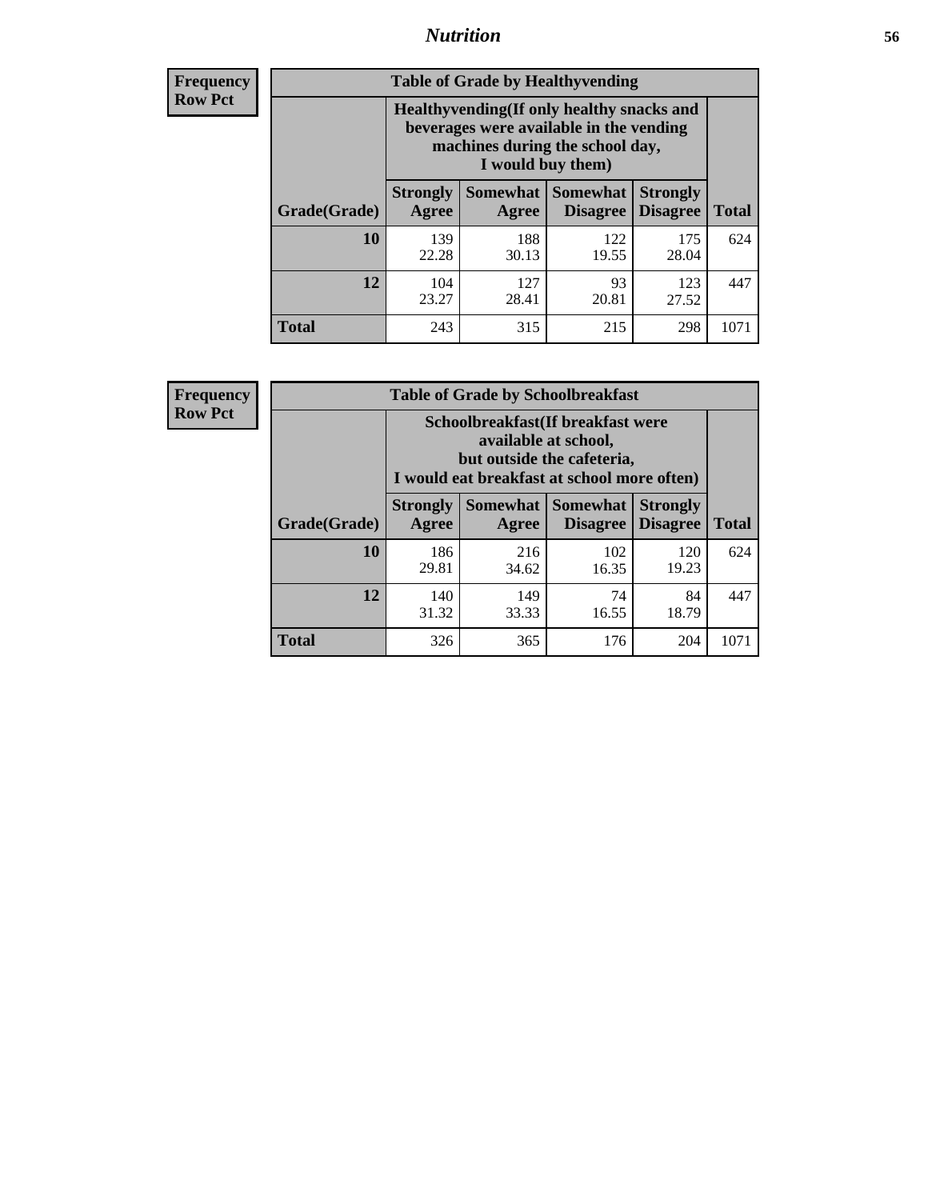Frequency
Row Pct

**Table of Grade by Healthyvending**

| Grade(Grade) | Healthyvending(If only healthy snacks and beverages were available in the vending machines during the school day, I would buy them) | | | | Total |
|---|---|---|---|---|---|
| | Strongly Agree | Somewhat Agree | Somewhat Disagree | Strongly Disagree | |
| 10 | 139<br>22.28 | 188<br>30.13 | 122<br>19.55 | 175<br>28.04 | 624 |
| 12 | 104<br>23.27 | 127<br>28.41 | 93<br>20.81 | 123<br>27.52 | 447 |
| Total | 243 | 315 | 215 | 298 | 1071 |

Frequency
Row Pct

**Table of Grade by Schoolbreakfast**

| Grade(Grade) | Schoolbreakfast(If breakfast were available at school, but outside the cafeteria, I would eat breakfast at school more often) | | | | Total |
|---|---|---|---|---|---|
| | Strongly Agree | Somewhat Agree | Somewhat Disagree | Strongly Disagree | |
| 10 | 186<br>29.81 | 216<br>34.62 | 102<br>16.35 | 120<br>19.23 | 624 |
| 12 | 140<br>31.32 | 149<br>33.33 | 74<br>16.55 | 84<br>18.79 | 447 |
| Total | 326 | 365 | 176 | 204 | 1071 |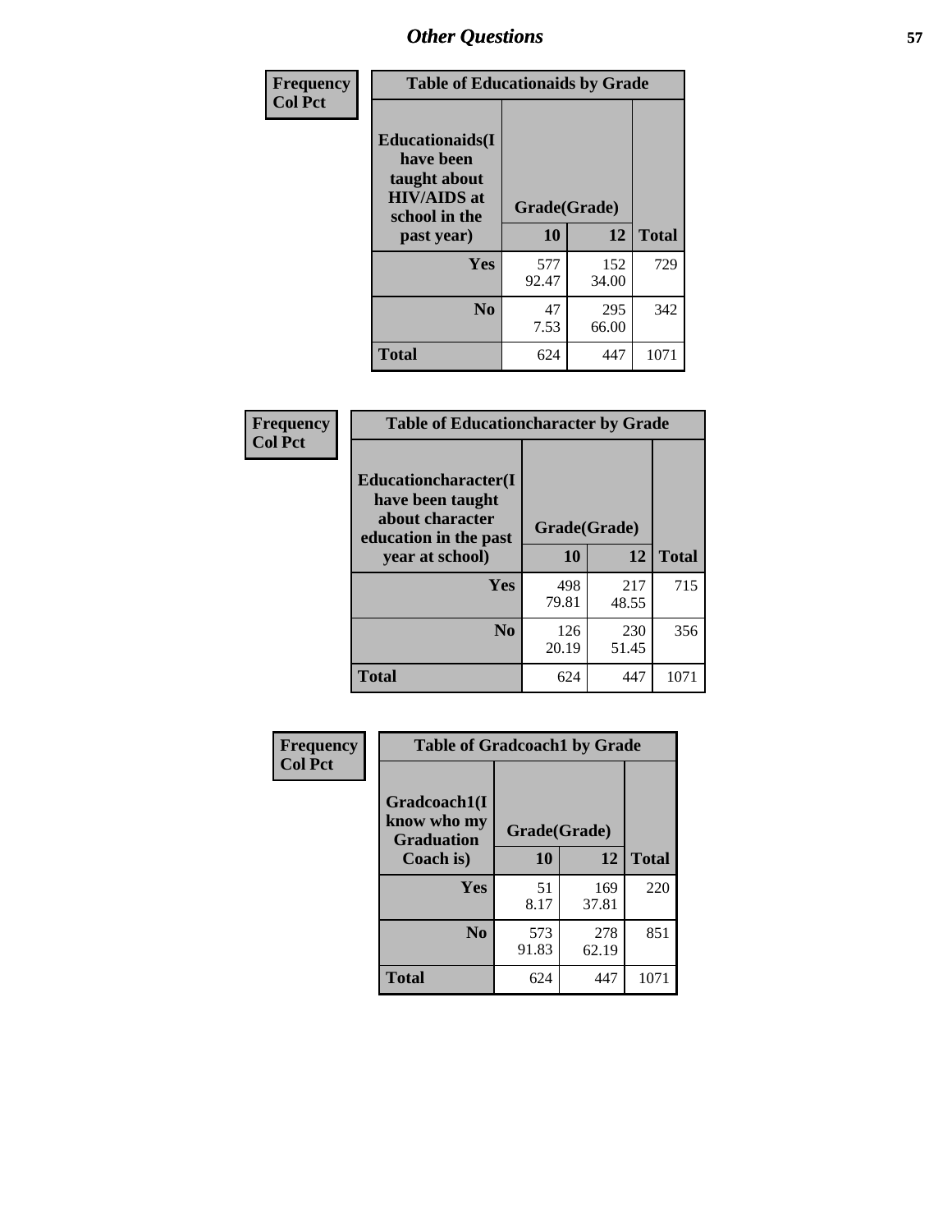# Other Questions

| Frequency Col Pct | Table of Educationaids by Grade | | |
|---|---|---|---|
| Educationaids(I have been taught about HIV/AIDS at school in the past year) | Grade(Grade) 10 | 12 | Total |
| Yes | 577 92.47 | 152 34.00 | 729 |
| No | 47 7.53 | 295 66.00 | 342 |
| Total | 624 | 447 | 1071 |

| Frequency Col Pct | Table of Educationcharacter by Grade | | |
|---|---|---|---|
| Educationcharacter(I have been taught about character education in the past year at school) | Grade(Grade) 10 | 12 | Total |
| Yes | 498 79.81 | 217 48.55 | 715 |
| No | 126 20.19 | 230 51.45 | 356 |
| Total | 624 | 447 | 1071 |

| Frequency Col Pct | Table of Gradcoach1 by Grade | | |
|---|---|---|---|
| Gradcoach1(I know who my Graduation Coach is) | Grade(Grade) 10 | 12 | Total |
| Yes | 51 8.17 | 169 37.81 | 220 |
| No | 573 91.83 | 278 62.19 | 851 |
| Total | 624 | 447 | 1071 |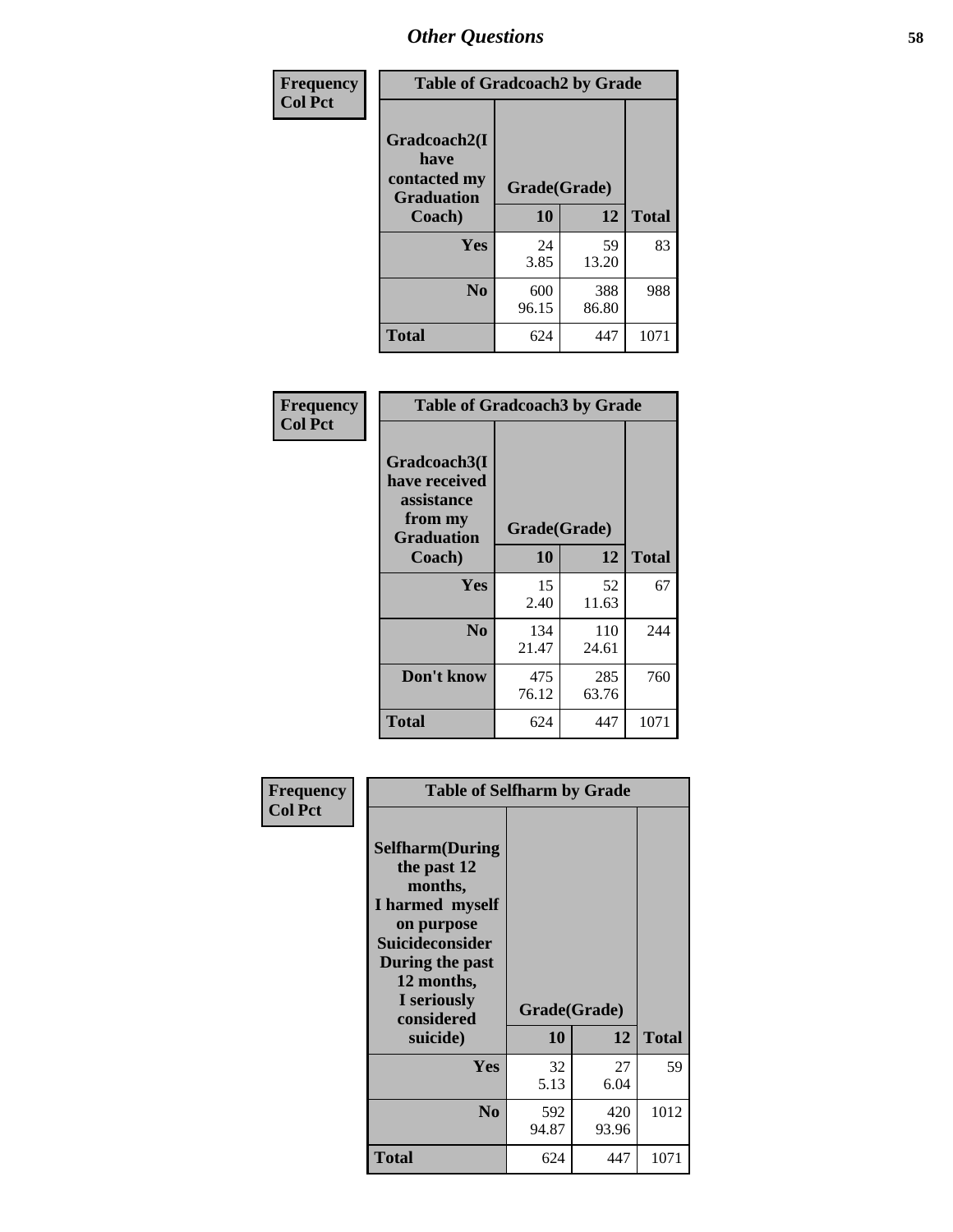| Frequency Col Pct | Table of Gradcoach2 by Grade | | |
|---|---|---|---|
| Gradcoach2(I have contacted my Graduation Coach) | Grade(Grade) | | |
| | 10 | 12 | Total |
| Yes | 24<br>3.85 | 59<br>13.20 | 83 |
| No | 600<br>96.15 | 388<br>86.80 | 988 |
| Total | 624 | 447 | 1071 |

| Frequency Col Pct | Table of Gradcoach3 by Grade | | |
|---|---|---|---|
| Gradcoach3(I have received assistance from my Graduation Coach) | Grade(Grade) | | |
| | 10 | 12 | Total |
| Yes | 15<br>2.40 | 52<br>11.63 | 67 |
| No | 134<br>21.47 | 110<br>24.61 | 244 |
| Don't know | 475<br>76.12 | 285<br>63.76 | 760 |
| Total | 624 | 447 | 1071 |

| Frequency Col Pct | Table of Selfharm by Grade | | |
|---|---|---|---|
| Selfharm(During the past 12 months, I harmed myself on purpose Suicideconsider During the past 12 months, I seriously considered suicide) | Grade(Grade) | | |
| | 10 | 12 | Total |
| Yes | 32<br>5.13 | 27<br>6.04 | 59 |
| No | 592<br>94.87 | 420<br>93.96 | 1012 |
| Total | 624 | 447 | 1071 |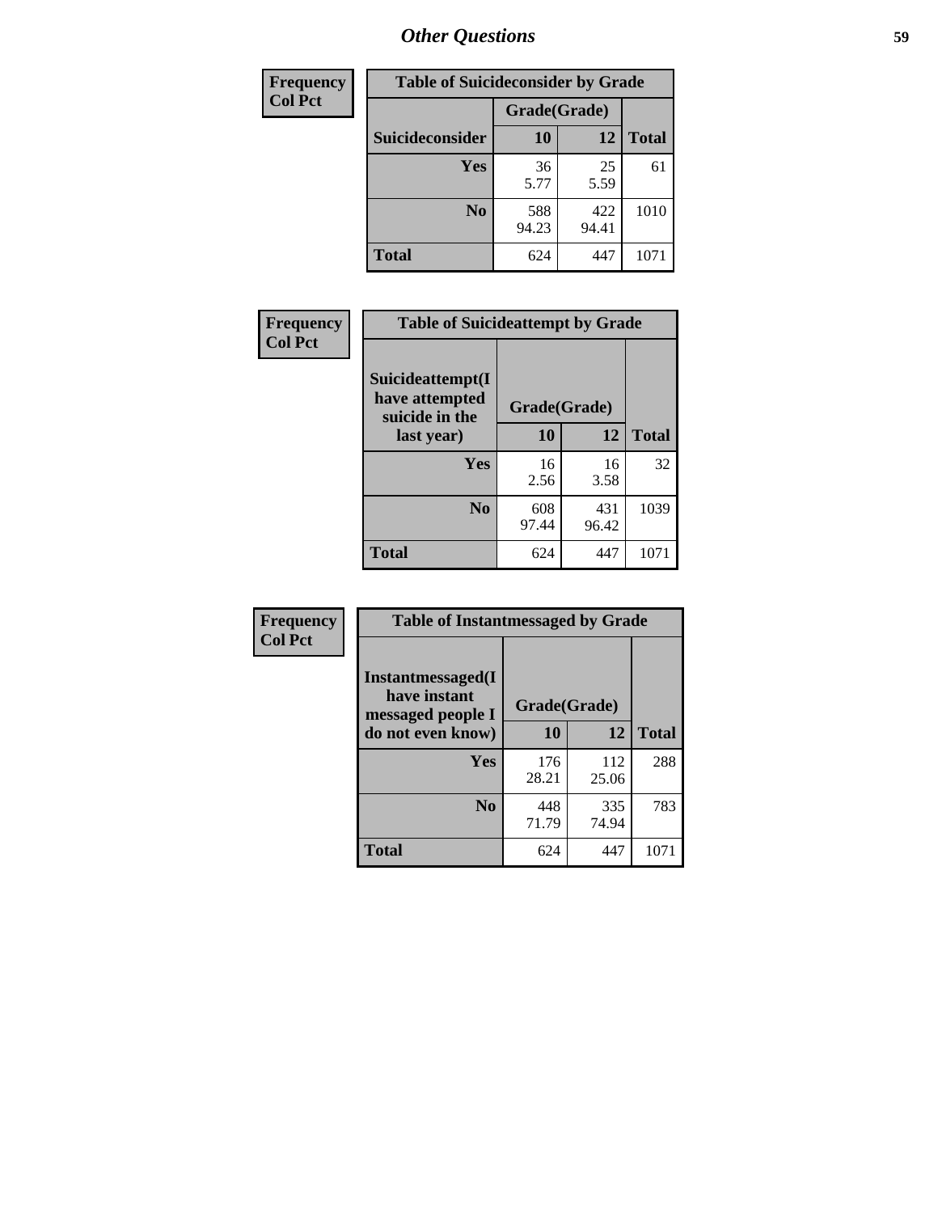# Other Questions

| Frequency<br>Col Pct | Table of Suicideconsider by Grade | | |
|---|---|---|---|
| | Grade(Grade) | | |
| Suicideconsider | 10 | 12 | Total |
| Yes | 36<br>5.77 | 25<br>5.59 | 61 |
| No | 588<br>94.23 | 422<br>94.41 | 1010 |
| Total | 624 | 447 | 1071 |

| Frequency<br>Col Pct | Table of Suicideattempt by Grade | | |
|---|---|---|---|
| Suicideattempt(I have attempted suicide in the last year) | Grade(Grade)<br>10 | 12 | Total |
| Yes | 16<br>2.56 | 16<br>3.58 | 32 |
| No | 608<br>97.44 | 431<br>96.42 | 1039 |
| Total | 624 | 447 | 1071 |

| Frequency<br>Col Pct | Table of Instantmessaged by Grade | | |
|---|---|---|---|
| Instantmessaged(I have instant messaged people I do not even know) | Grade(Grade)<br>10 | 12 | Total |
| Yes | 176<br>28.21 | 112<br>25.06 | 288 |
| No | 448<br>71.79 | 335<br>74.94 | 783 |
| Total | 624 | 447 | 1071 |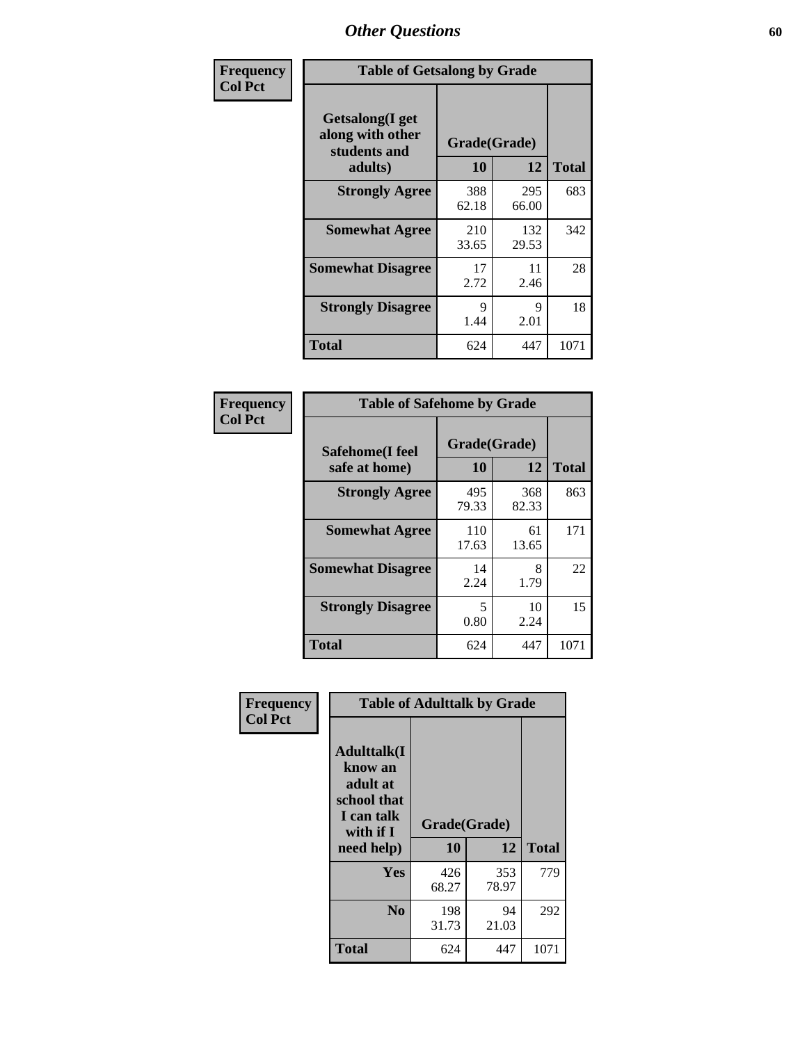## Other Questions

**Frequency**
**Col Pct**

**Table of Getsalong by Grade**

| Getsalong(I get along with other students and adults) | Grade(Grade) 10 | 12 | Total |
|---|---|---|---|
| **Strongly Agree** | 388<br>62.18 | 295<br>66.00 | 683 |
| **Somewhat Agree** | 210<br>33.65 | 132<br>29.53 | 342 |
| **Somewhat Disagree** | 17<br>2.72 | 11<br>2.46 | 28 |
| **Strongly Disagree** | 9<br>1.44 | 9<br>2.01 | 18 |
| **Total** | 624 | 447 | 1071 |

**Frequency**
**Col Pct**

**Table of Safehome by Grade**

| Safehome(I feel safe at home) | Grade(Grade) 10 | 12 | Total |
|---|---|---|---|
| **Strongly Agree** | 495<br>79.33 | 368<br>82.33 | 863 |
| **Somewhat Agree** | 110<br>17.63 | 61<br>13.65 | 171 |
| **Somewhat Disagree** | 14<br>2.24 | 8<br>1.79 | 22 |
| **Strongly Disagree** | 5<br>0.80 | 10<br>2.24 | 15 |
| **Total** | 624 | 447 | 1071 |

**Frequency**
**Col Pct**

**Table of Adulttalk by Grade**

| Adulttalk(I know an adult at school that I can talk with if I need help) | Grade(Grade) 10 | 12 | Total |
|---|---|---|---|
| **Yes** | 426<br>68.27 | 353<br>78.97 | 779 |
| **No** | 198<br>31.73 | 94<br>21.03 | 292 |
| **Total** | 624 | 447 | 1071 |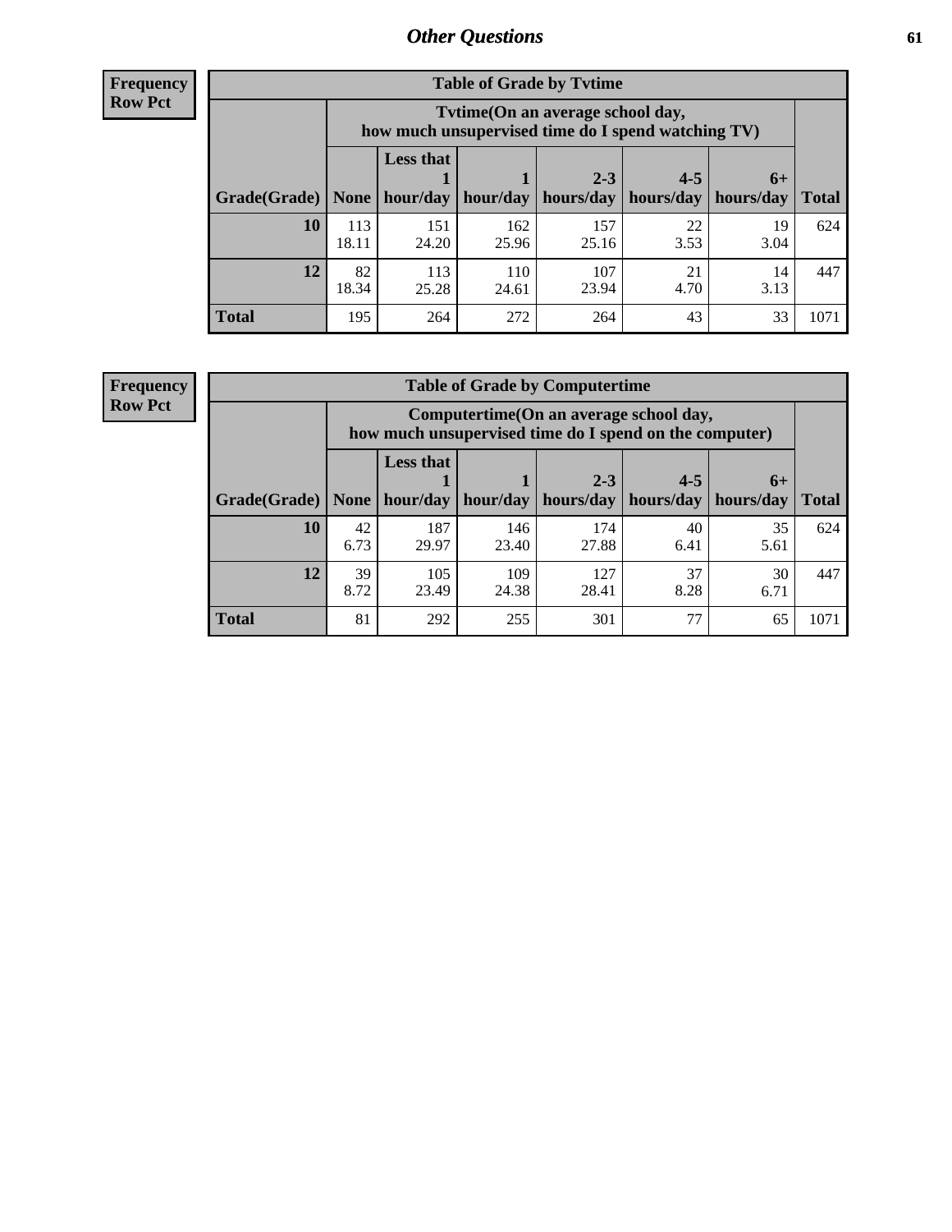## Other Questions

**Frequency**
**Row Pct**

**Table of Grade by Tvtime**

| Grade(Grade) | Tvtime(On an average school day, how much unsupervised time do I spend watching TV) | | | | | | Total |
|---|---|---|---|---|---|---|---|
| | None | Less that 1 hour/day | 1 hour/day | 2-3 hours/day | 4-5 hours/day | 6+ hours/day | |
| **10** | 113<br>18.11 | 151<br>24.20 | 162<br>25.96 | 157<br>25.16 | 22<br>3.53 | 19<br>3.04 | 624 |
| **12** | 82<br>18.34 | 113<br>25.28 | 110<br>24.61 | 107<br>23.94 | 21<br>4.70 | 14<br>3.13 | 447 |
| **Total** | 195 | 264 | 272 | 264 | 43 | 33 | 1071 |

**Frequency**
**Row Pct**

**Table of Grade by Computertime**

| Grade(Grade) | Computertime(On an average school day, how much unsupervised time do I spend on the computer) | | | | | | Total |
|---|---|---|---|---|---|---|---|
| | None | Less that 1 hour/day | 1 hour/day | 2-3 hours/day | 4-5 hours/day | 6+ hours/day | |
| **10** | 42<br>6.73 | 187<br>29.97 | 146<br>23.40 | 174<br>27.88 | 40<br>6.41 | 35<br>5.61 | 624 |
| **12** | 39<br>8.72 | 105<br>23.49 | 109<br>24.38 | 127<br>28.41 | 37<br>8.28 | 30<br>6.71 | 447 |
| **Total** | 81 | 292 | 255 | 301 | 77 | 65 | 1071 |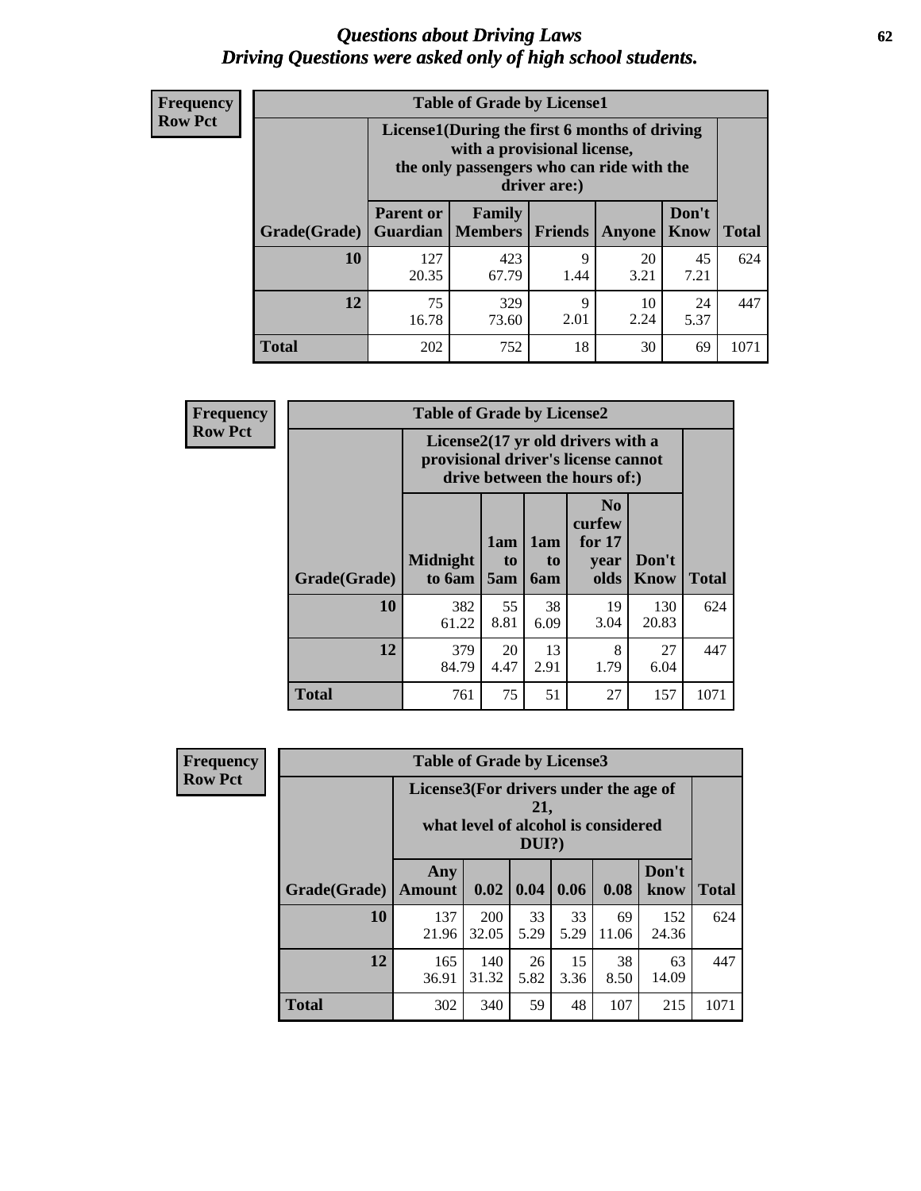# *Questions about Driving Laws*
## *Driving Questions were asked only of high school students.*

**Frequency**
**Row Pct**

| Table of Grade by License1 | | | | | | |
|---|---|---|---|---|---|---|
| | License1(During the first 6 months of driving with a provisional license, the only passengers who can ride with the driver are:) | | | | | |
| Grade(Grade) | Parent or Guardian | Family Members | Friends | Anyone | Don't Know | Total |
| 10 | 127<br>20.35 | 423<br>67.79 | 9<br>1.44 | 20<br>3.21 | 45<br>7.21 | 624 |
| 12 | 75<br>16.78 | 329<br>73.60 | 9<br>2.01 | 10<br>2.24 | 24<br>5.37 | 447 |
| Total | 202 | 752 | 18 | 30 | 69 | 1071 |

**Frequency**
**Row Pct**

| Table of Grade by License2 | | | | | | |
|---|---|---|---|---|---|---|
| | License2(17 yr old drivers with a provisional driver's license cannot drive between the hours of:) | | | | | |
| Grade(Grade) | Midnight to 6am | 1am to 5am | 1am to 6am | No curfew for 17 year olds | Don't Know | Total |
| 10 | 382<br>61.22 | 55<br>8.81 | 38<br>6.09 | 19<br>3.04 | 130<br>20.83 | 624 |
| 12 | 379<br>84.79 | 20<br>4.47 | 13<br>2.91 | 8<br>1.79 | 27<br>6.04 | 447 |
| Total | 761 | 75 | 51 | 27 | 157 | 1071 |

**Frequency**
**Row Pct**

| Table of Grade by License3 | | | | | | | |
|---|---|---|---|---|---|---|---|
| | License3(For drivers under the age of 21, what level of alcohol is considered DUI?) | | | | | | |
| Grade(Grade) | Any Amount | 0.02 | 0.04 | 0.06 | 0.08 | Don't know | Total |
| 10 | 137<br>21.96 | 200<br>32.05 | 33<br>5.29 | 33<br>5.29 | 69<br>11.06 | 152<br>24.36 | 624 |
| 12 | 165<br>36.91 | 140<br>31.32 | 26<br>5.82 | 15<br>3.36 | 38<br>8.50 | 63<br>14.09 | 447 |
| Total | 302 | 340 | 59 | 48 | 107 | 215 | 1071 |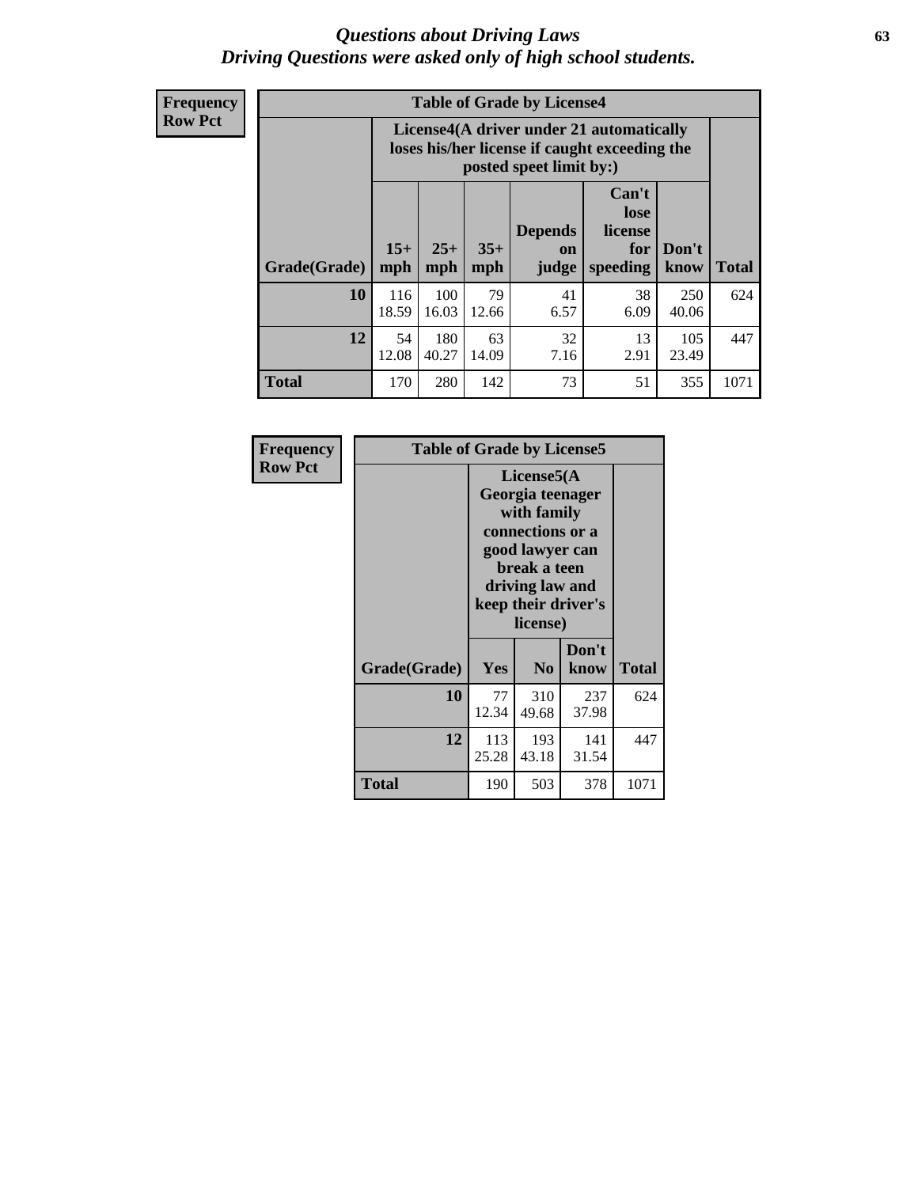# *Questions about Driving Laws*
## *Driving Questions were asked only of high school students.*

**Frequency**
**Row Pct**

**Table of Grade by License4**

| Grade(Grade) | License4(A driver under 21 automatically loses his/her license if caught exceeding the posted speet limit by:) | | | | | | Total |
|---|---|---|---|---|---|---|---|
| | 15+ mph | 25+ mph | 35+ mph | Depends on judge | Can't lose license for speeding | Don't know | |
| **10** | 116<br>18.59 | 100<br>16.03 | 79<br>12.66 | 41<br>6.57 | 38<br>6.09 | 250<br>40.06 | 624 |
| **12** | 54<br>12.08 | 180<br>40.27 | 63<br>14.09 | 32<br>7.16 | 13<br>2.91 | 105<br>23.49 | 447 |
| **Total** | 170 | 280 | 142 | 73 | 51 | 355 | 1071 |

**Frequency**
**Row Pct**

**Table of Grade by License5**

| Grade(Grade) | License5(A Georgia teenager with family connections or a good lawyer can break a teen driving law and keep their driver's license) | | | Total |
|---|---|---|---|---|
| | Yes | No | Don't know | |
| **10** | 77<br>12.34 | 310<br>49.68 | 237<br>37.98 | 624 |
| **12** | 113<br>25.28 | 193<br>43.18 | 141<br>31.54 | 447 |
| **Total** | 190 | 503 | 378 | 1071 |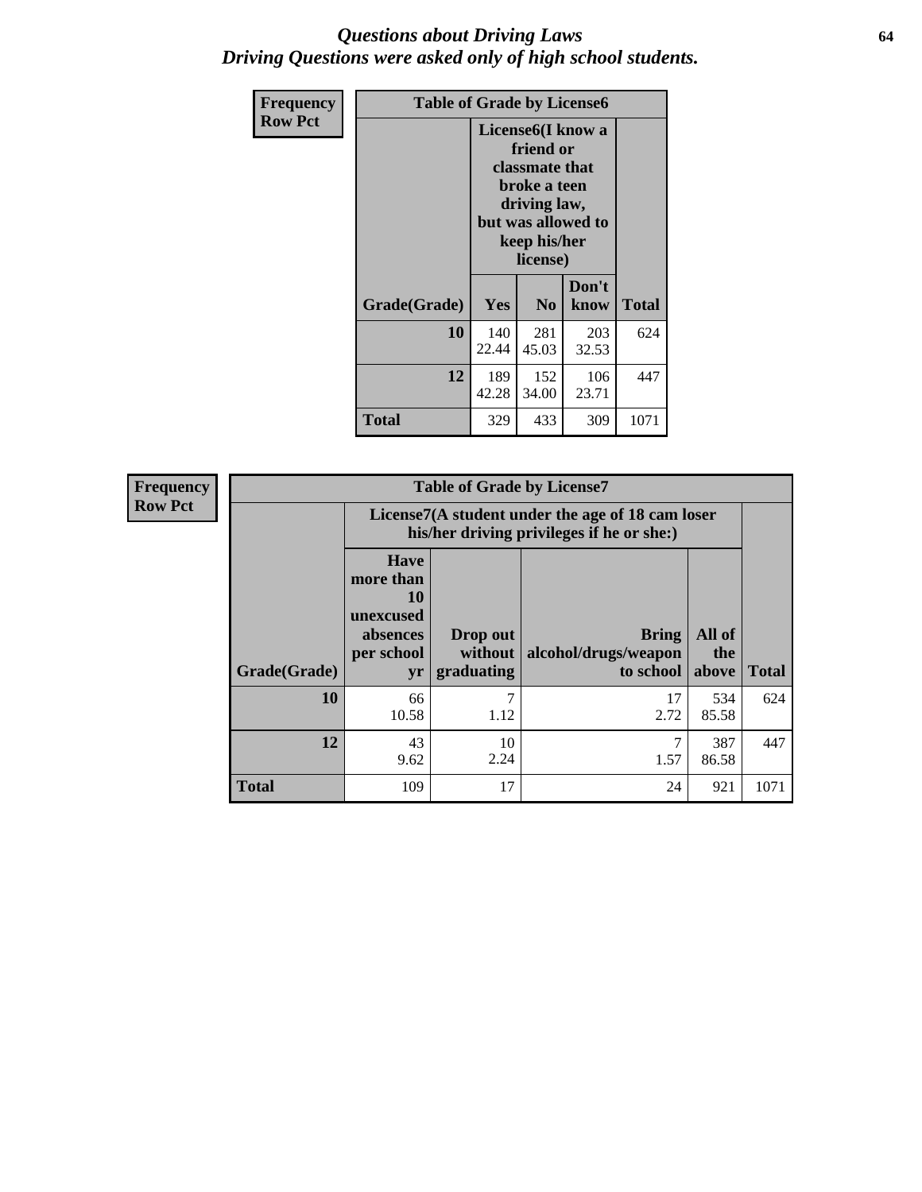# *Questions about Driving Laws*
## *Driving Questions were asked only of high school students.*

**Frequency**
**Row Pct**

| Table of Grade by License6 | | | | |
|---|---|---|---|---|
| | License6(I know a friend or classmate that broke a teen driving law, but was allowed to keep his/her license) | | | |
| Grade(Grade) | Yes | No | Don't know | Total |
| 10 | 140<br>22.44 | 281<br>45.03 | 203<br>32.53 | 624 |
| 12 | 189<br>42.28 | 152<br>34.00 | 106<br>23.71 | 447 |
| Total | 329 | 433 | 309 | 1071 |

**Frequency**
**Row Pct**

| Table of Grade by License7 | | | | | |
|---|---|---|---|---|---|
| | License7(A student under the age of 18 cam loser his/her driving privileges if he or she:) | | | | |
| Grade(Grade) | Have more than 10 unexcused absences per school yr | Drop out without graduating | Bring alcohol/drugs/weapon to school | All of the above | Total |
| 10 | 66<br>10.58 | 7<br>1.12 | 17<br>2.72 | 534<br>85.58 | 624 |
| 12 | 43<br>9.62 | 10<br>2.24 | 7<br>1.57 | 387<br>86.58 | 447 |
| Total | 109 | 17 | 24 | 921 | 1071 |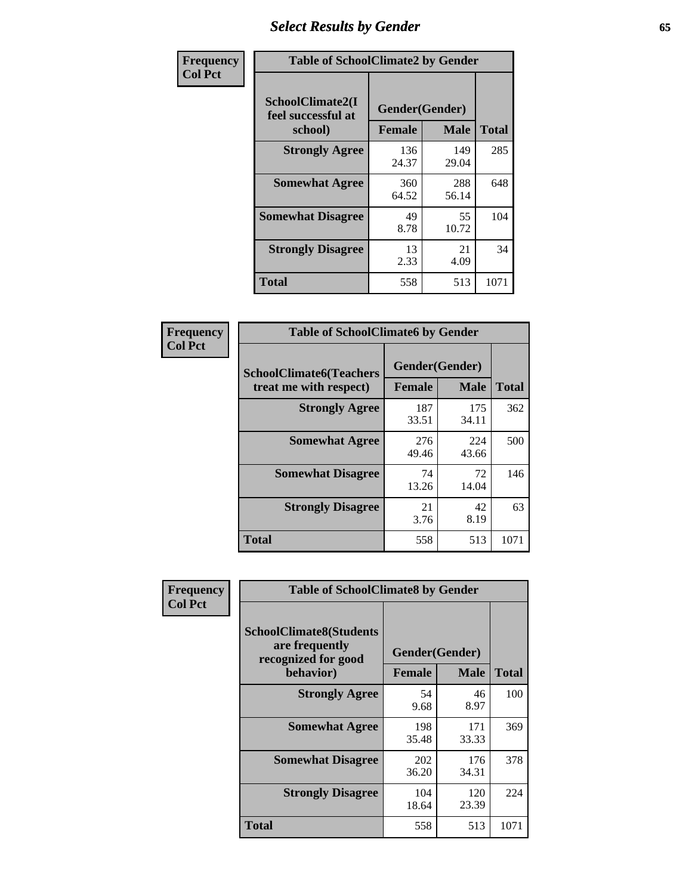# Select Results by Gender

| Frequency Col Pct |
|---|

**Table of SchoolClimate2 by Gender**

| SchoolClimate2(I feel successful at school) | Gender(Gender) | | Total |
|---|---|---|---|
| | Female | Male | |
| Strongly Agree | 136<br>24.37 | 149<br>29.04 | 285 |
| Somewhat Agree | 360<br>64.52 | 288<br>56.14 | 648 |
| Somewhat Disagree | 49<br>8.78 | 55<br>10.72 | 104 |
| Strongly Disagree | 13<br>2.33 | 21<br>4.09 | 34 |
| Total | 558 | 513 | 1071 |

| Frequency Col Pct |
|---|

**Table of SchoolClimate6 by Gender**

| SchoolClimate6(Teachers treat me with respect) | Gender(Gender) | | Total |
|---|---|---|---|
| | Female | Male | |
| Strongly Agree | 187<br>33.51 | 175<br>34.11 | 362 |
| Somewhat Agree | 276<br>49.46 | 224<br>43.66 | 500 |
| Somewhat Disagree | 74<br>13.26 | 72<br>14.04 | 146 |
| Strongly Disagree | 21<br>3.76 | 42<br>8.19 | 63 |
| Total | 558 | 513 | 1071 |

| Frequency Col Pct |
|---|

**Table of SchoolClimate8 by Gender**

| SchoolClimate8(Students are frequently recognized for good behavior) | Gender(Gender) | | Total |
|---|---|---|---|
| | Female | Male | |
| Strongly Agree | 54<br>9.68 | 46<br>8.97 | 100 |
| Somewhat Agree | 198<br>35.48 | 171<br>33.33 | 369 |
| Somewhat Disagree | 202<br>36.20 | 176<br>34.31 | 378 |
| Strongly Disagree | 104<br>18.64 | 120<br>23.39 | 224 |
| Total | 558 | 513 | 1071 |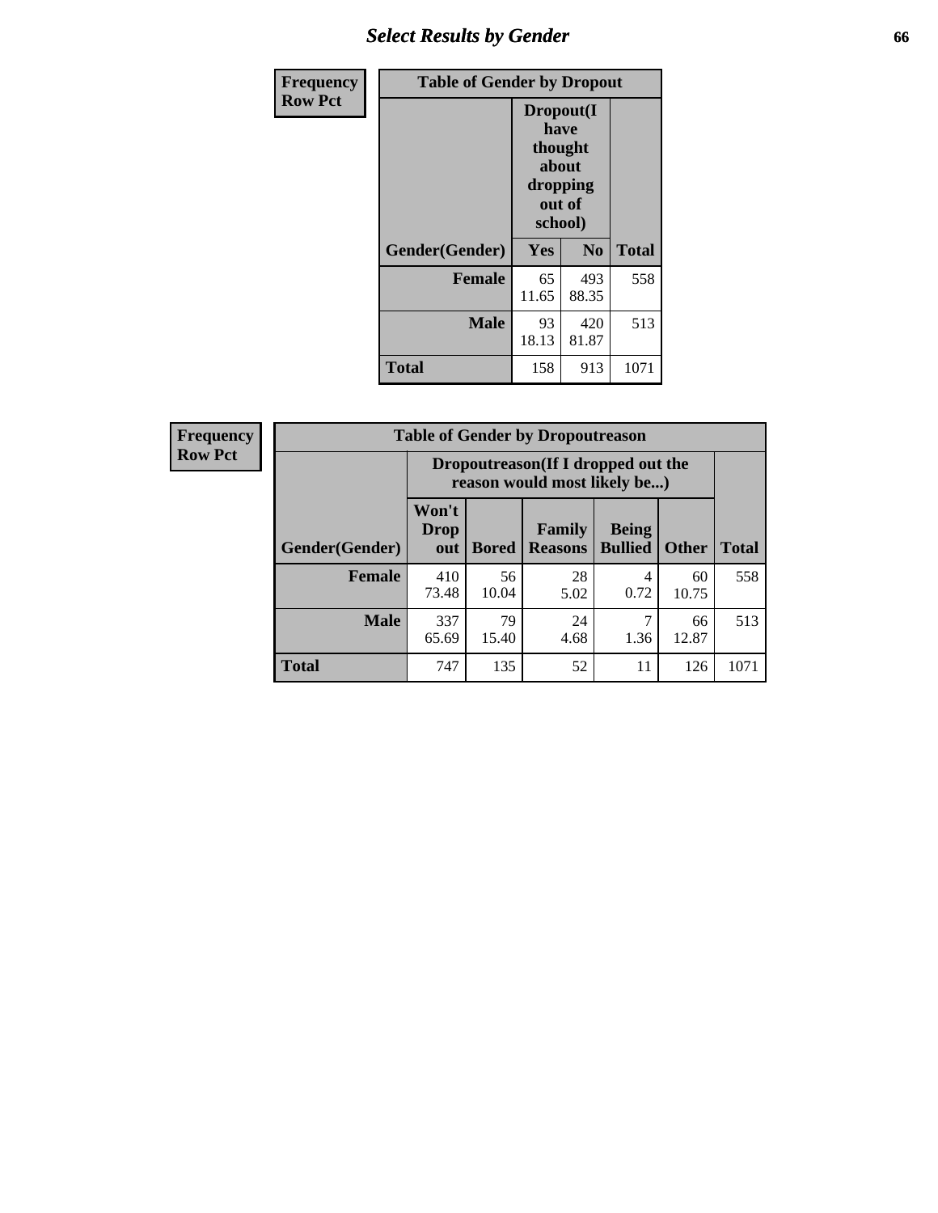| Frequency Row Pct | Table of Gender by Dropout | | |
|---|---|---|---|
| | Dropout(I have thought about dropping out of school) | | |
| Gender(Gender) | Yes | No | Total |
| Female | 65 11.65 | 493 88.35 | 558 |
| Male | 93 18.13 | 420 81.87 | 513 |
| Total | 158 | 913 | 1071 |

| Frequency Row Pct | Table of Gender by Dropoutreason | | | | | |
|---|---|---|---|---|---|---|
| | Dropoutreason(If I dropped out the reason would most likely be...) | | | | | |
| Gender(Gender) | Won't Drop out | Bored | Family Reasons | Being Bullied | Other | Total |
| Female | 410 73.48 | 56 10.04 | 28 5.02 | 4 0.72 | 60 10.75 | 558 |
| Male | 337 65.69 | 79 15.40 | 24 4.68 | 7 1.36 | 66 12.87 | 513 |
| Total | 747 | 135 | 52 | 11 | 126 | 1071 |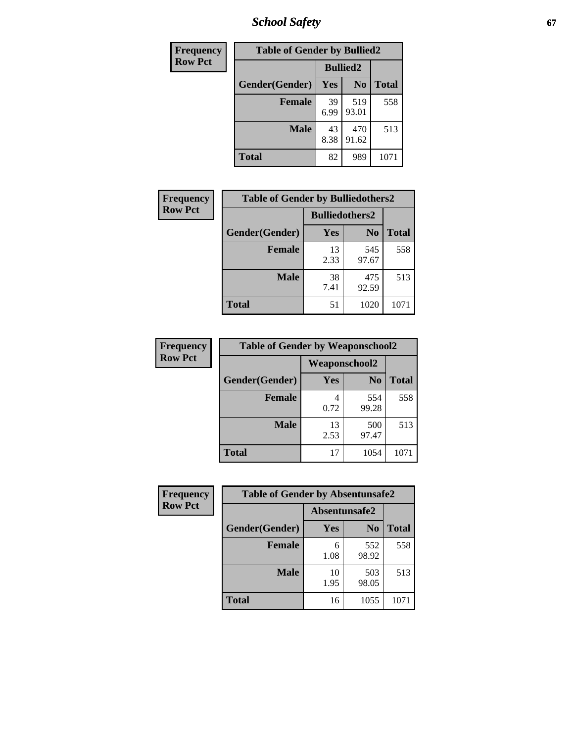| Frequency Row Pct | Table of Gender by Bullied2 | | |
|---|---|---|---|
| | Bullied2 | | |
| Gender(Gender) | Yes | No | Total |
| Female | 39<br>6.99 | 519<br>93.01 | 558 |
| Male | 43<br>8.38 | 470<br>91.62 | 513 |
| Total | 82 | 989 | 1071 |

| Frequency Row Pct | Table of Gender by Bulliedothers2 | | |
|---|---|---|---|
| | Bulliedothers2 | | |
| Gender(Gender) | Yes | No | Total |
| Female | 13<br>2.33 | 545<br>97.67 | 558 |
| Male | 38<br>7.41 | 475<br>92.59 | 513 |
| Total | 51 | 1020 | 1071 |

| Frequency Row Pct | Table of Gender by Weaponschool2 | | |
|---|---|---|---|
| | Weaponschool2 | | |
| Gender(Gender) | Yes | No | Total |
| Female | 4<br>0.72 | 554<br>99.28 | 558 |
| Male | 13<br>2.53 | 500<br>97.47 | 513 |
| Total | 17 | 1054 | 1071 |

| Frequency Row Pct | Table of Gender by Absentunsafe2 | | |
|---|---|---|---|
| | Absentunsafe2 | | |
| Gender(Gender) | Yes | No | Total |
| Female | 6<br>1.08 | 552<br>98.92 | 558 |
| Male | 10<br>1.95 | 503<br>98.05 | 513 |
| Total | 16 | 1055 | 1071 |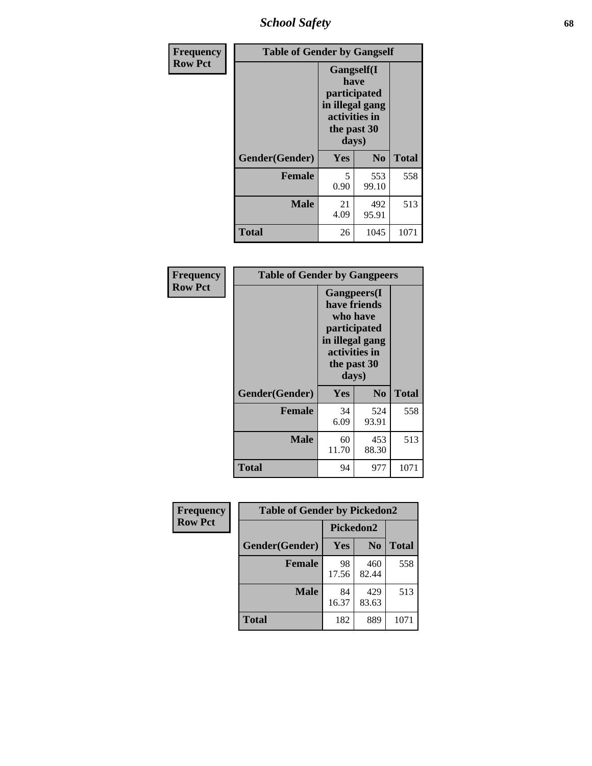| Frequency Row Pct | Table of Gender by Gangself | | |
|---|---|---|---|
| | Gangself(I have participated in illegal gang activities in the past 30 days) | | |
| Gender(Gender) | Yes | No | Total |
| Female | 5<br>0.90 | 553<br>99.10 | 558 |
| Male | 21<br>4.09 | 492<br>95.91 | 513 |
| Total | 26 | 1045 | 1071 |

| Frequency Row Pct | Table of Gender by Gangpeers | | |
|---|---|---|---|
| | Gangpeers(I have friends who have participated in illegal gang activities in the past 30 days) | | |
| Gender(Gender) | Yes | No | Total |
| Female | 34<br>6.09 | 524<br>93.91 | 558 |
| Male | 60<br>11.70 | 453<br>88.30 | 513 |
| Total | 94 | 977 | 1071 |

| Frequency Row Pct | Table of Gender by Pickedon2 | | |
|---|---|---|---|
| | Pickedon2 | | |
| Gender(Gender) | Yes | No | Total |
| Female | 98<br>17.56 | 460<br>82.44 | 558 |
| Male | 84<br>16.37 | 429<br>83.63 | 513 |
| Total | 182 | 889 | 1071 |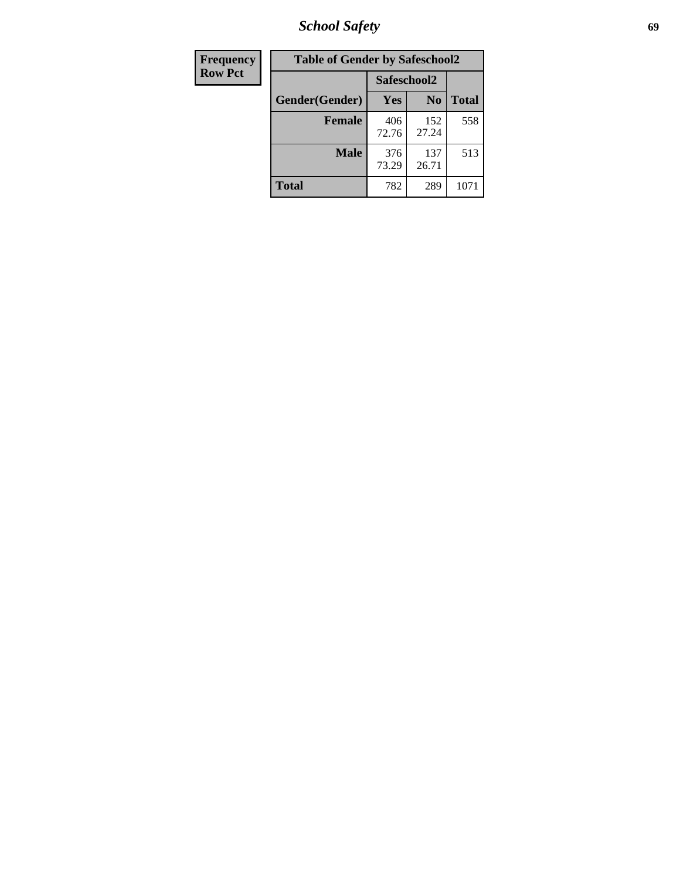| Frequency Row Pct | Table of Gender by Safeschool2 | | |
|---|---|---|---|
| | Safeschool2 | | |
| Gender(Gender) | Yes | No | Total |
| Female | 406 72.76 | 152 27.24 | 558 |
| Male | 376 73.29 | 137 26.71 | 513 |
| Total | 782 | 289 | 1071 |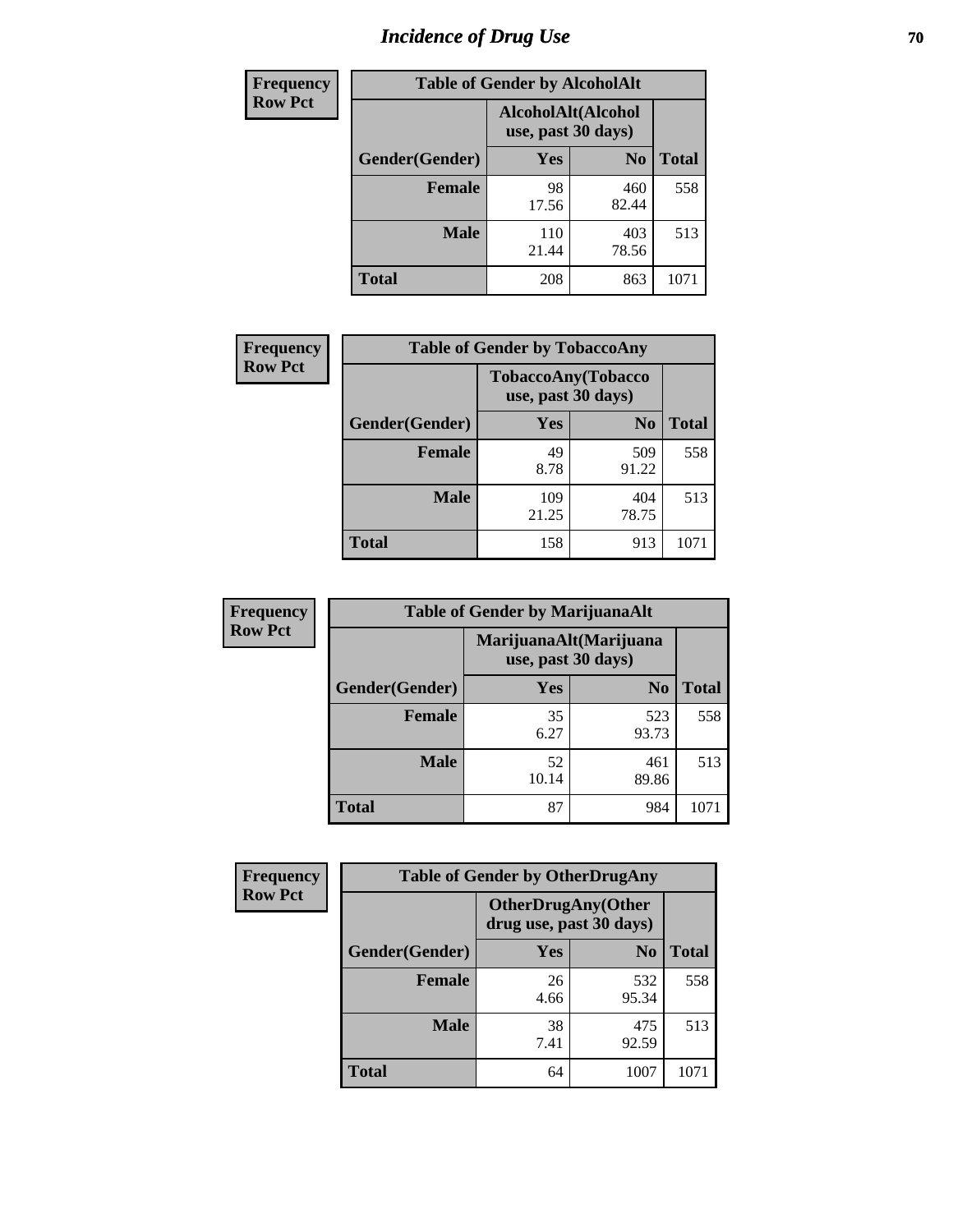# Incidence of Drug Use

| Frequency Row Pct | Table of Gender by AlcoholAlt | | |
|---|---|---|---|
| | AlcoholAlt(Alcohol use, past 30 days) | | |
| Gender(Gender) | Yes | No | Total |
| Female | 98<br>17.56 | 460<br>82.44 | 558 |
| Male | 110<br>21.44 | 403<br>78.56 | 513 |
| Total | 208 | 863 | 1071 |

| Frequency Row Pct | Table of Gender by TobaccoAny | | |
|---|---|---|---|
| | TobaccoAny(Tobacco use, past 30 days) | | |
| Gender(Gender) | Yes | No | Total |
| Female | 49<br>8.78 | 509<br>91.22 | 558 |
| Male | 109<br>21.25 | 404<br>78.75 | 513 |
| Total | 158 | 913 | 1071 |

| Frequency Row Pct | Table of Gender by MarijuanaAlt | | |
|---|---|---|---|
| | MarijuanaAlt(Marijuana use, past 30 days) | | |
| Gender(Gender) | Yes | No | Total |
| Female | 35<br>6.27 | 523<br>93.73 | 558 |
| Male | 52<br>10.14 | 461<br>89.86 | 513 |
| Total | 87 | 984 | 1071 |

| Frequency Row Pct | Table of Gender by OtherDrugAny | | |
|---|---|---|---|
| | OtherDrugAny(Other drug use, past 30 days) | | |
| Gender(Gender) | Yes | No | Total |
| Female | 26<br>4.66 | 532<br>95.34 | 558 |
| Male | 38<br>7.41 | 475<br>92.59 | 513 |
| Total | 64 | 1007 | 1071 |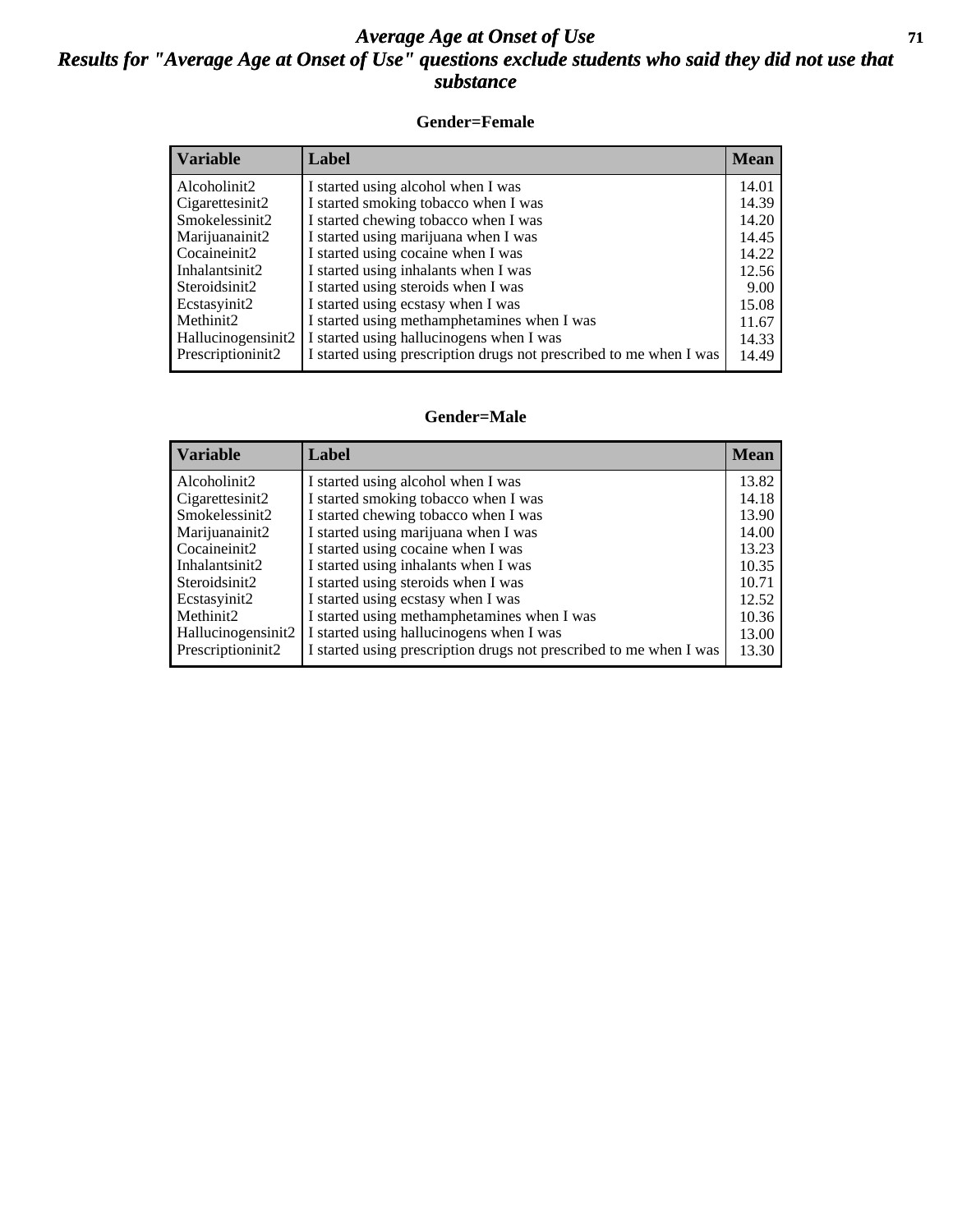# *Average Age at Onset of Use*
## *Results for "Average Age at Onset of Use" questions exclude students who said they did not use that substance*

### Gender=Female

| Variable | Label | Mean |
|---|---|---|
| Alcoholinit2 | I started using alcohol when I was | 14.01 |
| Cigarettesinit2 | I started smoking tobacco when I was | 14.39 |
| Smokelessinit2 | I started chewing tobacco when I was | 14.20 |
| Marijuanainit2 | I started using marijuana when I was | 14.45 |
| Cocaineinit2 | I started using cocaine when I was | 14.22 |
| Inhalantsinit2 | I started using inhalants when I was | 12.56 |
| Steroidsinit2 | I started using steroids when I was | 9.00 |
| Ecstasyinit2 | I started using ecstasy when I was | 15.08 |
| Methinit2 | I started using methamphetamines when I was | 11.67 |
| Hallucinogensinit2 | I started using hallucinogens when I was | 14.33 |
| Prescriptioninit2 | I started using prescription drugs not prescribed to me when I was | 14.49 |

### Gender=Male

| Variable | Label | Mean |
|---|---|---|
| Alcoholinit2 | I started using alcohol when I was | 13.82 |
| Cigarettesinit2 | I started smoking tobacco when I was | 14.18 |
| Smokelessinit2 | I started chewing tobacco when I was | 13.90 |
| Marijuanainit2 | I started using marijuana when I was | 14.00 |
| Cocaineinit2 | I started using cocaine when I was | 13.23 |
| Inhalantsinit2 | I started using inhalants when I was | 10.35 |
| Steroidsinit2 | I started using steroids when I was | 10.71 |
| Ecstasyinit2 | I started using ecstasy when I was | 12.52 |
| Methinit2 | I started using methamphetamines when I was | 10.36 |
| Hallucinogensinit2 | I started using hallucinogens when I was | 13.00 |
| Prescriptioninit2 | I started using prescription drugs not prescribed to me when I was | 13.30 |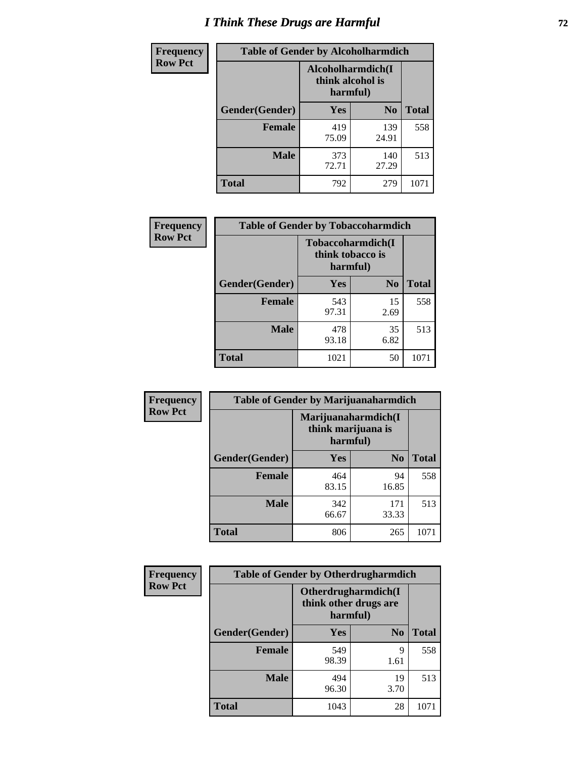# I Think These Drugs are Harmful

| Frequency Row Pct | Table of Gender by Alcoholharmdich | | |
|---|---|---|---|
| | Alcoholharmdich(I think alcohol is harmful) | | |
| Gender(Gender) | Yes | No | Total |
| Female | 419 75.09 | 139 24.91 | 558 |
| Male | 373 72.71 | 140 27.29 | 513 |
| Total | 792 | 279 | 1071 |

| Frequency Row Pct | Table of Gender by Tobaccoharmdich | | |
|---|---|---|---|
| | Tobaccoharmdich(I think tobacco is harmful) | | |
| Gender(Gender) | Yes | No | Total |
| Female | 543 97.31 | 15 2.69 | 558 |
| Male | 478 93.18 | 35 6.82 | 513 |
| Total | 1021 | 50 | 1071 |

| Frequency Row Pct | Table of Gender by Marijuanaharmdich | | |
|---|---|---|---|
| | Marijuanaharmdich(I think marijuana is harmful) | | |
| Gender(Gender) | Yes | No | Total |
| Female | 464 83.15 | 94 16.85 | 558 |
| Male | 342 66.67 | 171 33.33 | 513 |
| Total | 806 | 265 | 1071 |

| Frequency Row Pct | Table of Gender by Otherdrugharmdich | | |
|---|---|---|---|
| | Otherdrugharmdich(I think other drugs are harmful) | | |
| Gender(Gender) | Yes | No | Total |
| Female | 549 98.39 | 9 1.61 | 558 |
| Male | 494 96.30 | 19 3.70 | 513 |
| Total | 1043 | 28 | 1071 |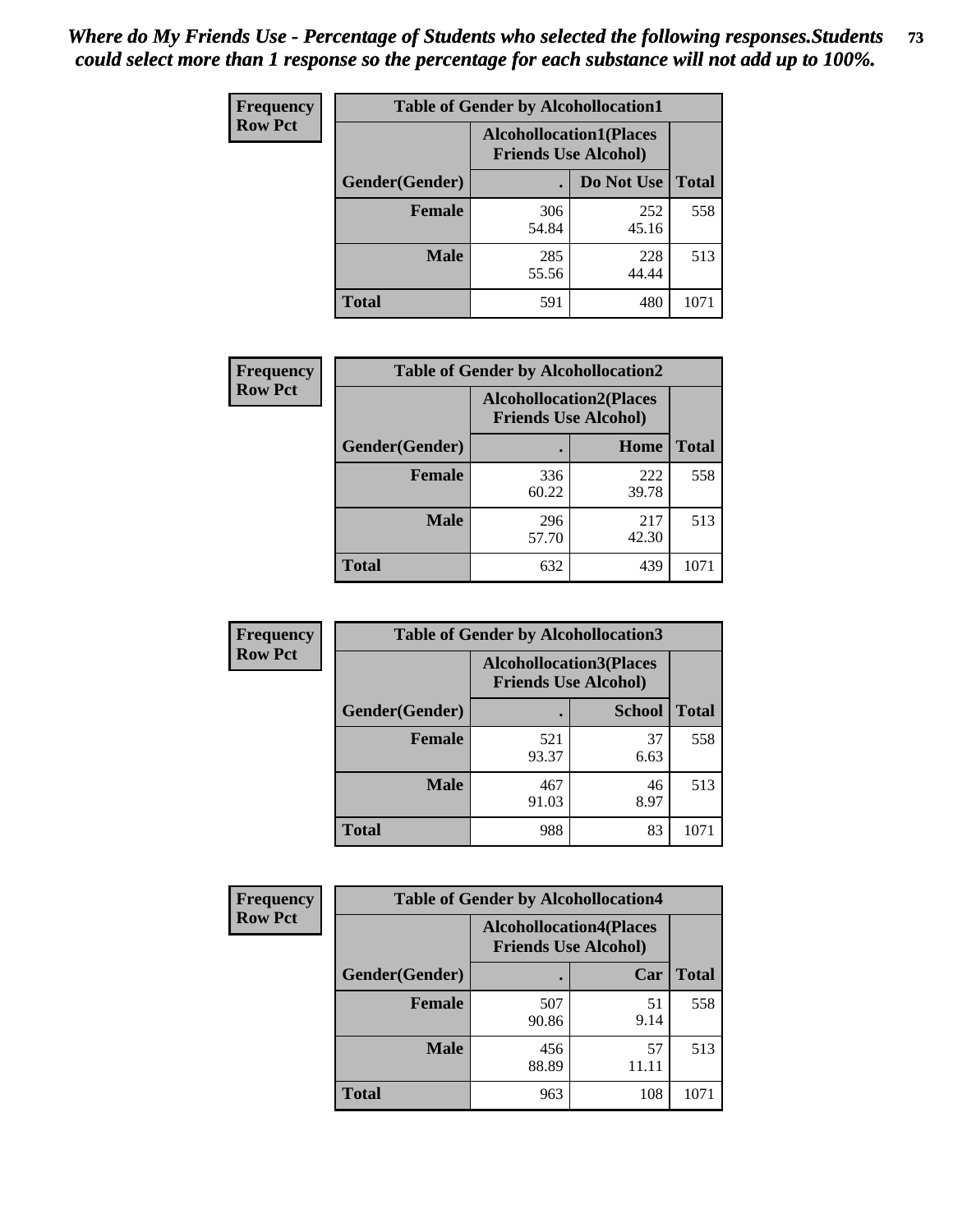*Where do My Friends Use - Percentage of Students who selected the following responses.Students could select more than 1 response so the percentage for each substance will not add up to 100%.*

**Frequency Row Pct**

| Table of Gender by Alcohollocation1 | | | |
|---|---|---|---|
| | Alcohollocation1(Places Friends Use Alcohol) | | |
| Gender(Gender) | . | Do Not Use | Total |
| **Female** | 306<br>54.84 | 252<br>45.16 | 558 |
| **Male** | 285<br>55.56 | 228<br>44.44 | 513 |
| **Total** | 591 | 480 | 1071 |

**Frequency Row Pct**

| Table of Gender by Alcohollocation2 | | | |
|---|---|---|---|
| | Alcohollocation2(Places Friends Use Alcohol) | | |
| Gender(Gender) | . | Home | Total |
| **Female** | 336<br>60.22 | 222<br>39.78 | 558 |
| **Male** | 296<br>57.70 | 217<br>42.30 | 513 |
| **Total** | 632 | 439 | 1071 |

**Frequency Row Pct**

| Table of Gender by Alcohollocation3 | | | |
|---|---|---|---|
| | Alcohollocation3(Places Friends Use Alcohol) | | |
| Gender(Gender) | . | School | Total |
| **Female** | 521<br>93.37 | 37<br>6.63 | 558 |
| **Male** | 467<br>91.03 | 46<br>8.97 | 513 |
| **Total** | 988 | 83 | 1071 |

**Frequency Row Pct**

| Table of Gender by Alcohollocation4 | | | |
|---|---|---|---|
| | Alcohollocation4(Places Friends Use Alcohol) | | |
| Gender(Gender) | . | Car | Total |
| **Female** | 507<br>90.86 | 51<br>9.14 | 558 |
| **Male** | 456<br>88.89 | 57<br>11.11 | 513 |
| **Total** | 963 | 108 | 1071 |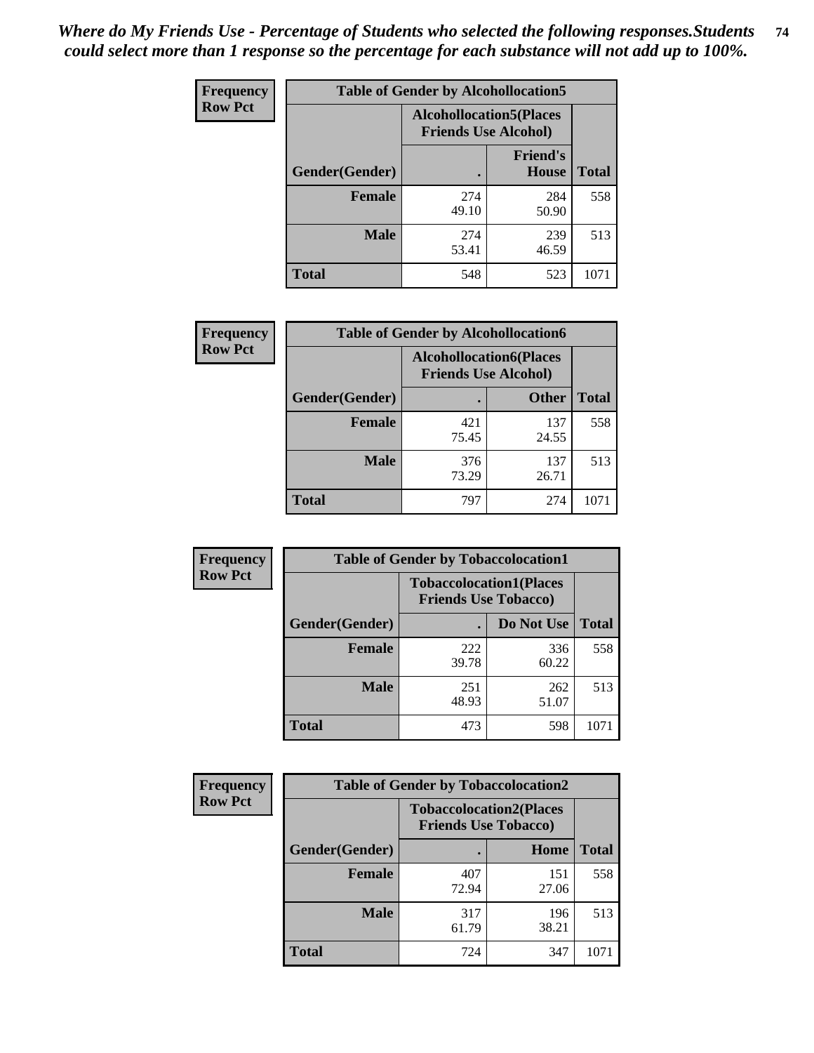*Where do My Friends Use - Percentage of Students who selected the following responses.Students could select more than 1 response so the percentage for each substance will not add up to 100%.*

**Frequency**
**Row Pct**

| Table of Gender by Alcohollocation5 | | | |
|---|---|---|---|
| | Alcohollocation5(Places Friends Use Alcohol) | | |
| Gender(Gender) | . | Friend's House | Total |
| Female | 274<br>49.10 | 284<br>50.90 | 558 |
| Male | 274<br>53.41 | 239<br>46.59 | 513 |
| Total | 548 | 523 | 1071 |

**Frequency**
**Row Pct**

| Table of Gender by Alcohollocation6 | | | |
|---|---|---|---|
| | Alcohollocation6(Places Friends Use Alcohol) | | |
| Gender(Gender) | . | Other | Total |
| Female | 421<br>75.45 | 137<br>24.55 | 558 |
| Male | 376<br>73.29 | 137<br>26.71 | 513 |
| Total | 797 | 274 | 1071 |

**Frequency**
**Row Pct**

| Table of Gender by Tobaccolocation1 | | | |
|---|---|---|---|
| | Tobaccolocation1(Places Friends Use Tobacco) | | |
| Gender(Gender) | . | Do Not Use | Total |
| Female | 222<br>39.78 | 336<br>60.22 | 558 |
| Male | 251<br>48.93 | 262<br>51.07 | 513 |
| Total | 473 | 598 | 1071 |

**Frequency**
**Row Pct**

| Table of Gender by Tobaccolocation2 | | | |
|---|---|---|---|
| | Tobaccolocation2(Places Friends Use Tobacco) | | |
| Gender(Gender) | . | Home | Total |
| Female | 407<br>72.94 | 151<br>27.06 | 558 |
| Male | 317<br>61.79 | 196<br>38.21 | 513 |
| Total | 724 | 347 | 1071 |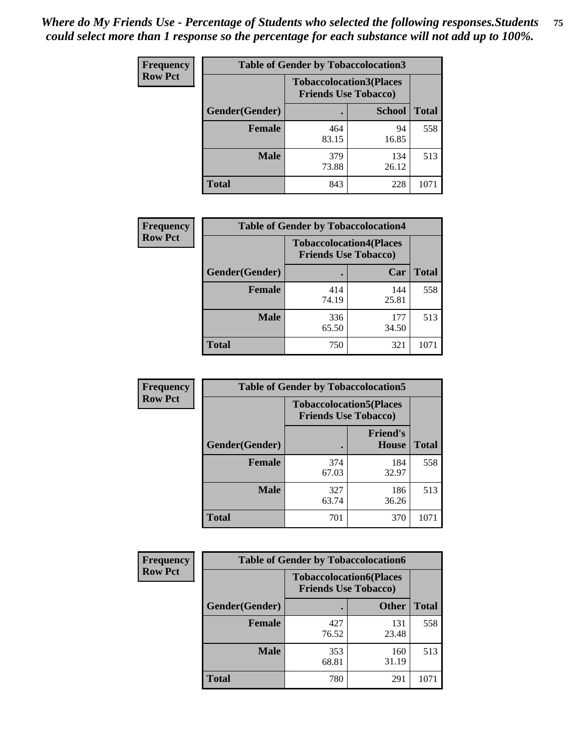*Where do My Friends Use - Percentage of Students who selected the following responses.Students could select more than 1 response so the percentage for each substance will not add up to 100%.*

**Frequency**
**Row Pct**

| Table of Gender by Tobaccolocation3 | | | |
|---|---|---|---|
| | Tobaccolocation3(Places Friends Use Tobacco) | | |
| Gender(Gender) | . | School | Total |
| Female | 464<br>83.15 | 94<br>16.85 | 558 |
| Male | 379<br>73.88 | 134<br>26.12 | 513 |
| Total | 843 | 228 | 1071 |

**Frequency**
**Row Pct**

| Table of Gender by Tobaccolocation4 | | | |
|---|---|---|---|
| | Tobaccolocation4(Places Friends Use Tobacco) | | |
| Gender(Gender) | . | Car | Total |
| Female | 414<br>74.19 | 144<br>25.81 | 558 |
| Male | 336<br>65.50 | 177<br>34.50 | 513 |
| Total | 750 | 321 | 1071 |

**Frequency**
**Row Pct**

| Table of Gender by Tobaccolocation5 | | | |
|---|---|---|---|
| | Tobaccolocation5(Places Friends Use Tobacco) | | |
| Gender(Gender) | . | Friend's House | Total |
| Female | 374<br>67.03 | 184<br>32.97 | 558 |
| Male | 327<br>63.74 | 186<br>36.26 | 513 |
| Total | 701 | 370 | 1071 |

**Frequency**
**Row Pct**

| Table of Gender by Tobaccolocation6 | | | |
|---|---|---|---|
| | Tobaccolocation6(Places Friends Use Tobacco) | | |
| Gender(Gender) | . | Other | Total |
| Female | 427<br>76.52 | 131<br>23.48 | 558 |
| Male | 353<br>68.81 | 160<br>31.19 | 513 |
| Total | 780 | 291 | 1071 |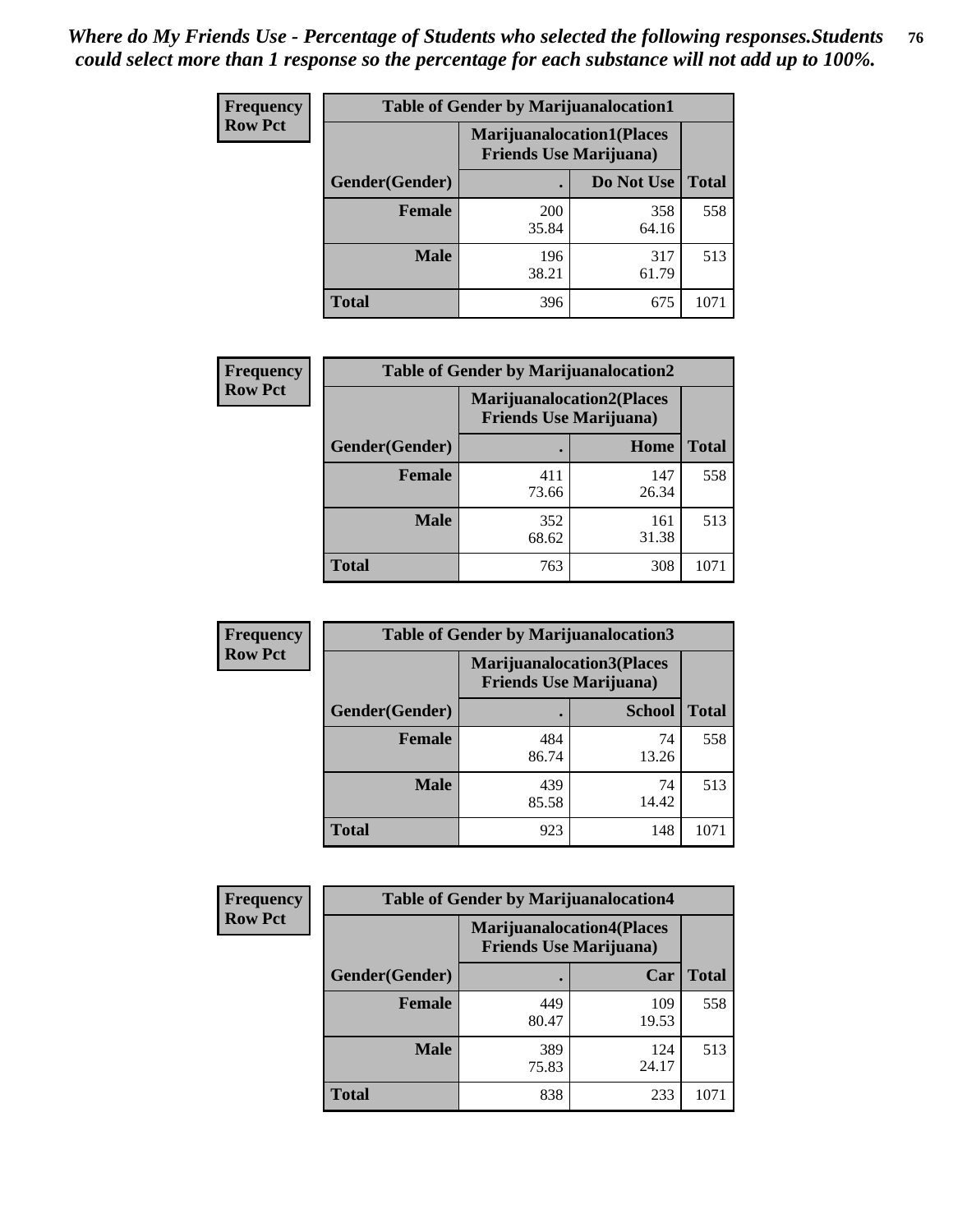*Where do My Friends Use - Percentage of Students who selected the following responses.Students could select more than 1 response so the percentage for each substance will not add up to 100%.*

**Frequency**
**Row Pct**

| Table of Gender by Marijuanalocation1 | | | |
|---|---|---|---|
| | Marijuanalocation1(Places Friends Use Marijuana) | | |
| Gender(Gender) | . | Do Not Use | Total |
| Female | 200<br>35.84 | 358<br>64.16 | 558 |
| Male | 196<br>38.21 | 317<br>61.79 | 513 |
| Total | 396 | 675 | 1071 |

**Frequency**
**Row Pct**

| Table of Gender by Marijuanalocation2 | | | |
|---|---|---|---|
| | Marijuanalocation2(Places Friends Use Marijuana) | | |
| Gender(Gender) | . | Home | Total |
| Female | 411<br>73.66 | 147<br>26.34 | 558 |
| Male | 352<br>68.62 | 161<br>31.38 | 513 |
| Total | 763 | 308 | 1071 |

**Frequency**
**Row Pct**

| Table of Gender by Marijuanalocation3 | | | |
|---|---|---|---|
| | Marijuanalocation3(Places Friends Use Marijuana) | | |
| Gender(Gender) | . | School | Total |
| Female | 484<br>86.74 | 74<br>13.26 | 558 |
| Male | 439<br>85.58 | 74<br>14.42 | 513 |
| Total | 923 | 148 | 1071 |

**Frequency**
**Row Pct**

| Table of Gender by Marijuanalocation4 | | | |
|---|---|---|---|
| | Marijuanalocation4(Places Friends Use Marijuana) | | |
| Gender(Gender) | . | Car | Total |
| Female | 449<br>80.47 | 109<br>19.53 | 558 |
| Male | 389<br>75.83 | 124<br>24.17 | 513 |
| Total | 838 | 233 | 1071 |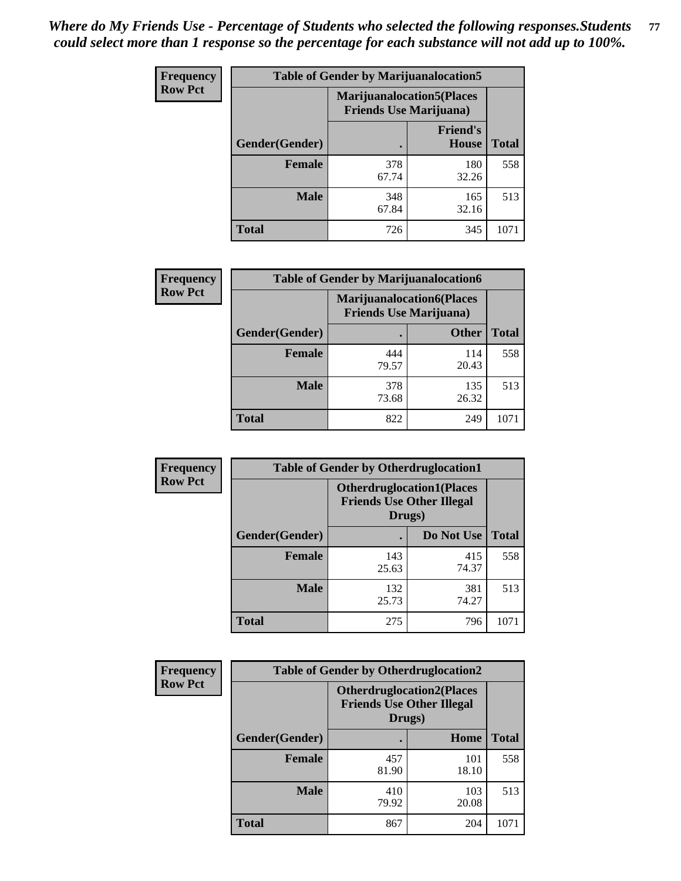*Where do My Friends Use - Percentage of Students who selected the following responses.Students could select more than 1 response so the percentage for each substance will not add up to 100%.*

**Frequency**
**Row Pct**

| Table of Gender by Marijuanalocation5 | | | |
|---|---|---|---|
| | Marijuanalocation5(Places Friends Use Marijuana) | | |
| Gender(Gender) | . | Friend's House | Total |
| **Female** | 378<br>67.74 | 180<br>32.26 | 558 |
| **Male** | 348<br>67.84 | 165<br>32.16 | 513 |
| **Total** | 726 | 345 | 1071 |

**Frequency**
**Row Pct**

| Table of Gender by Marijuanalocation6 | | | |
|---|---|---|---|
| | Marijuanalocation6(Places Friends Use Marijuana) | | |
| Gender(Gender) | . | Other | Total |
| **Female** | 444<br>79.57 | 114<br>20.43 | 558 |
| **Male** | 378<br>73.68 | 135<br>26.32 | 513 |
| **Total** | 822 | 249 | 1071 |

**Frequency**
**Row Pct**

| Table of Gender by Otherdruglocation1 | | | |
|---|---|---|---|
| | Otherdruglocation1(Places Friends Use Other Illegal Drugs) | | |
| Gender(Gender) | . | Do Not Use | Total |
| **Female** | 143<br>25.63 | 415<br>74.37 | 558 |
| **Male** | 132<br>25.73 | 381<br>74.27 | 513 |
| **Total** | 275 | 796 | 1071 |

**Frequency**
**Row Pct**

| Table of Gender by Otherdruglocation2 | | | |
|---|---|---|---|
| | Otherdruglocation2(Places Friends Use Other Illegal Drugs) | | |
| Gender(Gender) | . | Home | Total |
| **Female** | 457<br>81.90 | 101<br>18.10 | 558 |
| **Male** | 410<br>79.92 | 103<br>20.08 | 513 |
| **Total** | 867 | 204 | 1071 |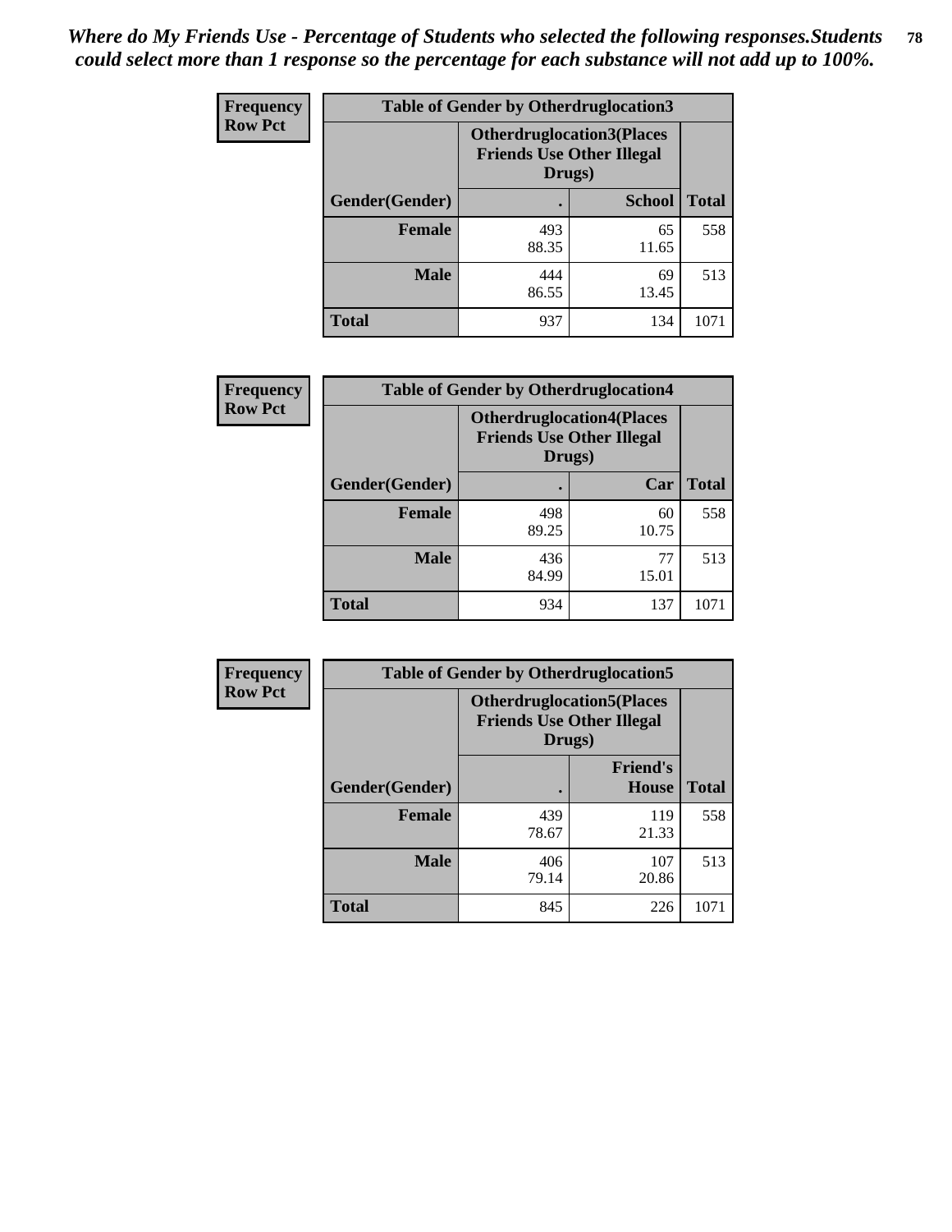*Where do My Friends Use - Percentage of Students who selected the following responses.Students could select more than 1 response so the percentage for each substance will not add up to 100%.*

**Frequency**
**Row Pct**

| Table of Gender by Otherdruglocation3 | | | |
|---|---|---|---|
| | Otherdruglocation3(Places Friends Use Other Illegal Drugs) | | |
| Gender(Gender) | . | School | Total |
| Female | 493<br>88.35 | 65<br>11.65 | 558 |
| Male | 444<br>86.55 | 69<br>13.45 | 513 |
| Total | 937 | 134 | 1071 |

**Frequency**
**Row Pct**

| Table of Gender by Otherdruglocation4 | | | |
|---|---|---|---|
| | Otherdruglocation4(Places Friends Use Other Illegal Drugs) | | |
| Gender(Gender) | . | Car | Total |
| Female | 498<br>89.25 | 60<br>10.75 | 558 |
| Male | 436<br>84.99 | 77<br>15.01 | 513 |
| Total | 934 | 137 | 1071 |

**Frequency**
**Row Pct**

| Table of Gender by Otherdruglocation5 | | | |
|---|---|---|---|
| | Otherdruglocation5(Places Friends Use Other Illegal Drugs) | | |
| Gender(Gender) | . | Friend's House | Total |
| Female | 439<br>78.67 | 119<br>21.33 | 558 |
| Male | 406<br>79.14 | 107<br>20.86 | 513 |
| Total | 845 | 226 | 1071 |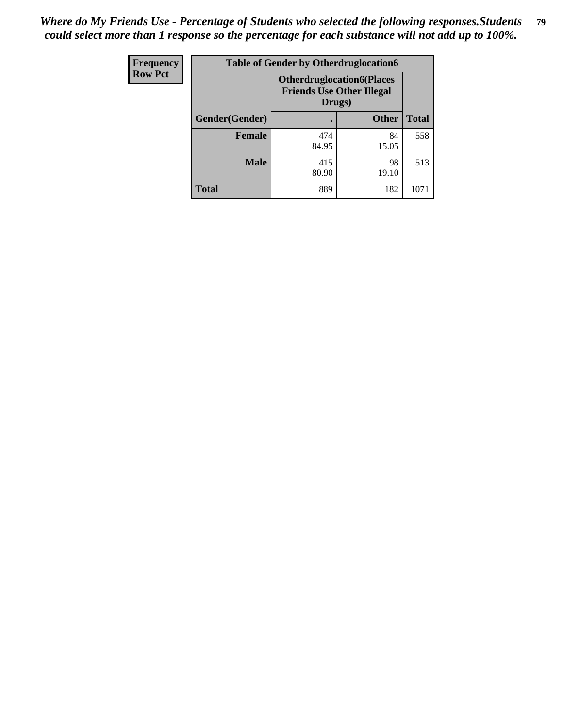*Where do My Friends Use - Percentage of Students who selected the following responses.Students could select more than 1 response so the percentage for each substance will not add up to 100%.*

**Frequency**
**Row Pct**

| Table of Gender by Otherdruglocation6 | | | |
|---|---|---|---|
| | Otherdruglocation6(Places Friends Use Other Illegal Drugs) | | |
| Gender(Gender) | . | Other | Total |
| **Female** | 474<br>84.95 | 84<br>15.05 | 558 |
| **Male** | 415<br>80.90 | 98<br>19.10 | 513 |
| **Total** | 889 | 182 | 1071 |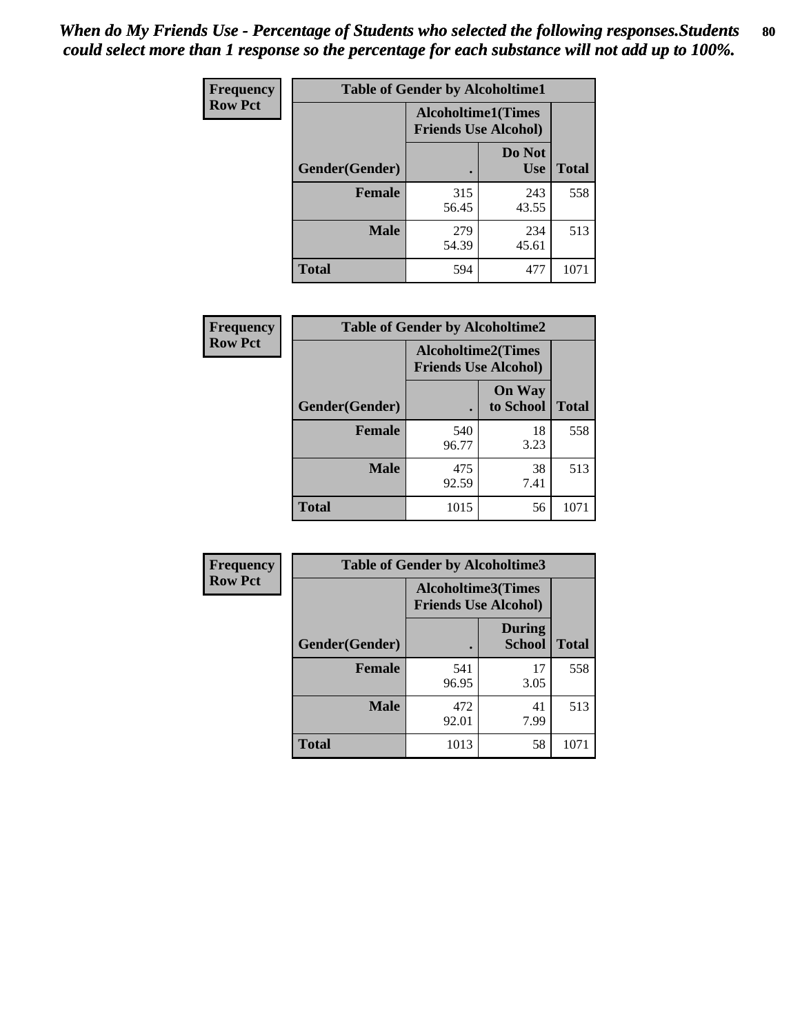*When do My Friends Use - Percentage of Students who selected the following responses.Students could select more than 1 response so the percentage for each substance will not add up to 100%.*

| Frequency Row Pct | Table of Gender by Alcoholtime1 | | |
|---|---|---|---|
| | Alcoholtime1(Times Friends Use Alcohol) | | |
| Gender(Gender) | . | Do Not Use | Total |
| Female | 315<br>56.45 | 243<br>43.55 | 558 |
| Male | 279<br>54.39 | 234<br>45.61 | 513 |
| Total | 594 | 477 | 1071 |

| Frequency Row Pct | Table of Gender by Alcoholtime2 | | |
|---|---|---|---|
| | Alcoholtime2(Times Friends Use Alcohol) | | |
| Gender(Gender) | . | On Way to School | Total |
| Female | 540<br>96.77 | 18<br>3.23 | 558 |
| Male | 475<br>92.59 | 38<br>7.41 | 513 |
| Total | 1015 | 56 | 1071 |

| Frequency Row Pct | Table of Gender by Alcoholtime3 | | |
|---|---|---|---|
| | Alcoholtime3(Times Friends Use Alcohol) | | |
| Gender(Gender) | . | During School | Total |
| Female | 541<br>96.95 | 17<br>3.05 | 558 |
| Male | 472<br>92.01 | 41<br>7.99 | 513 |
| Total | 1013 | 58 | 1071 |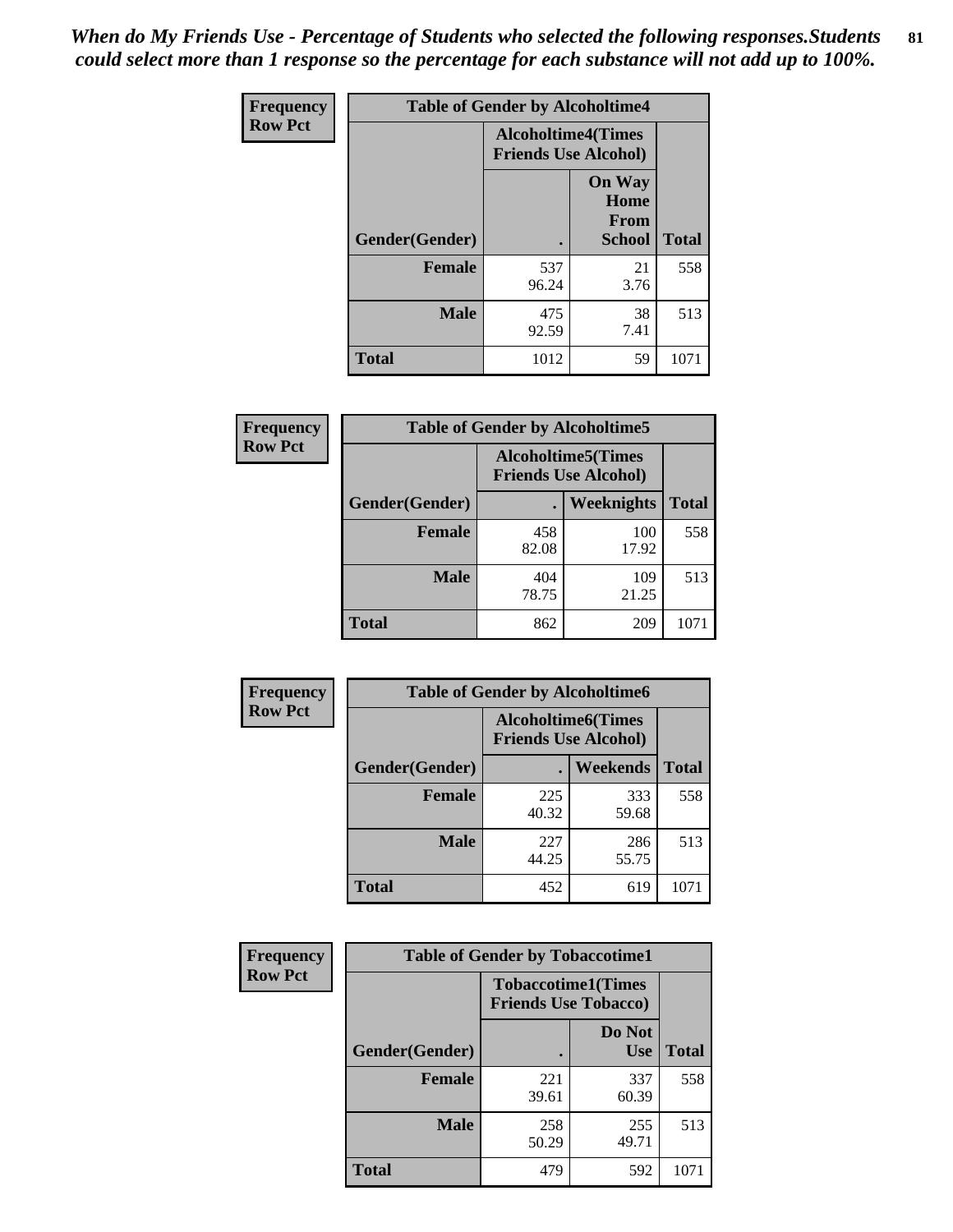*When do My Friends Use - Percentage of Students who selected the following responses.Students could select more than 1 response so the percentage for each substance will not add up to 100%.*

**Frequency**
**Row Pct**

| Table of Gender by Alcoholtime4 | | | |
|---|---|---|---|
| | Alcoholtime4(Times Friends Use Alcohol) | | |
| Gender(Gender) | . | On Way Home From School | Total |
| **Female** | 537<br>96.24 | 21<br>3.76 | 558 |
| **Male** | 475<br>92.59 | 38<br>7.41 | 513 |
| **Total** | 1012 | 59 | 1071 |

**Frequency**
**Row Pct**

| Table of Gender by Alcoholtime5 | | | |
|---|---|---|---|
| | Alcoholtime5(Times Friends Use Alcohol) | | |
| Gender(Gender) | . | Weeknights | Total |
| **Female** | 458<br>82.08 | 100<br>17.92 | 558 |
| **Male** | 404<br>78.75 | 109<br>21.25 | 513 |
| **Total** | 862 | 209 | 1071 |

**Frequency**
**Row Pct**

| Table of Gender by Alcoholtime6 | | | |
|---|---|---|---|
| | Alcoholtime6(Times Friends Use Alcohol) | | |
| Gender(Gender) | . | Weekends | Total |
| **Female** | 225<br>40.32 | 333<br>59.68 | 558 |
| **Male** | 227<br>44.25 | 286<br>55.75 | 513 |
| **Total** | 452 | 619 | 1071 |

**Frequency**
**Row Pct**

| Table of Gender by Tobaccotime1 | | | |
|---|---|---|---|
| | Tobaccotime1(Times Friends Use Tobacco) | | |
| Gender(Gender) | . | Do Not Use | Total |
| **Female** | 221<br>39.61 | 337<br>60.39 | 558 |
| **Male** | 258<br>50.29 | 255<br>49.71 | 513 |
| **Total** | 479 | 592 | 1071 |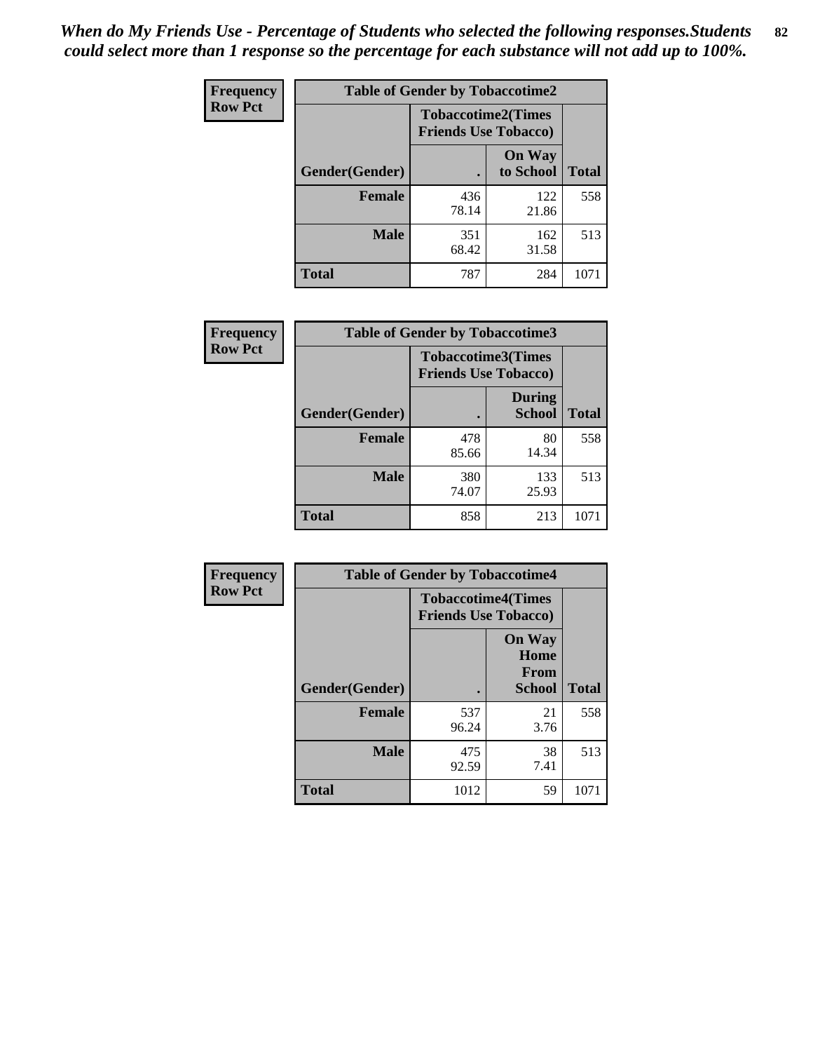*When do My Friends Use - Percentage of Students who selected the following responses.Students could select more than 1 response so the percentage for each substance will not add up to 100%.*

**Frequency**
**Row Pct**

| Table of Gender by Tobaccotime2 | | | |
|---|---|---|---|
| | Tobaccotime2(Times Friends Use Tobacco) | | |
| Gender(Gender) | . | On Way to School | Total |
| **Female** | 436<br>78.14 | 122<br>21.86 | 558 |
| **Male** | 351<br>68.42 | 162<br>31.58 | 513 |
| **Total** | 787 | 284 | 1071 |

**Frequency**
**Row Pct**

| Table of Gender by Tobaccotime3 | | | |
|---|---|---|---|
| | Tobaccotime3(Times Friends Use Tobacco) | | |
| Gender(Gender) | . | During School | Total |
| **Female** | 478<br>85.66 | 80<br>14.34 | 558 |
| **Male** | 380<br>74.07 | 133<br>25.93 | 513 |
| **Total** | 858 | 213 | 1071 |

**Frequency**
**Row Pct**

| Table of Gender by Tobaccotime4 | | | |
|---|---|---|---|
| | Tobaccotime4(Times Friends Use Tobacco) | | |
| Gender(Gender) | . | On Way Home From School | Total |
| **Female** | 537<br>96.24 | 21<br>3.76 | 558 |
| **Male** | 475<br>92.59 | 38<br>7.41 | 513 |
| **Total** | 1012 | 59 | 1071 |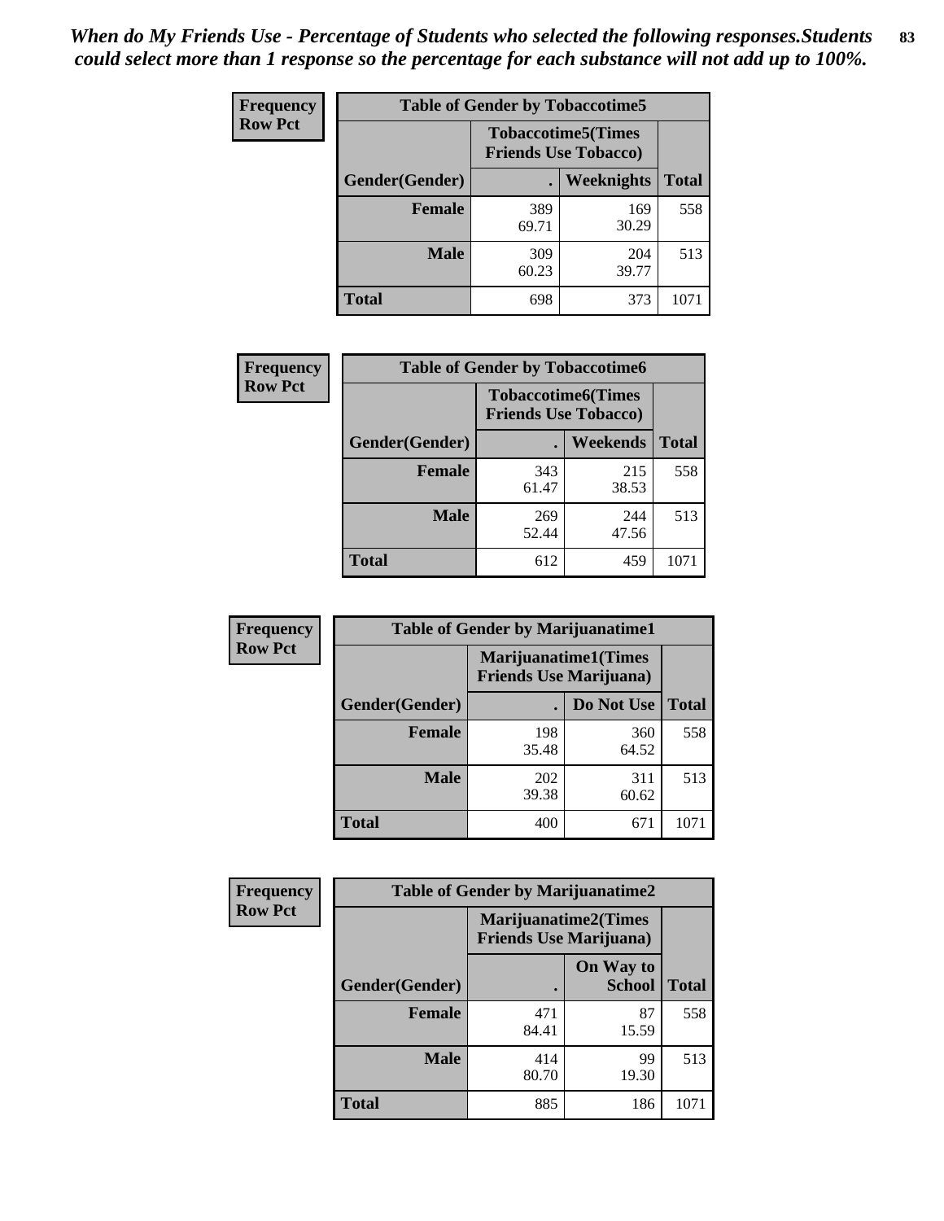*When do My Friends Use - Percentage of Students who selected the following responses.Students could select more than 1 response so the percentage for each substance will not add up to 100%.*

**Frequency**
**Row Pct**

| Table of Gender by Tobaccotime5 | | | |
|---|---|---|---|
| | Tobaccotime5(Times Friends Use Tobacco) | | |
| Gender(Gender) | . | Weeknights | Total |
| Female | 389<br>69.71 | 169<br>30.29 | 558 |
| Male | 309<br>60.23 | 204<br>39.77 | 513 |
| Total | 698 | 373 | 1071 |

**Frequency**
**Row Pct**

| Table of Gender by Tobaccotime6 | | | |
|---|---|---|---|
| | Tobaccotime6(Times Friends Use Tobacco) | | |
| Gender(Gender) | . | Weekends | Total |
| Female | 343<br>61.47 | 215<br>38.53 | 558 |
| Male | 269<br>52.44 | 244<br>47.56 | 513 |
| Total | 612 | 459 | 1071 |

**Frequency**
**Row Pct**

| Table of Gender by Marijuanatime1 | | | |
|---|---|---|---|
| | Marijuanatime1(Times Friends Use Marijuana) | | |
| Gender(Gender) | . | Do Not Use | Total |
| Female | 198<br>35.48 | 360<br>64.52 | 558 |
| Male | 202<br>39.38 | 311<br>60.62 | 513 |
| Total | 400 | 671 | 1071 |

**Frequency**
**Row Pct**

| Table of Gender by Marijuanatime2 | | | |
|---|---|---|---|
| | Marijuanatime2(Times Friends Use Marijuana) | | |
| Gender(Gender) | . | On Way to School | Total |
| Female | 471<br>84.41 | 87<br>15.59 | 558 |
| Male | 414<br>80.70 | 99<br>19.30 | 513 |
| Total | 885 | 186 | 1071 |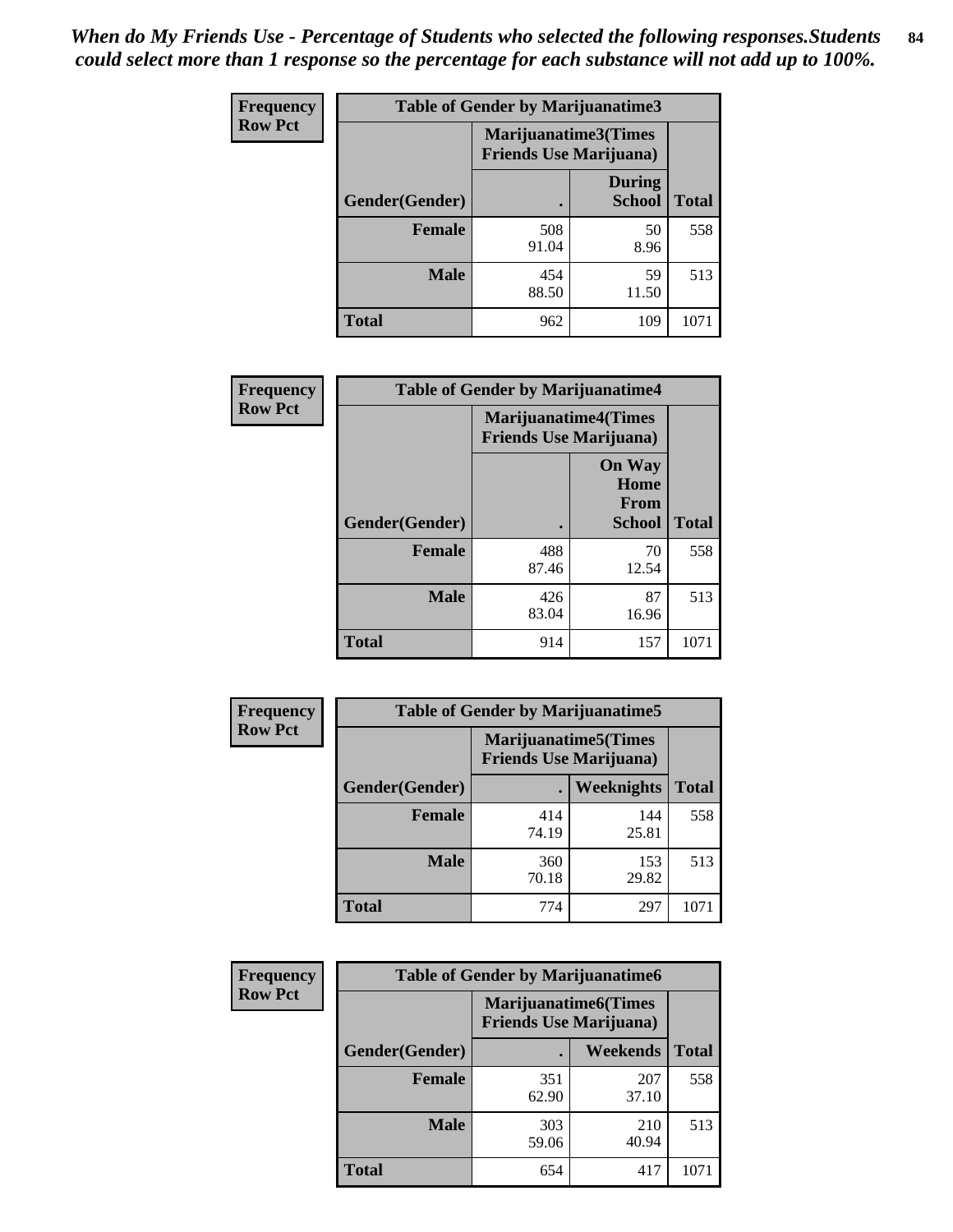*When do My Friends Use - Percentage of Students who selected the following responses.Students could select more than 1 response so the percentage for each substance will not add up to 100%.*

**Frequency Row Pct**

| Table of Gender by Marijuanatime3 | | | |
|---|---|---|---|
| | Marijuanatime3(Times Friends Use Marijuana) | | |
| Gender(Gender) | . | During School | Total |
| Female | 508<br>91.04 | 50<br>8.96 | 558 |
| Male | 454<br>88.50 | 59<br>11.50 | 513 |
| Total | 962 | 109 | 1071 |

**Frequency Row Pct**

| Table of Gender by Marijuanatime4 | | | |
|---|---|---|---|
| | Marijuanatime4(Times Friends Use Marijuana) | | |
| Gender(Gender) | . | On Way Home From School | Total |
| Female | 488<br>87.46 | 70<br>12.54 | 558 |
| Male | 426<br>83.04 | 87<br>16.96 | 513 |
| Total | 914 | 157 | 1071 |

**Frequency Row Pct**

| Table of Gender by Marijuanatime5 | | | |
|---|---|---|---|
| | Marijuanatime5(Times Friends Use Marijuana) | | |
| Gender(Gender) | . | Weeknights | Total |
| Female | 414<br>74.19 | 144<br>25.81 | 558 |
| Male | 360<br>70.18 | 153<br>29.82 | 513 |
| Total | 774 | 297 | 1071 |

**Frequency Row Pct**

| Table of Gender by Marijuanatime6 | | | |
|---|---|---|---|
| | Marijuanatime6(Times Friends Use Marijuana) | | |
| Gender(Gender) | . | Weekends | Total |
| Female | 351<br>62.90 | 207<br>37.10 | 558 |
| Male | 303<br>59.06 | 210<br>40.94 | 513 |
| Total | 654 | 417 | 1071 |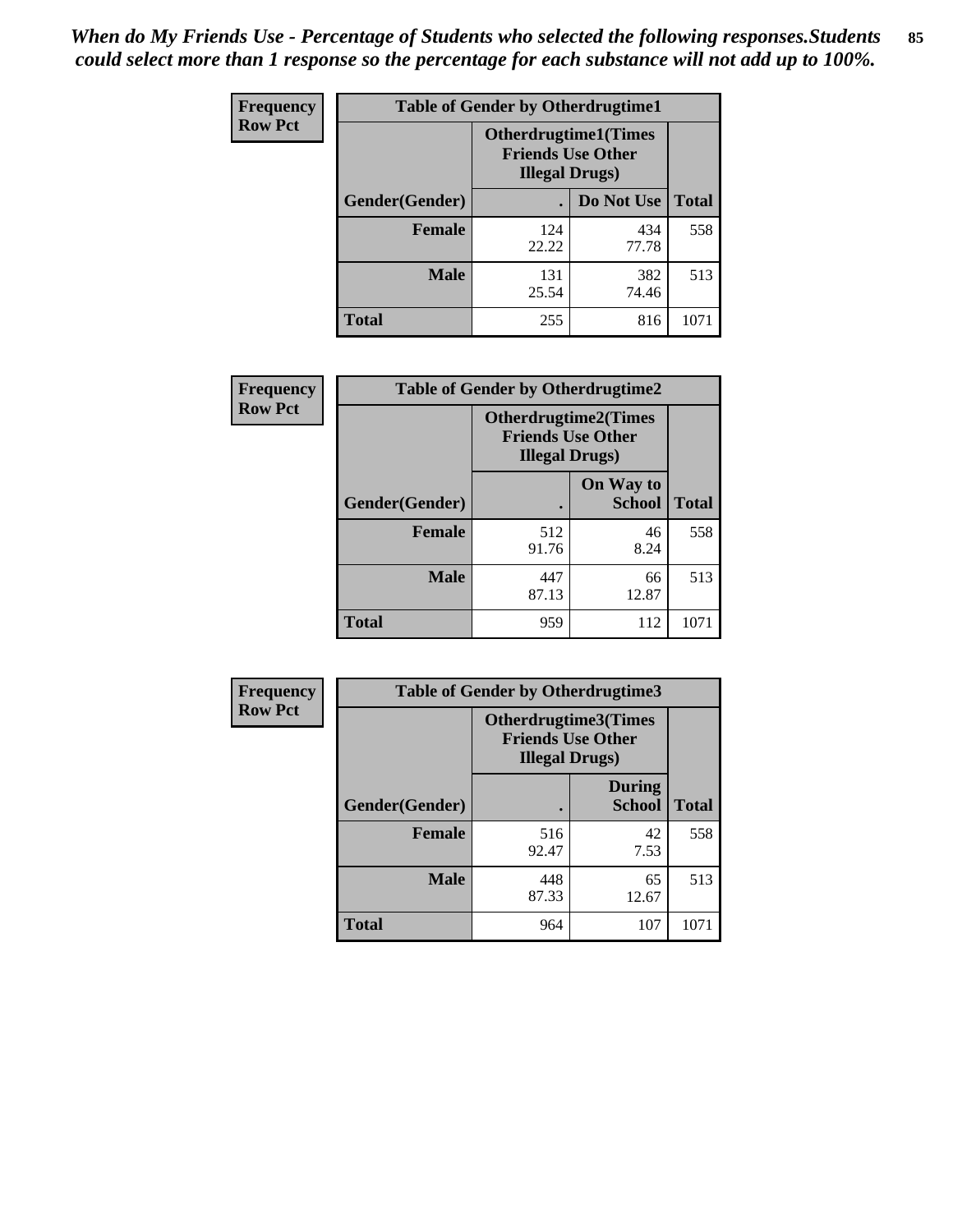*When do My Friends Use - Percentage of Students who selected the following responses.Students could select more than 1 response so the percentage for each substance will not add up to 100%.*

**Frequency**
**Row Pct**

| Table of Gender by Otherdrugtime1 | | | |
|---|---|---|---|
| | Otherdrugtime1(Times Friends Use Other Illegal Drugs) | | |
| Gender(Gender) | . | Do Not Use | Total |
| Female | 124<br>22.22 | 434<br>77.78 | 558 |
| Male | 131<br>25.54 | 382<br>74.46 | 513 |
| Total | 255 | 816 | 1071 |

**Frequency**
**Row Pct**

| Table of Gender by Otherdrugtime2 | | | |
|---|---|---|---|
| | Otherdrugtime2(Times Friends Use Other Illegal Drugs) | | |
| Gender(Gender) | . | On Way to School | Total |
| Female | 512<br>91.76 | 46<br>8.24 | 558 |
| Male | 447<br>87.13 | 66<br>12.87 | 513 |
| Total | 959 | 112 | 1071 |

**Frequency**
**Row Pct**

| Table of Gender by Otherdrugtime3 | | | |
|---|---|---|---|
| | Otherdrugtime3(Times Friends Use Other Illegal Drugs) | | |
| Gender(Gender) | . | During School | Total |
| Female | 516<br>92.47 | 42<br>7.53 | 558 |
| Male | 448<br>87.33 | 65<br>12.67 | 513 |
| Total | 964 | 107 | 1071 |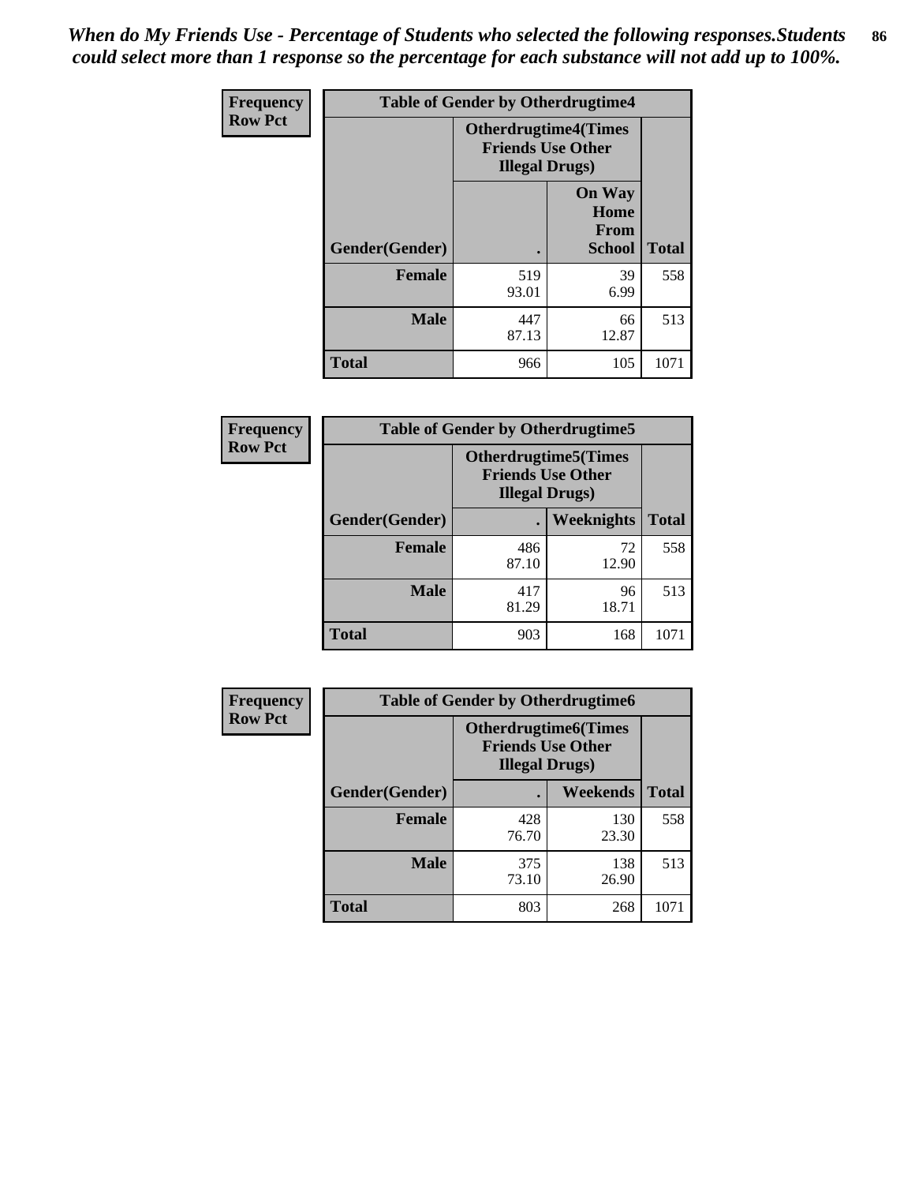*When do My Friends Use - Percentage of Students who selected the following responses.Students could select more than 1 response so the percentage for each substance will not add up to 100%.*

| Frequency Row Pct | Table of Gender by Otherdrugtime4 | | |
|---|---|---|---|
| | Otherdrugtime4(Times Friends Use Other Illegal Drugs) | | |
| Gender(Gender) | . | On Way Home From School | Total |
| Female | 519<br>93.01 | 39<br>6.99 | 558 |
| Male | 447<br>87.13 | 66<br>12.87 | 513 |
| Total | 966 | 105 | 1071 |

| Frequency Row Pct | Table of Gender by Otherdrugtime5 | | |
|---|---|---|---|
| | Otherdrugtime5(Times Friends Use Other Illegal Drugs) | | |
| Gender(Gender) | . | Weeknights | Total |
| Female | 486<br>87.10 | 72<br>12.90 | 558 |
| Male | 417<br>81.29 | 96<br>18.71 | 513 |
| Total | 903 | 168 | 1071 |

| Frequency Row Pct | Table of Gender by Otherdrugtime6 | | |
|---|---|---|---|
| | Otherdrugtime6(Times Friends Use Other Illegal Drugs) | | |
| Gender(Gender) | . | Weekends | Total |
| Female | 428<br>76.70 | 130<br>23.30 | 558 |
| Male | 375<br>73.10 | 138<br>26.90 | 513 |
| Total | 803 | 268 | 1071 |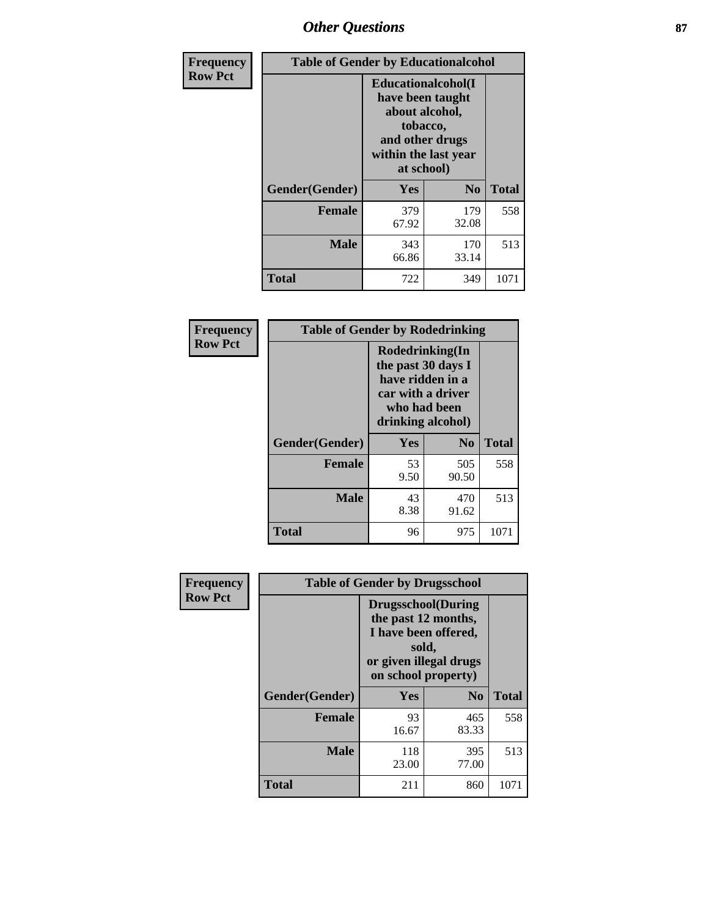# Other Questions

**Frequency**
**Row Pct**

| Table of Gender by Educationalcohol | | | |
|---|---|---|---|
| | Educationalcohol(I have been taught about alcohol, tobacco, and other drugs within the last year at school) | | |
| Gender(Gender) | Yes | No | Total |
| Female | 379<br>67.92 | 179<br>32.08 | 558 |
| Male | 343<br>66.86 | 170<br>33.14 | 513 |
| Total | 722 | 349 | 1071 |

**Frequency**
**Row Pct**

| Table of Gender by Rodedrinking | | | |
|---|---|---|---|
| | Rodedrinking(In the past 30 days I have ridden in a car with a driver who had been drinking alcohol) | | |
| Gender(Gender) | Yes | No | Total |
| Female | 53<br>9.50 | 505<br>90.50 | 558 |
| Male | 43<br>8.38 | 470<br>91.62 | 513 |
| Total | 96 | 975 | 1071 |

**Frequency**
**Row Pct**

| Table of Gender by Drugsschool | | | |
|---|---|---|---|
| | Drugsschool(During the past 12 months, I have been offered, sold, or given illegal drugs on school property) | | |
| Gender(Gender) | Yes | No | Total |
| Female | 93<br>16.67 | 465<br>83.33 | 558 |
| Male | 118<br>23.00 | 395<br>77.00 | 513 |
| Total | 211 | 860 | 1071 |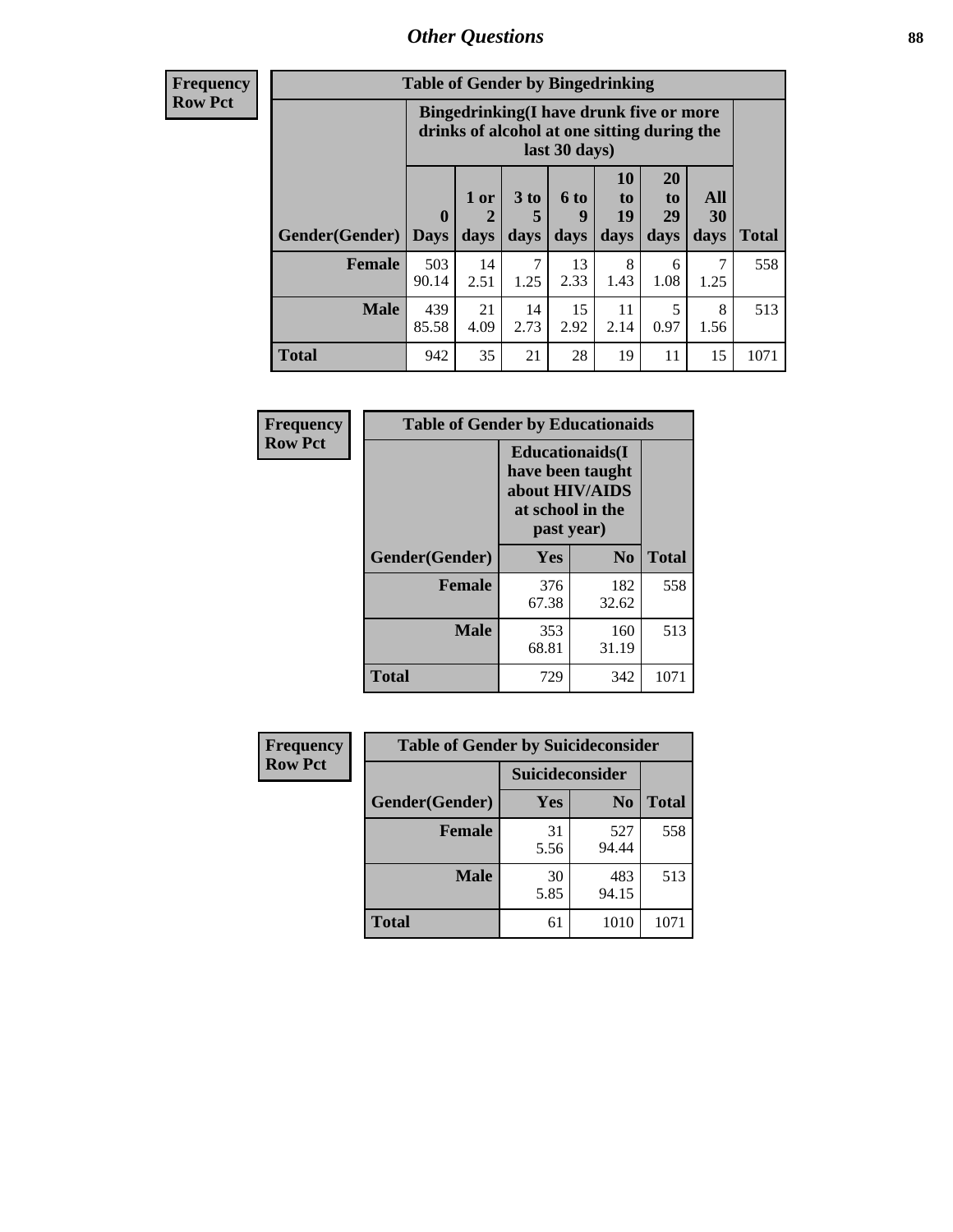## Other Questions

**Frequency**
**Row Pct**

| Table of Gender by Bingedrinking | | | | | | | | |
|---|---|---|---|---|---|---|---|---|
| | Bingedrinking(I have drunk five or more drinks of alcohol at one sitting during the last 30 days) | | | | | | | |
| Gender(Gender) | 0 Days | 1 or 2 days | 3 to 5 days | 6 to 9 days | 10 to 19 days | 20 to 29 days | All 30 days | Total |
| **Female** | 503<br>90.14 | 14<br>2.51 | 7<br>1.25 | 13<br>2.33 | 8<br>1.43 | 6<br>1.08 | 7<br>1.25 | 558 |
| **Male** | 439<br>85.58 | 21<br>4.09 | 14<br>2.73 | 15<br>2.92 | 11<br>2.14 | 5<br>0.97 | 8<br>1.56 | 513 |
| **Total** | 942 | 35 | 21 | 28 | 19 | 11 | 15 | 1071 |

**Frequency**
**Row Pct**

| Table of Gender by Educationaids | | | |
|---|---|---|---|
| | Educationaids(I have been taught about HIV/AIDS at school in the past year) | | |
| Gender(Gender) | Yes | No | Total |
| **Female** | 376<br>67.38 | 182<br>32.62 | 558 |
| **Male** | 353<br>68.81 | 160<br>31.19 | 513 |
| **Total** | 729 | 342 | 1071 |

**Frequency**
**Row Pct**

| Table of Gender by Suicideconsider | | | |
|---|---|---|---|
| | Suicideconsider | | |
| Gender(Gender) | Yes | No | Total |
| **Female** | 31<br>5.56 | 527<br>94.44 | 558 |
| **Male** | 30<br>5.85 | 483<br>94.15 | 513 |
| **Total** | 61 | 1010 | 1071 |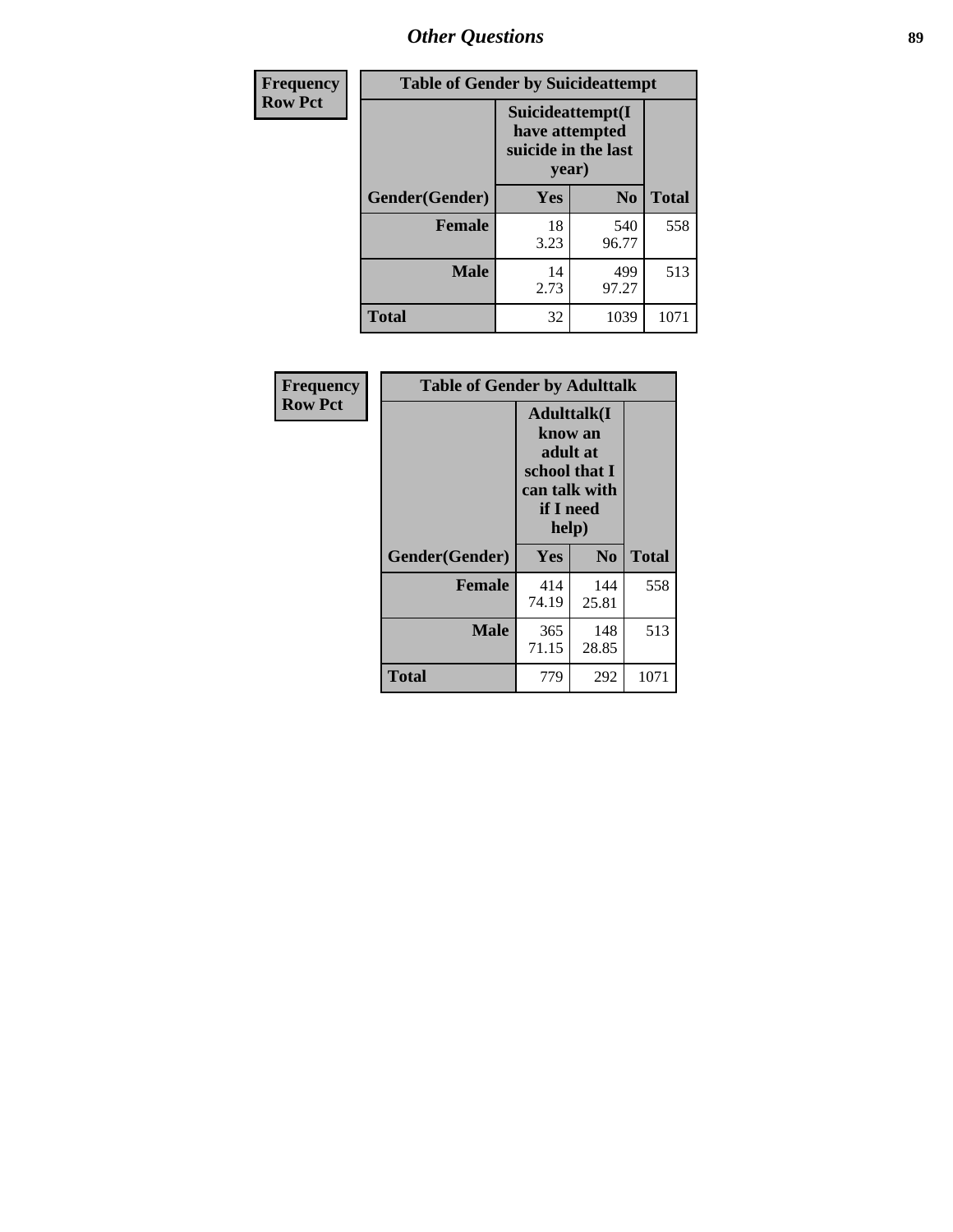# Other Questions

| Frequency Row Pct | Table of Gender by Suicideattempt | | |
|---|---|---|---|
| | Suicideattempt(I have attempted suicide in the last year) | | |
| Gender(Gender) | Yes | No | Total |
| Female | 18<br>3.23 | 540<br>96.77 | 558 |
| Male | 14<br>2.73 | 499<br>97.27 | 513 |
| Total | 32 | 1039 | 1071 |

| Frequency Row Pct | Table of Gender by Adulttalk | | |
|---|---|---|---|
| | Adulttalk(I know an adult at school that I can talk with if I need help) | | |
| Gender(Gender) | Yes | No | Total |
| Female | 414<br>74.19 | 144<br>25.81 | 558 |
| Male | 365<br>71.15 | 148<br>28.85 | 513 |
| Total | 779 | 292 | 1071 |